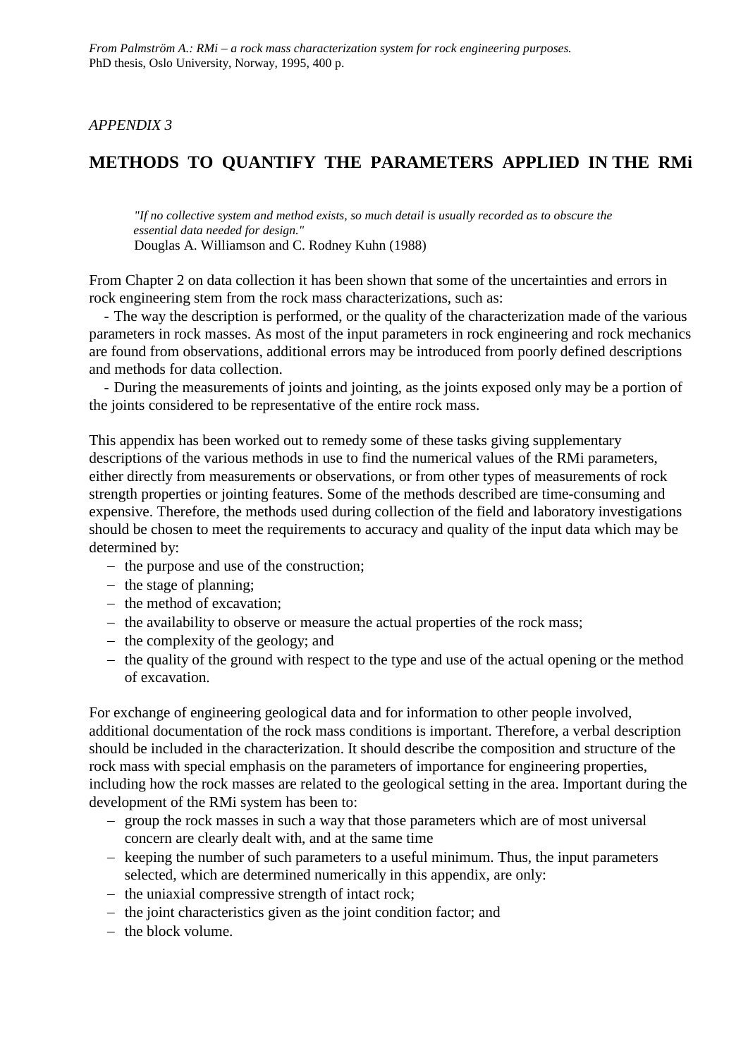*From Palmström A.: RMi – a rock mass characterization system for rock engineering purposes.*
PhD thesis, Oslo University, Norway, 1995, 400 p.

*APPENDIX 3*

# METHODS TO QUANTIFY THE PARAMETERS APPLIED IN THE RMi

> *"If no collective system and method exists, so much detail is usually recorded as to obscure the essential data needed for design."*
> Douglas A. Williamson and C. Rodney Kuhn (1988)

From Chapter 2 on data collection it has been shown that some of the uncertainties and errors in rock engineering stem from the rock mass characterizations, such as:

- The way the description is performed, or the quality of the characterization made of the various parameters in rock masses. As most of the input parameters in rock engineering and rock mechanics are found from observations, additional errors may be introduced from poorly defined descriptions and methods for data collection.
- During the measurements of joints and jointing, as the joints exposed only may be a portion of the joints considered to be representative of the entire rock mass.

This appendix has been worked out to remedy some of these tasks giving supplementary descriptions of the various methods in use to find the numerical values of the RMi parameters, either directly from measurements or observations, or from other types of measurements of rock strength properties or jointing features. Some of the methods described are time-consuming and expensive. Therefore, the methods used during collection of the field and laboratory investigations should be chosen to meet the requirements to accuracy and quality of the input data which may be determined by:

– the purpose and use of the construction;
– the stage of planning;
– the method of excavation;
– the availability to observe or measure the actual properties of the rock mass;
– the complexity of the geology; and
– the quality of the ground with respect to the type and use of the actual opening or the method of excavation.

For exchange of engineering geological data and for information to other people involved, additional documentation of the rock mass conditions is important. Therefore, a verbal description should be included in the characterization. It should describe the composition and structure of the rock mass with special emphasis on the parameters of importance for engineering properties, including how the rock masses are related to the geological setting in the area. Important during the development of the RMi system has been to:

– group the rock masses in such a way that those parameters which are of most universal concern are clearly dealt with, and at the same time
– keeping the number of such parameters to a useful minimum. Thus, the input parameters selected, which are determined numerically in this appendix, are only:
– the uniaxial compressive strength of intact rock;
– the joint characteristics given as the joint condition factor; and
– the block volume.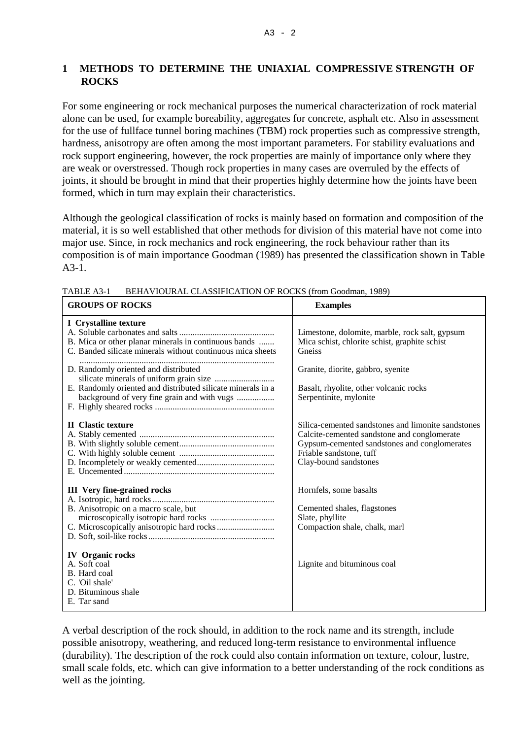# 1 METHODS TO DETERMINE THE UNIAXIAL COMPRESSIVE STRENGTH OF ROCKS

For some engineering or rock mechanical purposes the numerical characterization of rock material alone can be used, for example boreability, aggregates for concrete, asphalt etc. Also in assessment for the use of fullface tunnel boring machines (TBM) rock properties such as compressive strength, hardness, anisotropy are often among the most important parameters. For stability evaluations and rock support engineering, however, the rock properties are mainly of importance only where they are weak or overstressed. Though rock properties in many cases are overruled by the effects of joints, it should be brought in mind that their properties highly determine how the joints have been formed, which in turn may explain their characteristics.

Although the geological classification of rocks is mainly based on formation and composition of the material, it is so well established that other methods for division of this material have not come into major use. Since, in rock mechanics and rock engineering, the rock behaviour rather than its composition is of main importance Goodman (1989) has presented the classification shown in Table A3-1.

TABLE A3-1 BEHAVIOURAL CLASSIFICATION OF ROCKS (from Goodman, 1989)

| GROUPS OF ROCKS | Examples |
|---|---|
| **I Crystalline texture** | |
| A. Soluble carbonates and salts | Limestone, dolomite, marble, rock salt, gypsum |
| B. Mica or other planar minerals in continuous bands | Mica schist, chlorite schist, graphite schist |
| C. Banded silicate minerals without continuous mica sheets | Gneiss |
| D. Randomly oriented and distributed silicate minerals of uniform grain size | Granite, diorite, gabbro, syenite |
| E. Randomly oriented and distributed silicate minerals in a background of very fine grain and with vugs | Basalt, rhyolite, other volcanic rocks |
| F. Highly sheared rocks | Serpentinite, mylonite |
| **II Clastic texture** | |
| A. Stably cemented | Silica-cemented sandstones and limonite sandstones |
| B. With slightly soluble cement | Calcite-cemented sandstone and conglomerate |
| C. With highly soluble cement | Gypsum-cemented sandstones and conglomerates |
| D. Incompletely or weakly cemented | Friable sandstone, tuff |
| E. Uncemented | Clay-bound sandstones |
| **III Very fine-grained rocks** | |
| A. Isotropic, hard rocks | Hornfels, some basalts |
| B. Anisotropic on a macro scale, but microscopically isotropic hard rocks | Cemented shales, flagstones |
| C. Microscopically anisotropic hard rocks | Slate, phyllite |
| D. Soft, soil-like rocks | Compaction shale, chalk, marl |
| **IV Organic rocks** | |
| A. Soft coal | Lignite and bituminous coal |
| B. Hard coal | |
| C. 'Oil shale' | |
| D. Bituminous shale | |
| E. Tar sand | |

A verbal description of the rock should, in addition to the rock name and its strength, include possible anisotropy, weathering, and reduced long-term resistance to environmental influence (durability). The description of the rock could also contain information on texture, colour, lustre, small scale folds, etc. which can give information to a better understanding of the rock conditions as well as the jointing.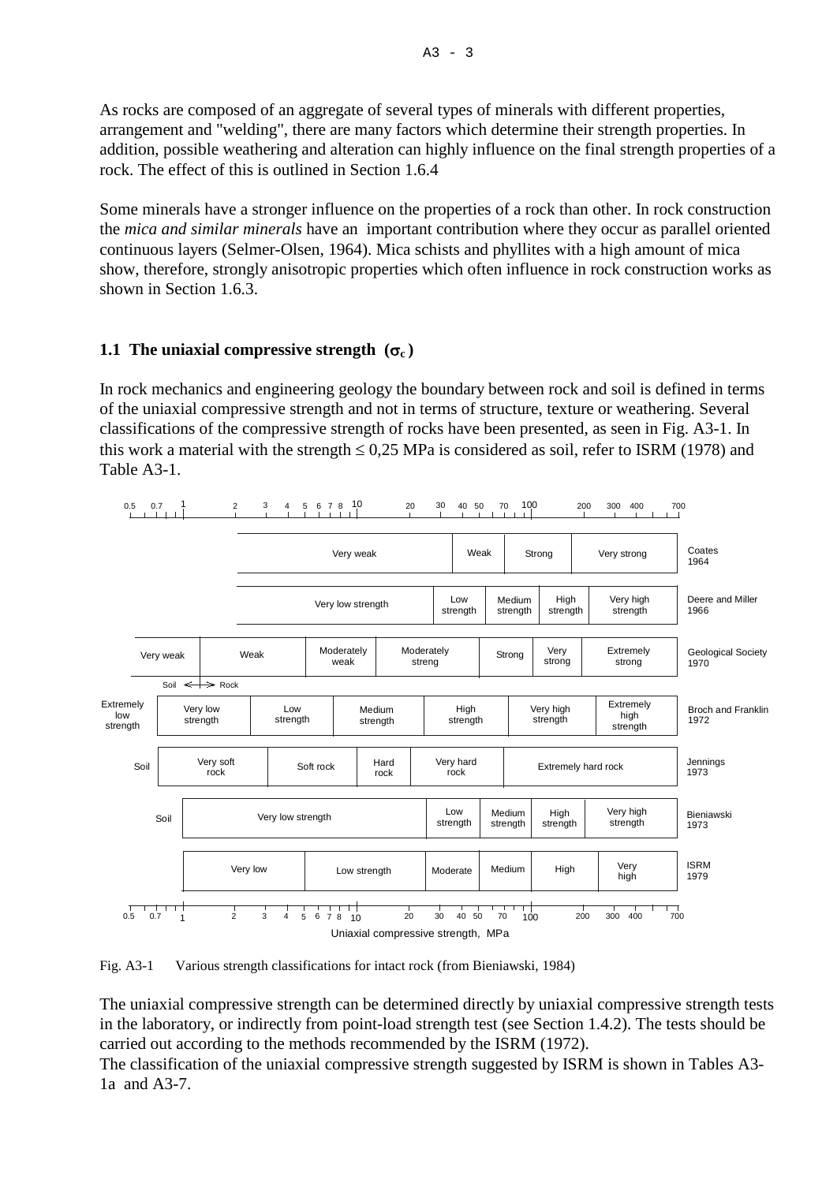As rocks are composed of an aggregate of several types of minerals with different properties, arrangement and "welding", there are many factors which determine their strength properties. In addition, possible weathering and alteration can highly influence on the final strength properties of a rock. The effect of this is outlined in Section 1.6.4

Some minerals have a stronger influence on the properties of a rock than other. In rock construction the *mica and similar minerals* have an important contribution where they occur as parallel oriented continuous layers (Selmer-Olsen, 1964). Mica schists and phyllites with a high amount of mica show, therefore, strongly anisotropic properties which often influence in rock construction works as shown in Section 1.6.3.

## 1.1 The uniaxial compressive strength ($\sigma_c$)

In rock mechanics and engineering geology the boundary between rock and soil is defined in terms of the uniaxial compressive strength and not in terms of structure, texture or weathering. Several classifications of the compressive strength of rocks have been presented, as seen in Fig. A3-1. In this work a material with the strength ≤ 0,25 MPa is considered as soil, refer to ISRM (1978) and Table A3-1.

| Classification | Classes (from low to high uniaxial compressive strength, MPa) |
|---|---|
| Coates 1964 | Very weak – Weak – Strong – Very strong |
| Deere and Miller 1966 | Very low strength – Low strength – Medium strength – High strength – Very high strength |
| Geological Society 1970 | Very weak – Weak – Moderately weak – Moderately streng – Strong – Very strong – Extremely strong (Soil ↔ Rock) |
| Broch and Franklin 1972 | Extremely low strength – Very low strength – Low strength – Medium strength – High strength – Very high strength – Extremely high strength |
| Jennings 1973 | Soil – Very soft rock – Soft rock – Hard rock – Very hard rock – Extremely hard rock |
| Bieniawski 1973 | Soil – Very low strength – Low strength – Medium strength – High strength – Very high strength |
| ISRM 1979 | Very low – Low strength – Moderate – Medium – High – Very high |

Uniaxial compressive strength, MPa (axis: 0.5, 0.7, 1, 2, 3, 4, 5, 6, 7, 8, 10, 20, 30, 40, 50, 70, 100, 200, 300, 400, 700)

Fig. A3-1 Various strength classifications for intact rock (from Bieniawski, 1984)

The uniaxial compressive strength can be determined directly by uniaxial compressive strength tests in the laboratory, or indirectly from point-load strength test (see Section 1.4.2). The tests should be carried out according to the methods recommended by the ISRM (1972).
The classification of the uniaxial compressive strength suggested by ISRM is shown in Tables A3-1a and A3-7.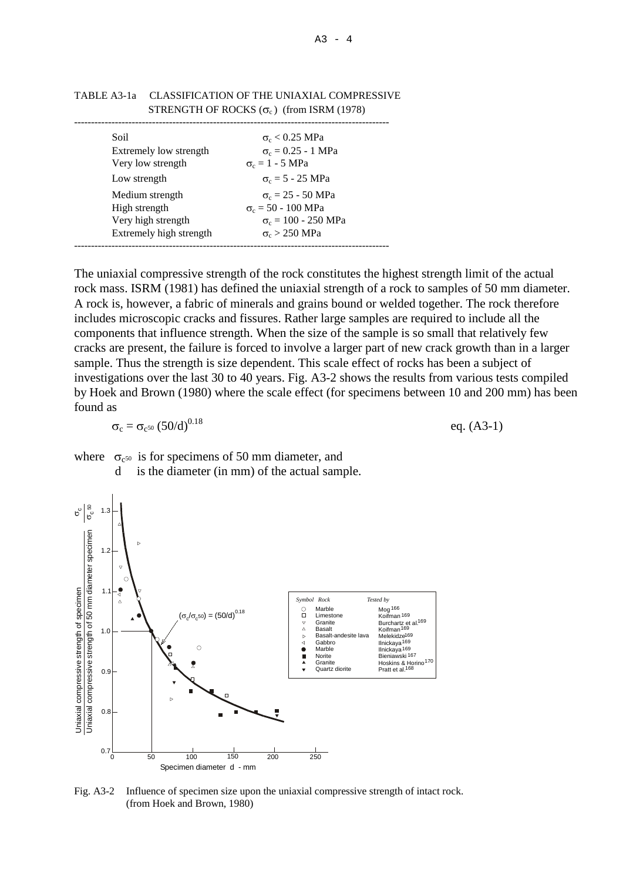TABLE A3-1a CLASSIFICATION OF THE UNIAXIAL COMPRESSIVE STRENGTH OF ROCKS ($\sigma_c$) (from ISRM (1978)

| Class | Strength |
|---|---|
| Soil | $\sigma_c < 0.25$ MPa |
| Extremely low strength | $\sigma_c = 0.25 - 1$ MPa |
| Very low strength | $\sigma_c = 1 - 5$ MPa |
| Low strength | $\sigma_c = 5 - 25$ MPa |
| Medium strength | $\sigma_c = 25 - 50$ MPa |
| High strength | $\sigma_c = 50 - 100$ MPa |
| Very high strength | $\sigma_c = 100 - 250$ MPa |
| Extremely high strength | $\sigma_c > 250$ MPa |

The uniaxial compressive strength of the rock constitutes the highest strength limit of the actual rock mass. ISRM (1981) has defined the uniaxial strength of a rock to samples of 50 mm diameter. A rock is, however, a fabric of minerals and grains bound or welded together. The rock therefore includes microscopic cracks and fissures. Rather large samples are required to include all the components that influence strength. When the size of the sample is so small that relatively few cracks are present, the failure is forced to involve a larger part of new crack growth than in a larger sample. Thus the strength is size dependent. This scale effect of rocks has been a subject of investigations over the last 30 to 40 years. Fig. A3-2 shows the results from various tests compiled by Hoek and Brown (1980) where the scale effect (for specimens between 10 and 200 mm) has been found as

$$\sigma_c = \sigma_{c50} (50/d)^{0.18} \qquad \text{eq. (A3-1)}$$

where $\sigma_{c50}$ is for specimens of 50 mm diameter, and
$d$ is the diameter (in mm) of the actual sample.

Fig. A3-2 Influence of specimen size upon the uniaxial compressive strength of intact rock. (from Hoek and Brown, 1980)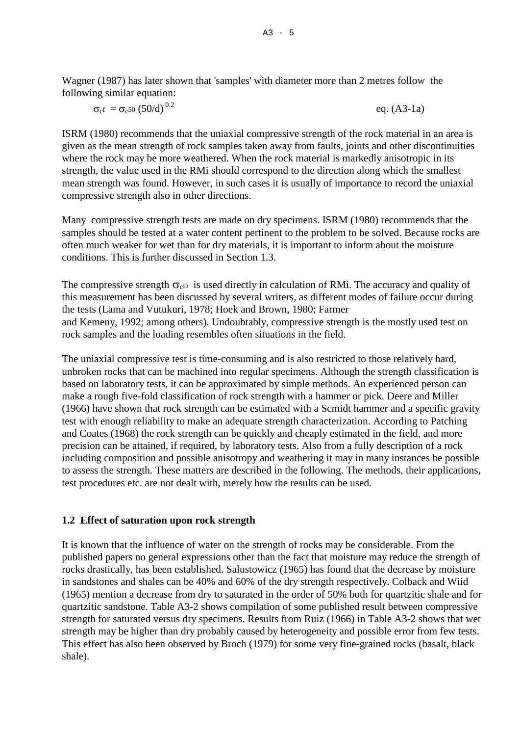Wagner (1987) has later shown that 'samples' with diameter more than 2 metres follow the following similar equation:

$$\sigma_{cf} = \sigma_{c50} \, (50/d)^{0.2} \qquad \text{eq. (A3-1a)}$$

ISRM (1980) recommends that the uniaxial compressive strength of the rock material in an area is given as the mean strength of rock samples taken away from faults, joints and other discontinuities where the rock may be more weathered. When the rock material is markedly anisotropic in its strength, the value used in the RMi should correspond to the direction along which the smallest mean strength was found. However, in such cases it is usually of importance to record the uniaxial compressive strength also in other directions.

Many compressive strength tests are made on dry specimens. ISRM (1980) recommends that the samples should be tested at a water content pertinent to the problem to be solved. Because rocks are often much weaker for wet than for dry materials, it is important to inform about the moisture conditions. This is further discussed in Section 1.3.

The compressive strength $\sigma_{c50}$ is used directly in calculation of RMi. The accuracy and quality of this measurement has been discussed by several writers, as different modes of failure occur during the tests (Lama and Vutukuri, 1978; Hoek and Brown, 1980; Farmer and Kemeny, 1992; among others). Undoubtably, compressive strength is the mostly used test on rock samples and the loading resembles often situations in the field.

The uniaxial compressive test is time-consuming and is also restricted to those relatively hard, unbroken rocks that can be machined into regular specimens. Although the strength classification is based on laboratory tests, it can be approximated by simple methods. An experienced person can make a rough five-fold classification of rock strength with a hammer or pick. Deere and Miller (1966) have shown that rock strength can be estimated with a Scmidt hammer and a specific gravity test with enough reliability to make an adequate strength characterization. According to Patching and Coates (1968) the rock strength can be quickly and cheaply estimated in the field, and more precision can be attained, if required, by laboratory tests. Also from a fully description of a rock including composition and possible anisotropy and weathering it may in many instances be possible to assess the strength. These matters are described in the following. The methods, their applications, test procedures etc. are not dealt with, merely how the results can be used.

## 1.2 Effect of saturation upon rock strength

It is known that the influence of water on the strength of rocks may be considerable. From the published papers no general expressions other than the fact that moisture may reduce the strength of rocks drastically, has been established. Salustowicz (1965) has found that the decrease by moisture in sandstones and shales can be 40% and 60% of the dry strength respectively. Colback and Wiid (1965) mention a decrease from dry to saturated in the order of 50% both for quartzitic shale and for quartzitic sandstone. Table A3-2 shows compilation of some published result between compressive strength for saturated versus dry specimens. Results from Ruiz (1966) in Table A3-2 shows that wet strength may be higher than dry probably caused by heterogeneity and possible error from few tests. This effect has also been observed by Broch (1979) for some very fine-grained rocks (basalt, black shale).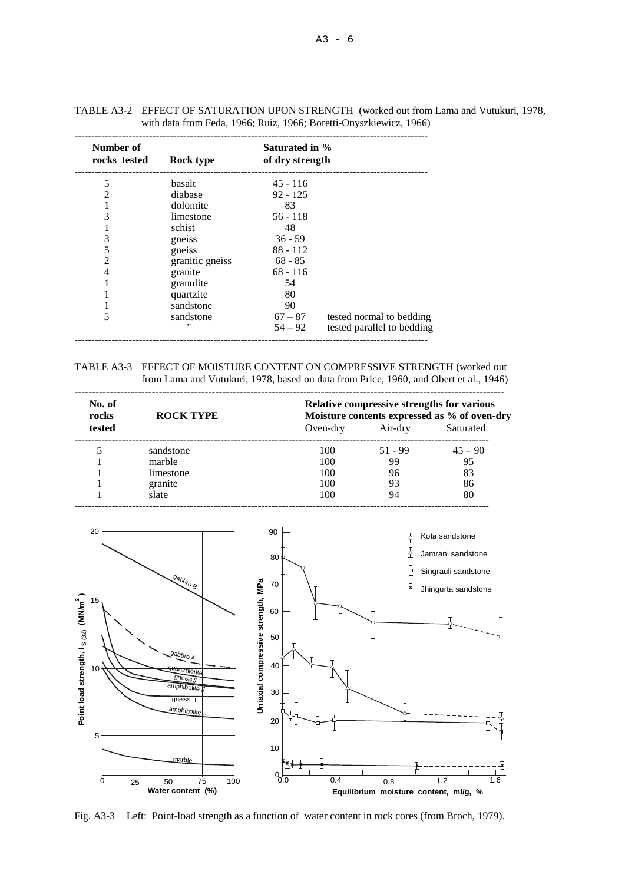TABLE A3-2 EFFECT OF SATURATION UPON STRENGTH (worked out from Lama and Vutukuri, 1978, with data from Feda, 1966; Ruiz, 1966; Boretti-Onyszkiewicz, 1966)

| Number of rocks tested | Rock type | Saturated in % of dry strength | |
|---|---|---|---|
| 5 | basalt | 45 - 116 | |
| 2 | diabase | 92 - 125 | |
| 1 | dolomite | 83 | |
| 3 | limestone | 56 - 118 | |
| 1 | schist | 48 | |
| 3 | gneiss | 36 - 59 | |
| 5 | gneiss | 88 - 112 | |
| 2 | granitic gneiss | 68 - 85 | |
| 4 | granite | 68 - 116 | |
| 1 | granulite | 54 | |
| 1 | quartzite | 80 | |
| 1 | sandstone | 90 | |
| 5 | sandstone | 67 – 87 | tested normal to bedding |
| | " | 54 – 92 | tested parallel to bedding |

TABLE A3-3 EFFECT OF MOISTURE CONTENT ON COMPRESSIVE STRENGTH (worked out from Lama and Vutukuri, 1978, based on data from Price, 1960, and Obert et al., 1946)

| No. of rocks tested | ROCK TYPE | Relative compressive strengths for various Moisture contents expressed as % of oven-dry | | |
|---|---|---|---|---|
| | | Oven-dry | Air-dry | Saturated |
| 5 | sandstone | 100 | 51 - 99 | 45 – 90 |
| 1 | marble | 100 | 99 | 95 |
| 1 | limestone | 100 | 96 | 83 |
| 1 | granite | 100 | 93 | 86 |
| 1 | slate | 100 | 94 | 80 |

Fig. A3-3 Left: Point-load strength as a function of water content in rock cores (from Broch, 1979).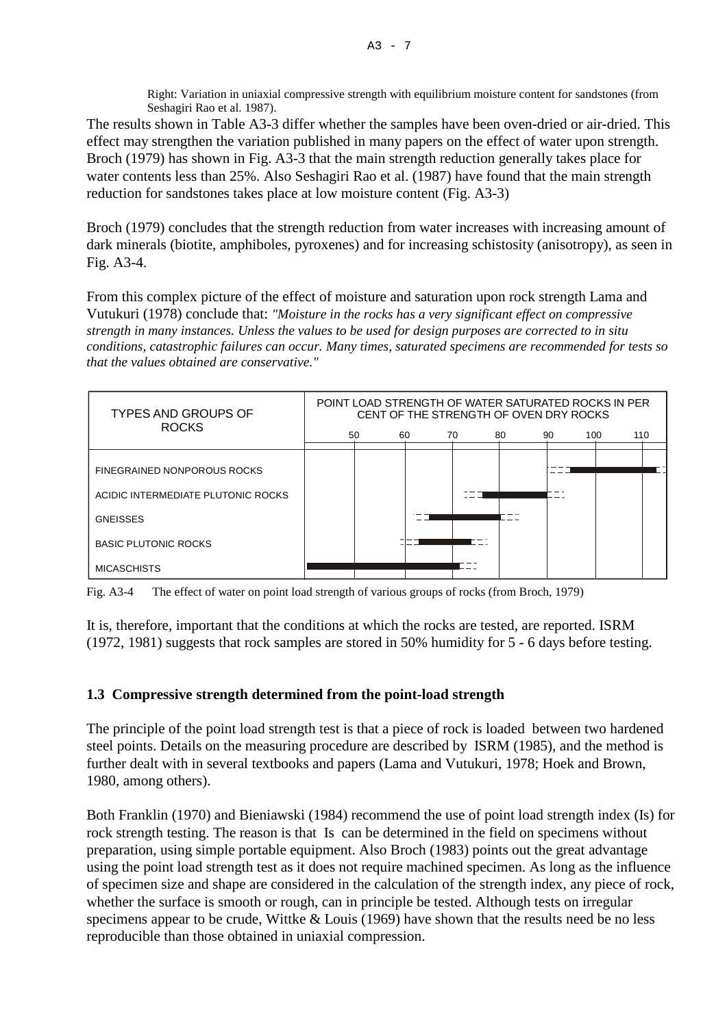Right: Variation in uniaxial compressive strength with equilibrium moisture content for sandstones (from Seshagiri Rao et al. 1987).

The results shown in Table A3-3 differ whether the samples have been oven-dried or air-dried. This effect may strengthen the variation published in many papers on the effect of water upon strength. Broch (1979) has shown in Fig. A3-3 that the main strength reduction generally takes place for water contents less than 25%. Also Seshagiri Rao et al. (1987) have found that the main strength reduction for sandstones takes place at low moisture content (Fig. A3-3)

Broch (1979) concludes that the strength reduction from water increases with increasing amount of dark minerals (biotite, amphiboles, pyroxenes) and for increasing schistosity (anisotropy), as seen in Fig. A3-4.

From this complex picture of the effect of moisture and saturation upon rock strength Lama and Vutukuri (1978) conclude that: *"Moisture in the rocks has a very significant effect on compressive strength in many instances. Unless the values to be used for design purposes are corrected to in situ conditions, catastrophic failures can occur. Many times, saturated specimens are recommended for tests so that the values obtained are conservative."*

| TYPES AND GROUPS OF ROCKS | POINT LOAD STRENGTH OF WATER SATURATED ROCKS IN PER CENT OF THE STRENGTH OF OVEN DRY ROCKS (scale: 50 – 60 – 70 – 80 – 90 – 100 – 110) |
|---|---|
| FINEGRAINED NONPOROUS ROCKS | |
| ACIDIC INTERMEDIATE PLUTONIC ROCKS | |
| GNEISSES | |
| BASIC PLUTONIC ROCKS | |
| MICASCHISTS | |

Fig. A3-4 The effect of water on point load strength of various groups of rocks (from Broch, 1979)

It is, therefore, important that the conditions at which the rocks are tested, are reported. ISRM (1972, 1981) suggests that rock samples are stored in 50% humidity for 5 - 6 days before testing.

## 1.3 Compressive strength determined from the point-load strength

The principle of the point load strength test is that a piece of rock is loaded between two hardened steel points. Details on the measuring procedure are described by ISRM (1985), and the method is further dealt with in several textbooks and papers (Lama and Vutukuri, 1978; Hoek and Brown, 1980, among others).

Both Franklin (1970) and Bieniawski (1984) recommend the use of point load strength index (Is) for rock strength testing. The reason is that Is can be determined in the field on specimens without preparation, using simple portable equipment. Also Broch (1983) points out the great advantage using the point load strength test as it does not require machined specimen. As long as the influence of specimen size and shape are considered in the calculation of the strength index, any piece of rock, whether the surface is smooth or rough, can in principle be tested. Although tests on irregular specimens appear to be crude, Wittke & Louis (1969) have shown that the results need be no less reproducible than those obtained in uniaxial compression.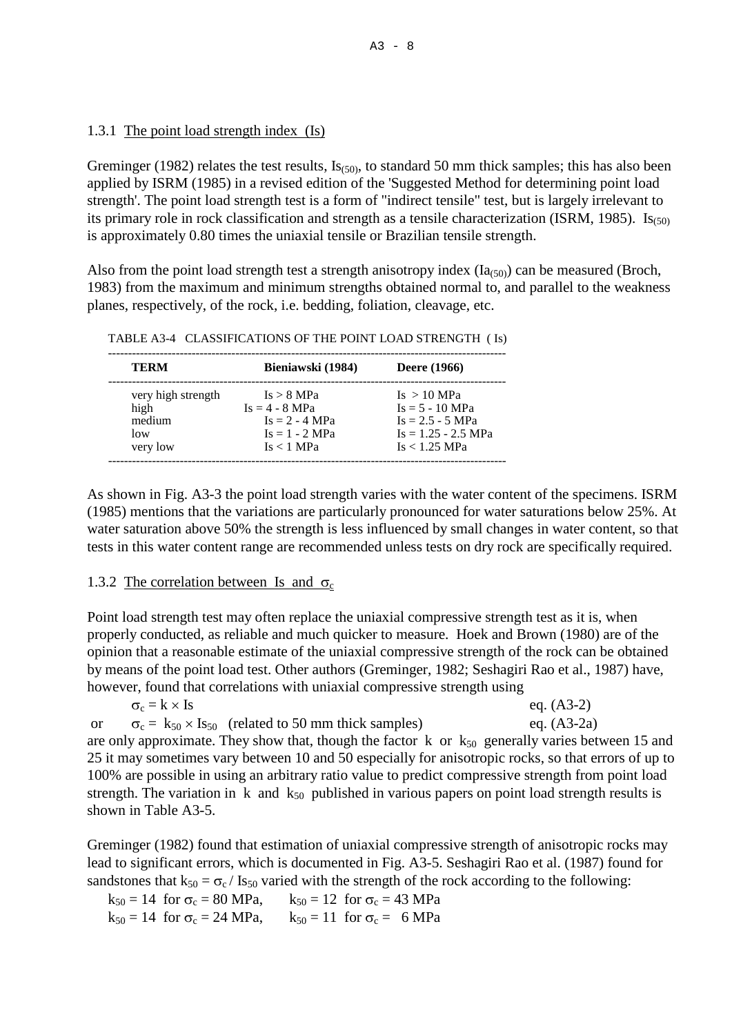### 1.3.1 The point load strength index (Is)

Greminger (1982) relates the test results, $Is_{(50)}$, to standard 50 mm thick samples; this has also been applied by ISRM (1985) in a revised edition of the 'Suggested Method for determining point load strength'. The point load strength test is a form of "indirect tensile" test, but is largely irrelevant to its primary role in rock classification and strength as a tensile characterization (ISRM, 1985). $Is_{(50)}$ is approximately 0.80 times the uniaxial tensile or Brazilian tensile strength.

Also from the point load strength test a strength anisotropy index ($Ia_{(50)}$) can be measured (Broch, 1983) from the maximum and minimum strengths obtained normal to, and parallel to the weakness planes, respectively, of the rock, i.e. bedding, foliation, cleavage, etc.

TABLE A3-4 CLASSIFICATIONS OF THE POINT LOAD STRENGTH ( Is)

| **TERM** | **Bieniawski (1984)** | **Deere (1966)** |
|---|---|---|
| very high strength | Is > 8 MPa | Is > 10 MPa |
| high | Is = 4 - 8 MPa | Is = 5 - 10 MPa |
| medium | Is = 2 - 4 MPa | Is = 2.5 - 5 MPa |
| low | Is = 1 - 2 MPa | Is = 1.25 - 2.5 MPa |
| very low | Is < 1 MPa | Is < 1.25 MPa |

As shown in Fig. A3-3 the point load strength varies with the water content of the specimens. ISRM (1985) mentions that the variations are particularly pronounced for water saturations below 25%. At water saturation above 50% the strength is less influenced by small changes in water content, so that tests in this water content range are recommended unless tests on dry rock are specifically required.

### 1.3.2 The correlation between Is and $\sigma_c$

Point load strength test may often replace the uniaxial compressive strength test as it is, when properly conducted, as reliable and much quicker to measure. Hoek and Brown (1980) are of the opinion that a reasonable estimate of the uniaxial compressive strength of the rock can be obtained by means of the point load test. Other authors (Greminger, 1982; Seshagiri Rao et al., 1987) have, however, found that correlations with uniaxial compressive strength using

$$\sigma_c = k \times Is \qquad \text{eq. (A3-2)}$$

or

$$\sigma_c = k_{50} \times Is_{50} \quad \text{(related to 50 mm thick samples)} \qquad \text{eq. (A3-2a)}$$

are only approximate. They show that, though the factor $k$ or $k_{50}$ generally varies between 15 and 25 it may sometimes vary between 10 and 50 especially for anisotropic rocks, so that errors of up to 100% are possible in using an arbitrary ratio value to predict compressive strength from point load strength. The variation in $k$ and $k_{50}$ published in various papers on point load strength results is shown in Table A3-5.

Greminger (1982) found that estimation of uniaxial compressive strength of anisotropic rocks may lead to significant errors, which is documented in Fig. A3-5. Seshagiri Rao et al. (1987) found for sandstones that $k_{50} = \sigma_c / Is_{50}$ varied with the strength of the rock according to the following:

$k_{50} = 14$ for $\sigma_c = 80$ MPa, $\quad k_{50} = 12$ for $\sigma_c = 43$ MPa

$k_{50} = 14$ for $\sigma_c = 24$ MPa, $\quad k_{50} = 11$ for $\sigma_c = 6$ MPa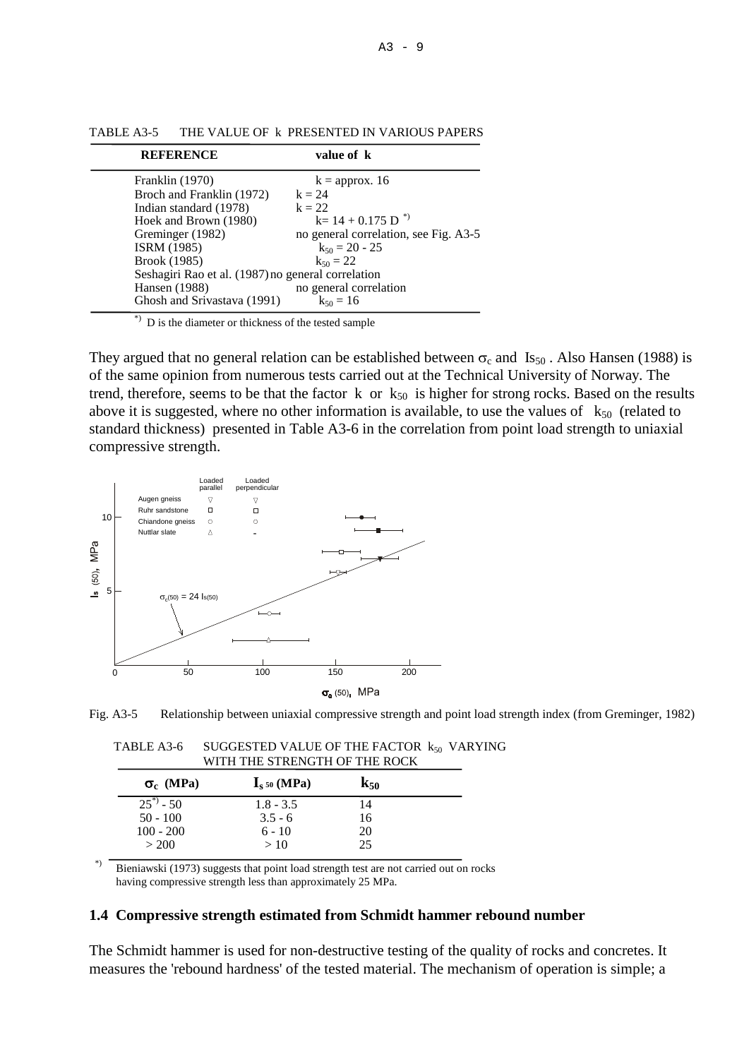TABLE A3-5 THE VALUE OF k PRESENTED IN VARIOUS PAPERS

| REFERENCE | value of k |
|---|---|
| Franklin (1970) | k = approx. 16 |
| Broch and Franklin (1972) | k = 24 |
| Indian standard (1978) | k = 22 |
| Hoek and Brown (1980) | k= 14 + 0.175 D [*)] |
| Greminger (1982) | no general correlation, see Fig. A3-5 |
| ISRM (1985) | $k_{50}$ = 20 - 25 |
| Brook (1985) | $k_{50}$ = 22 |
| Seshagiri Rao et al. (1987) | no general correlation |
| Hansen (1988) | no general correlation |
| Ghosh and Srivastava (1991) | $k_{50}$ = 16 |

*) D is the diameter or thickness of the tested sample

They argued that no general relation can be established between $\sigma_c$ and $Is_{50}$. Also Hansen (1988) is of the same opinion from numerous tests carried out at the Technical University of Norway. The trend, therefore, seems to be that the factor k or $k_{50}$ is higher for strong rocks. Based on the results above it is suggested, where no other information is available, to use the values of $k_{50}$ (related to standard thickness) presented in Table A3-6 in the correlation from point load strength to uniaxial compressive strength.

Fig. A3-5 Relationship between uniaxial compressive strength and point load strength index (from Greminger, 1982)

TABLE A3-6 SUGGESTED VALUE OF THE FACTOR $k_{50}$ VARYING WITH THE STRENGTH OF THE ROCK

| $\sigma_c$ (MPa) | $I_{s\,50}$ (MPa) | $k_{50}$ |
|---|---|---|
| 25[*)] - 50 | 1.8 - 3.5 | 14 |
| 50 - 100 | 3.5 - 6 | 16 |
| 100 - 200 | 6 - 10 | 20 |
| > 200 | > 10 | 25 |

*) Bieniawski (1973) suggests that point load strength test are not carried out on rocks having compressive strength less than approximately 25 MPa.

### 1.4 Compressive strength estimated from Schmidt hammer rebound number

The Schmidt hammer is used for non-destructive testing of the quality of rocks and concretes. It measures the 'rebound hardness' of the tested material. The mechanism of operation is simple; a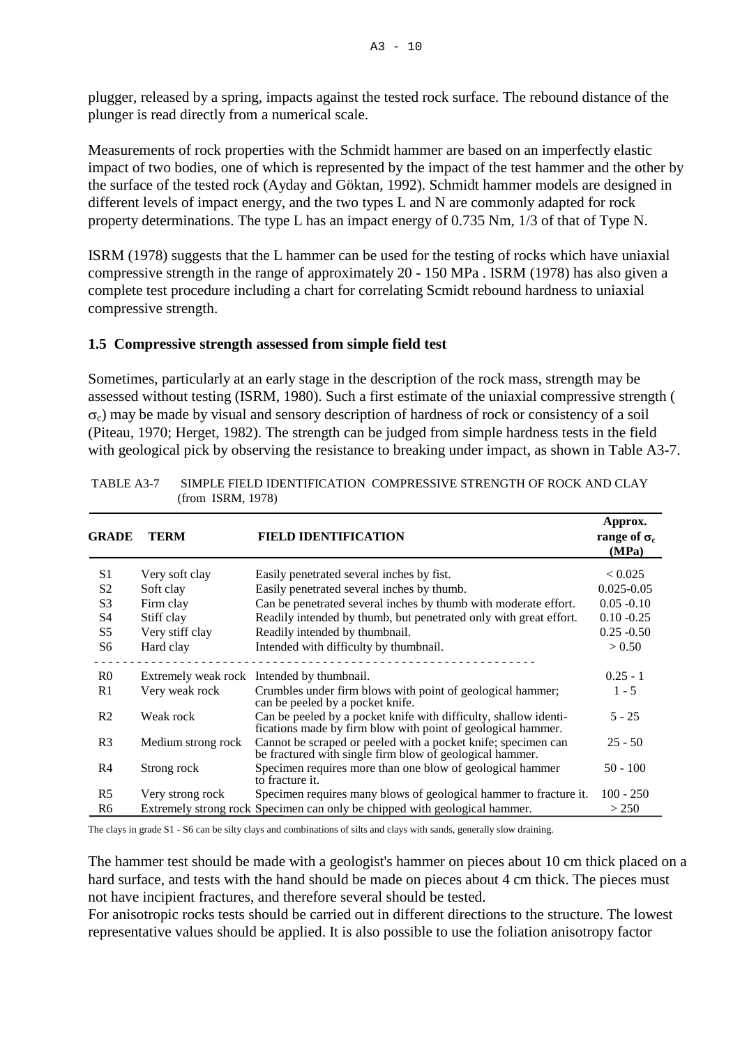plugger, released by a spring, impacts against the tested rock surface. The rebound distance of the plunger is read directly from a numerical scale.

Measurements of rock properties with the Schmidt hammer are based on an imperfectly elastic impact of two bodies, one of which is represented by the impact of the test hammer and the other by the surface of the tested rock (Ayday and Göktan, 1992). Schmidt hammer models are designed in different levels of impact energy, and the two types L and N are commonly adapted for rock property determinations. The type L has an impact energy of 0.735 Nm, 1/3 of that of Type N.

ISRM (1978) suggests that the L hammer can be used for the testing of rocks which have uniaxial compressive strength in the range of approximately 20 - 150 MPa . ISRM (1978) has also given a complete test procedure including a chart for correlating Scmidt rebound hardness to uniaxial compressive strength.

### 1.5 Compressive strength assessed from simple field test

Sometimes, particularly at an early stage in the description of the rock mass, strength may be assessed without testing (ISRM, 1980). Such a first estimate of the uniaxial compressive strength ( $\sigma_c$) may be made by visual and sensory description of hardness of rock or consistency of a soil (Piteau, 1970; Herget, 1982). The strength can be judged from simple hardness tests in the field with geological pick by observing the resistance to breaking under impact, as shown in Table A3-7.

TABLE A3-7 SIMPLE FIELD IDENTIFICATION COMPRESSIVE STRENGTH OF ROCK AND CLAY (from ISRM, 1978)

| GRADE | TERM | FIELD IDENTIFICATION | Approx. range of $\sigma_c$ (MPa) |
|---|---|---|---|
| S1 | Very soft clay | Easily penetrated several inches by fist. | < 0.025 |
| S2 | Soft clay | Easily penetrated several inches by thumb. | 0.025-0.05 |
| S3 | Firm clay | Can be penetrated several inches by thumb with moderate effort. | 0.05 -0.10 |
| S4 | Stiff clay | Readily intended by thumb, but penetrated only with great effort. | 0.10 -0.25 |
| S5 | Very stiff clay | Readily intended by thumbnail. | 0.25 -0.50 |
| S6 | Hard clay | Intended with difficulty by thumbnail. | > 0.50 |
| R0 | Extremely weak rock | Intended by thumbnail. | 0.25 - 1 |
| R1 | Very weak rock | Crumbles under firm blows with point of geological hammer; can be peeled by a pocket knife. | 1 - 5 |
| R2 | Weak rock | Can be peeled by a pocket knife with difficulty, shallow identi-fications made by firm blow with point of geological hammer. | 5 - 25 |
| R3 | Medium strong rock | Cannot be scraped or peeled with a pocket knife; specimen can be fractured with single firm blow of geological hammer. | 25 - 50 |
| R4 | Strong rock | Specimen requires more than one blow of geological hammer to fracture it. | 50 - 100 |
| R5 | Very strong rock | Specimen requires many blows of geological hammer to fracture it. | 100 - 250 |
| R6 | Extremely strong rock | Specimen can only be chipped with geological hammer. | > 250 |

The clays in grade S1 - S6 can be silty clays and combinations of silts and clays with sands, generally slow draining.

The hammer test should be made with a geologist's hammer on pieces about 10 cm thick placed on a hard surface, and tests with the hand should be made on pieces about 4 cm thick. The pieces must not have incipient fractures, and therefore several should be tested.
For anisotropic rocks tests should be carried out in different directions to the structure. The lowest representative values should be applied. It is also possible to use the foliation anisotropy factor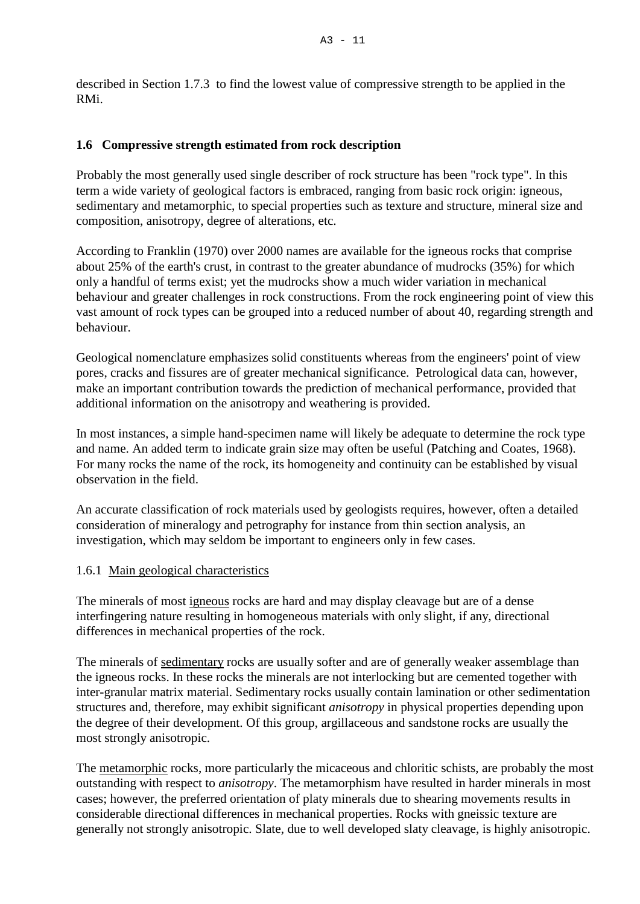described in Section 1.7.3 to find the lowest value of compressive strength to be applied in the RMi.

## 1.6 Compressive strength estimated from rock description

Probably the most generally used single describer of rock structure has been "rock type". In this term a wide variety of geological factors is embraced, ranging from basic rock origin: igneous, sedimentary and metamorphic, to special properties such as texture and structure, mineral size and composition, anisotropy, degree of alterations, etc.

According to Franklin (1970) over 2000 names are available for the igneous rocks that comprise about 25% of the earth's crust, in contrast to the greater abundance of mudrocks (35%) for which only a handful of terms exist; yet the mudrocks show a much wider variation in mechanical behaviour and greater challenges in rock constructions. From the rock engineering point of view this vast amount of rock types can be grouped into a reduced number of about 40, regarding strength and behaviour.

Geological nomenclature emphasizes solid constituents whereas from the engineers' point of view pores, cracks and fissures are of greater mechanical significance. Petrological data can, however, make an important contribution towards the prediction of mechanical performance, provided that additional information on the anisotropy and weathering is provided.

In most instances, a simple hand-specimen name will likely be adequate to determine the rock type and name. An added term to indicate grain size may often be useful (Patching and Coates, 1968). For many rocks the name of the rock, its homogeneity and continuity can be established by visual observation in the field.

An accurate classification of rock materials used by geologists requires, however, often a detailed consideration of mineralogy and petrography for instance from thin section analysis, an investigation, which may seldom be important to engineers only in few cases.

### 1.6.1 Main geological characteristics

The minerals of most igneous rocks are hard and may display cleavage but are of a dense interfingering nature resulting in homogeneous materials with only slight, if any, directional differences in mechanical properties of the rock.

The minerals of sedimentary rocks are usually softer and are of generally weaker assemblage than the igneous rocks. In these rocks the minerals are not interlocking but are cemented together with inter-granular matrix material. Sedimentary rocks usually contain lamination or other sedimentation structures and, therefore, may exhibit significant *anisotropy* in physical properties depending upon the degree of their development. Of this group, argillaceous and sandstone rocks are usually the most strongly anisotropic.

The metamorphic rocks, more particularly the micaceous and chloritic schists, are probably the most outstanding with respect to *anisotropy*. The metamorphism have resulted in harder minerals in most cases; however, the preferred orientation of platy minerals due to shearing movements results in considerable directional differences in mechanical properties. Rocks with gneissic texture are generally not strongly anisotropic. Slate, due to well developed slaty cleavage, is highly anisotropic.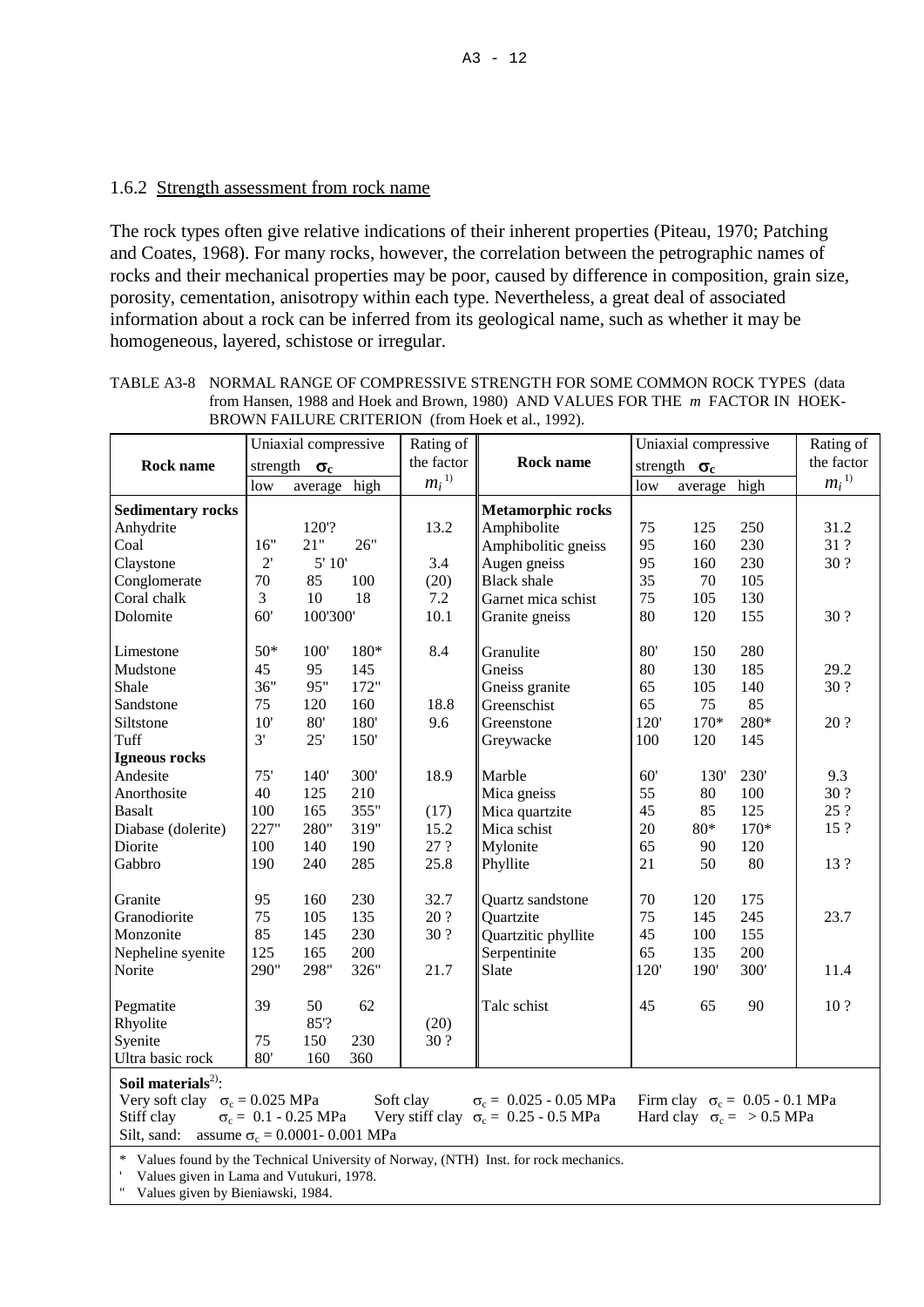### 1.6.2 Strength assessment from rock name

The rock types often give relative indications of their inherent properties (Piteau, 1970; Patching and Coates, 1968). For many rocks, however, the correlation between the petrographic names of rocks and their mechanical properties may be poor, caused by difference in composition, grain size, porosity, cementation, anisotropy within each type. Nevertheless, a great deal of associated information about a rock can be inferred from its geological name, such as whether it may be homogeneous, layered, schistose or irregular.

TABLE A3-8 NORMAL RANGE OF COMPRESSIVE STRENGTH FOR SOME COMMON ROCK TYPES (data from Hansen, 1988 and Hoek and Brown, 1980) AND VALUES FOR THE *m* FACTOR IN HOEK-BROWN FAILURE CRITERION (from Hoek et al., 1992).

| Rock name | Uniaxial compressive strength $\sigma_c$ | | | Rating of the factor $m_i$ [1)] | Rock name | Uniaxial compressive strength $\sigma_c$ | | | Rating of the factor $m_i$ [1)] |
|---|---|---|---|---|---|---|---|---|---|
| | low | average | high | | | low | average | high | |
| **Sedimentary rocks** | | | | | **Metamorphic rocks** | | | | |
| Anhydrite | | 120'? | | 13.2 | Amphibolite | 75 | 125 | 250 | 31.2 |
| Coal | 16" | 21" | 26" | | Amphibolitic gneiss | 95 | 160 | 230 | 31 ? |
| Claystone | 2' | 5' 10' | | 3.4 | Augen gneiss | 95 | 160 | 230 | 30 ? |
| Conglomerate | 70 | 85 | 100 | (20) | Black shale | 35 | 70 | 105 | |
| Coral chalk | 3 | 10 | 18 | 7.2 | Garnet mica schist | 75 | 105 | 130 | |
| Dolomite | 60' | 100'300' | | 10.1 | Granite gneiss | 80 | 120 | 155 | 30 ? |
| Limestone | 50* | 100' | 180* | 8.4 | Granulite | 80' | 150 | 280 | |
| Mudstone | 45 | 95 | 145 | | Gneiss | 80 | 130 | 185 | 29.2 |
| Shale | 36" | 95" | 172" | | Gneiss granite | 65 | 105 | 140 | 30 ? |
| Sandstone | 75 | 120 | 160 | 18.8 | Greenschist | 65 | 75 | 85 | |
| Siltstone | 10' | 80' | 180' | 9.6 | Greenstone | 120' | 170* | 280* | 20 ? |
| Tuff | 3' | 25' | 150' | | Greywacke | 100 | 120 | 145 | |
| **Igneous rocks** | | | | | | | | | |
| Andesite | 75' | 140' | 300' | 18.9 | Marble | 60' | 130' | 230' | 9.3 |
| Anorthosite | 40 | 125 | 210 | | Mica gneiss | 55 | 80 | 100 | 30 ? |
| Basalt | 100 | 165 | 355" | (17) | Mica quartzite | 45 | 85 | 125 | 25 ? |
| Diabase (dolerite) | 227" | 280" | 319" | 15.2 | Mica schist | 20 | 80* | 170* | 15 ? |
| Diorite | 100 | 140 | 190 | 27 ? | Mylonite | 65 | 90 | 120 | |
| Gabbro | 190 | 240 | 285 | 25.8 | Phyllite | 21 | 50 | 80 | 13 ? |
| Granite | 95 | 160 | 230 | 32.7 | Quartz sandstone | 70 | 120 | 175 | |
| Granodiorite | 75 | 105 | 135 | 20 ? | Quartzite | 75 | 145 | 245 | 23.7 |
| Monzonite | 85 | 145 | 230 | 30 ? | Quartzitic phyllite | 45 | 100 | 155 | |
| Nepheline syenite | 125 | 165 | 200 | | Serpentinite | 65 | 135 | 200 | |
| Norite | 290" | 298" | 326" | 21.7 | Slate | 120' | 190' | 300' | 11.4 |
| Pegmatite | 39 | 50 | 62 | | Talc schist | 45 | 65 | 90 | 10 ? |
| Rhyolite | | 85'? | | (20) | | | | | |
| Syenite | 75 | 150 | 230 | 30 ? | | | | | |
| Ultra basic rock | 80' | 160 | 360 | | | | | | |

**Soil materials**[2)]:
Very soft clay $\sigma_c$ = 0.025 MPa; Soft clay $\sigma_c$ = 0.025 - 0.05 MPa; Firm clay $\sigma_c$ = 0.05 - 0.1 MPa
Stiff clay $\sigma_c$ = 0.1 - 0.25 MPa; Very stiff clay $\sigma_c$ = 0.25 - 0.5 MPa; Hard clay $\sigma_c$ = > 0.5 MPa
Silt, sand: assume $\sigma_c$ = 0.0001- 0.001 MPa

\* Values found by the Technical University of Norway, (NTH) Inst. for rock mechanics.
' Values given in Lama and Vutukuri, 1978.
" Values given by Bieniawski, 1984.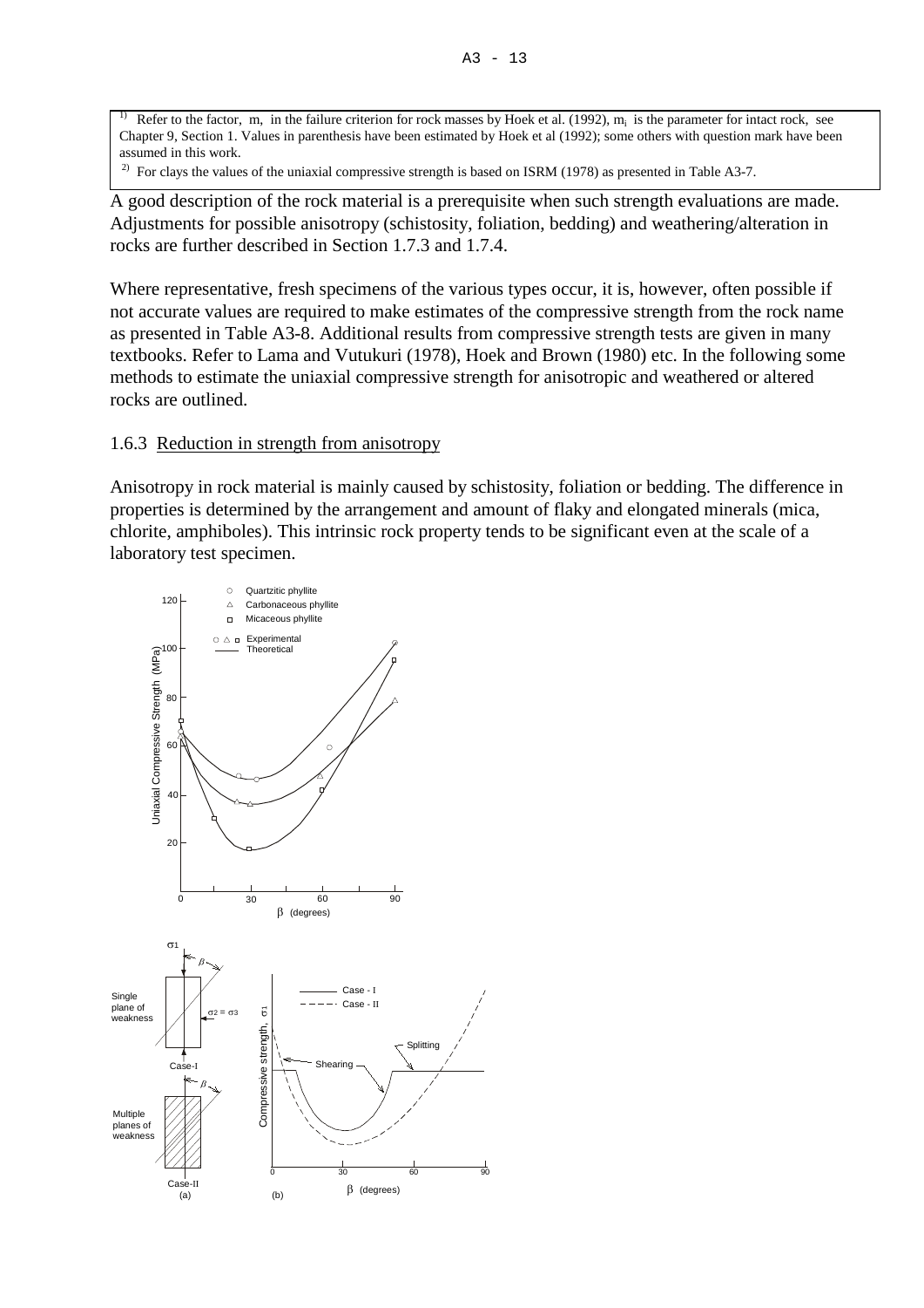1) Refer to the factor, m, in the failure criterion for rock masses by Hoek et al. (1992), $m_i$ is the parameter for intact rock, see Chapter 9, Section 1. Values in parenthesis have been estimated by Hoek et al (1992); some others with question mark have been assumed in this work.

2) For clays the values of the uniaxial compressive strength is based on ISRM (1978) as presented in Table A3-7.

A good description of the rock material is a prerequisite when such strength evaluations are made. Adjustments for possible anisotropy (schistosity, foliation, bedding) and weathering/alteration in rocks are further described in Section 1.7.3 and 1.7.4.

Where representative, fresh specimens of the various types occur, it is, however, often possible if not accurate values are required to make estimates of the compressive strength from the rock name as presented in Table A3-8. Additional results from compressive strength tests are given in many textbooks. Refer to Lama and Vutukuri (1978), Hoek and Brown (1980) etc. In the following some methods to estimate the uniaxial compressive strength for anisotropic and weathered or altered rocks are outlined.

### 1.6.3 Reduction in strength from anisotropy

Anisotropy in rock material is mainly caused by schistosity, foliation or bedding. The difference in properties is determined by the arrangement and amount of flaky and elongated minerals (mica, chlorite, amphiboles). This intrinsic rock property tends to be significant even at the scale of a laboratory test specimen.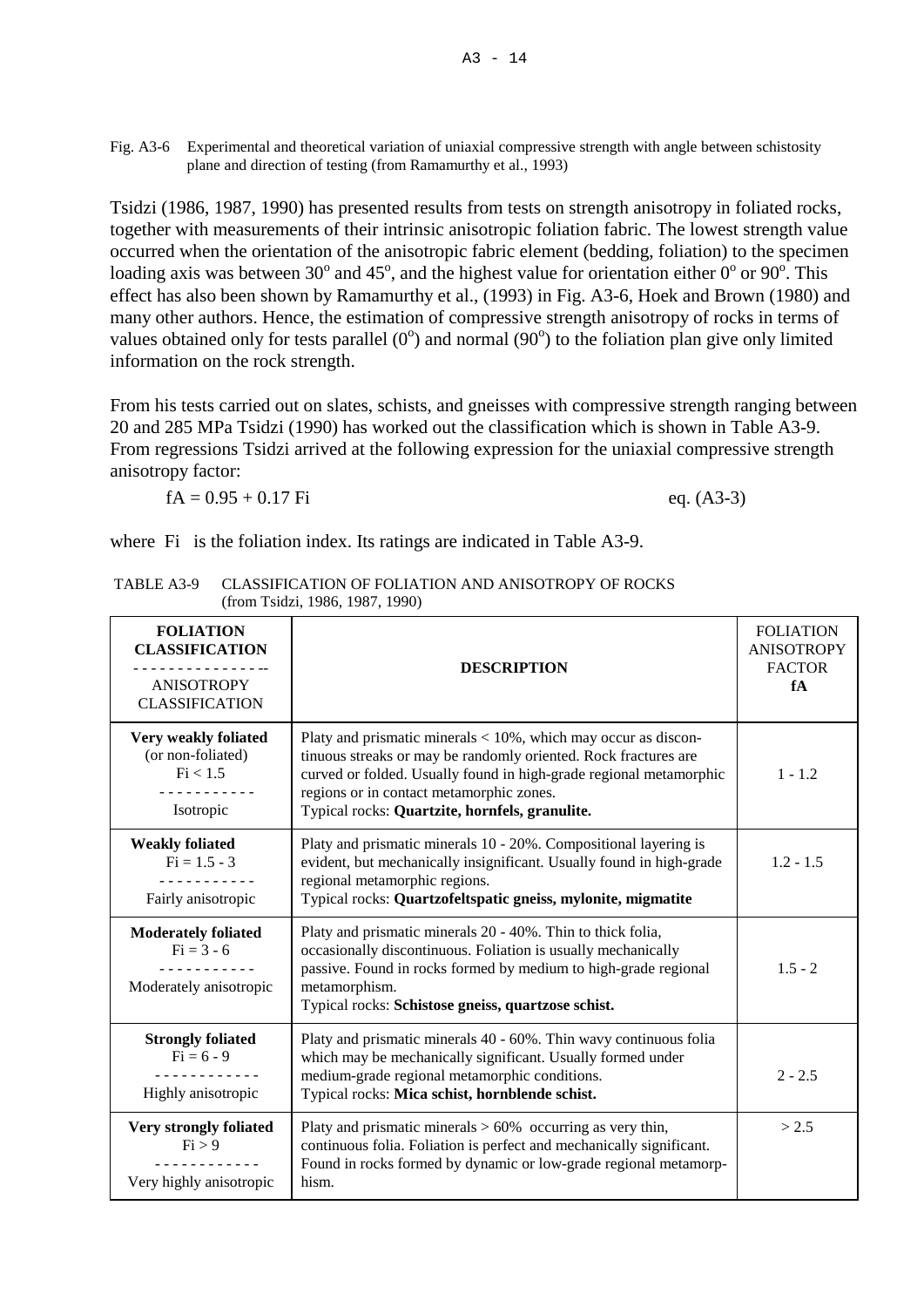Fig. A3-6 Experimental and theoretical variation of uniaxial compressive strength with angle between schistosity plane and direction of testing (from Ramamurthy et al., 1993)

Tsidzi (1986, 1987, 1990) has presented results from tests on strength anisotropy in foliated rocks, together with measurements of their intrinsic anisotropic foliation fabric. The lowest strength value occurred when the orientation of the anisotropic fabric element (bedding, foliation) to the specimen loading axis was between $30^o$ and $45^o$, and the highest value for orientation either $0^o$ or $90^o$. This effect has also been shown by Ramamurthy et al., (1993) in Fig. A3-6, Hoek and Brown (1980) and many other authors. Hence, the estimation of compressive strength anisotropy of rocks in terms of values obtained only for tests parallel ($0^o$) and normal ($90^o$) to the foliation plan give only limited information on the rock strength.

From his tests carried out on slates, schists, and gneisses with compressive strength ranging between 20 and 285 MPa Tsidzi (1990) has worked out the classification which is shown in Table A3-9. From regressions Tsidzi arrived at the following expression for the uniaxial compressive strength anisotropy factor:

$$fA = 0.95 + 0.17\ Fi \qquad \text{eq. (A3-3)}$$

where Fi is the foliation index. Its ratings are indicated in Table A3-9.

TABLE A3-9 CLASSIFICATION OF FOLIATION AND ANISOTROPY OF ROCKS (from Tsidzi, 1986, 1987, 1990)

| **FOLIATION CLASSIFICATION** / ANISOTROPY CLASSIFICATION | **DESCRIPTION** | FOLIATION ANISOTROPY FACTOR **fA** |
|---|---|---|
| **Very weakly foliated** (or non-foliated) Fi < 1.5 / Isotropic | Platy and prismatic minerals < 10%, which may occur as discontinuous streaks or may be randomly oriented. Rock fractures are curved or folded. Usually found in high-grade regional metamorphic regions or in contact metamorphic zones. Typical rocks: **Quartzite, hornfels, granulite.** | 1 - 1.2 |
| **Weakly foliated** Fi = 1.5 - 3 / Fairly anisotropic | Platy and prismatic minerals 10 - 20%. Compositional layering is evident, but mechanically insignificant. Usually found in high-grade regional metamorphic regions. Typical rocks: **Quartzofeltspatic gneiss, mylonite, migmatite** | 1.2 - 1.5 |
| **Moderately foliated** Fi = 3 - 6 / Moderately anisotropic | Platy and prismatic minerals 20 - 40%. Thin to thick folia, occasionally discontinuous. Foliation is usually mechanically passive. Found in rocks formed by medium to high-grade regional metamorphism. Typical rocks: **Schistose gneiss, quartzose schist.** | 1.5 - 2 |
| **Strongly foliated** Fi = 6 - 9 / Highly anisotropic | Platy and prismatic minerals 40 - 60%. Thin wavy continuous folia which may be mechanically significant. Usually formed under medium-grade regional metamorphic conditions. Typical rocks: **Mica schist, hornblende schist.** | 2 - 2.5 |
| **Very strongly foliated** Fi > 9 / Very highly anisotropic | Platy and prismatic minerals > 60% occurring as very thin, continuous folia. Foliation is perfect and mechanically significant. Found in rocks formed by dynamic or low-grade regional metamorphism. | > 2.5 |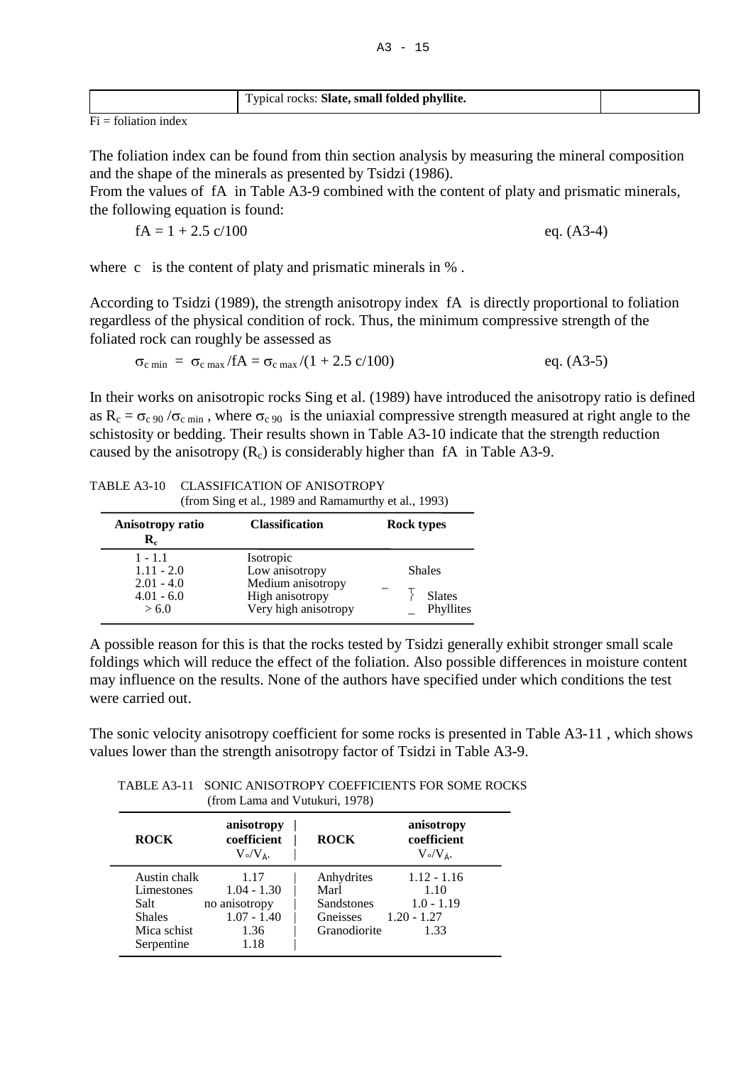|  | Typical rocks: **Slate, small folded phyllite.** |  |
|---|---|---|

Fi = foliation index

The foliation index can be found from thin section analysis by measuring the mineral composition and the shape of the minerals as presented by Tsidzi (1986).
From the values of fA in Table A3-9 combined with the content of platy and prismatic minerals, the following equation is found:

$$fA = 1 + 2.5\ c/100 \qquad \text{eq. (A3-4)}$$

where c is the content of platy and prismatic minerals in % .

According to Tsidzi (1989), the strength anisotropy index fA is directly proportional to foliation regardless of the physical condition of rock. Thus, the minimum compressive strength of the foliated rock can roughly be assessed as

$$\sigma_{c\ min} = \sigma_{c\ max}/fA = \sigma_{c\ max}/(1 + 2.5\ c/100) \qquad \text{eq. (A3-5)}$$

In their works on anisotropic rocks Sing et al. (1989) have introduced the anisotropy ratio is defined as $R_c = \sigma_{c\ 90}/\sigma_{c\ min}$, where $\sigma_{c\ 90}$ is the uniaxial compressive strength measured at right angle to the schistosity or bedding. Their results shown in Table A3-10 indicate that the strength reduction caused by the anisotropy ($R_c$) is considerably higher than fA in Table A3-9.

TABLE A3-10 CLASSIFICATION OF ANISOTROPY
(from Sing et al., 1989 and Ramamurthy et al., 1993)

| Anisotropy ratio $R_c$ | Classification | Rock types |
|---|---|---|
| 1 - 1.1 | Isotropic | |
| 1.11 - 2.0 | Low anisotropy | Shales |
| 2.01 - 4.0 | Medium anisotropy | |
| 4.01 - 6.0 | High anisotropy | Slates |
| > 6.0 | Very high anisotropy | Phyllites |

A possible reason for this is that the rocks tested by Tsidzi generally exhibit stronger small scale foldings which will reduce the effect of the foliation. Also possible differences in moisture content may influence on the results. None of the authors have specified under which conditions the test were carried out.

The sonic velocity anisotropy coefficient for some rocks is presented in Table A3-11 , which shows values lower than the strength anisotropy factor of Tsidzi in Table A3-9.

TABLE A3-11 SONIC ANISOTROPY COEFFICIENTS FOR SOME ROCKS
(from Lama and Vutukuri, 1978)

| ROCK | anisotropy coefficient $V_{\circ}/V_{\perp}$ | ROCK | anisotropy coefficient $V_{\circ}/V_{\perp}$ |
|---|---|---|---|
| Austin chalk | 1.17 | Anhydrites | 1.12 - 1.16 |
| Limestones | 1.04 - 1.30 | Marl | 1.10 |
| Salt | no anisotropy | Sandstones | 1.0 - 1.19 |
| Shales | 1.07 - 1.40 | Gneisses | 1.20 - 1.27 |
| Mica schist | 1.36 | Granodiorite | 1.33 |
| Serpentine | 1.18 | | |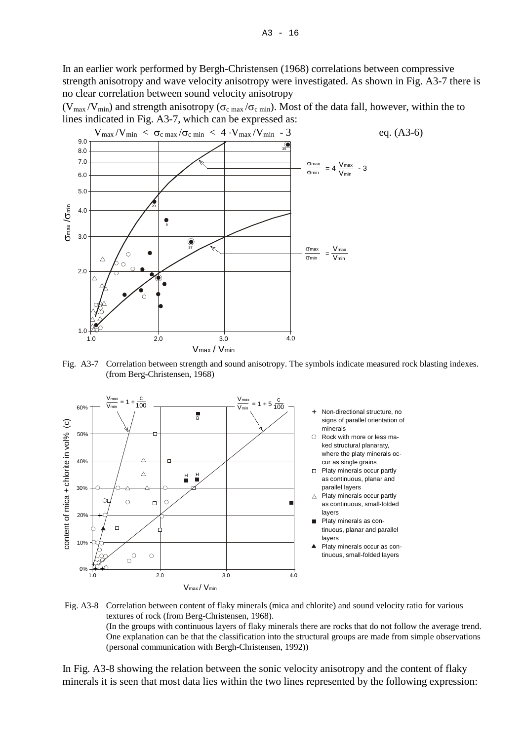In an earlier work performed by Bergh-Christensen (1968) correlations between compressive strength anisotropy and wave velocity anisotropy were investigated. As shown in Fig. A3-7 there is no clear correlation between sound velocity anisotropy ($V_{max}/V_{min}$) and strength anisotropy ($\sigma_{c\,max}/\sigma_{c\,min}$). Most of the data fall, however, within the to lines indicated in Fig. A3-7, which can be expressed as:

$$V_{max}/V_{min} < \sigma_{c\,max}/\sigma_{c\,min} < 4 \cdot V_{max}/V_{min} - 3 \qquad \text{eq. (A3-6)}$$

Fig. A3-7 Correlation between strength and sound anisotropy. The symbols indicate measured rock blasting indexes. (from Berg-Christensen, 1968)

Fig. A3-8 Correlation between content of flaky minerals (mica and chlorite) and sound velocity ratio for various textures of rock (from Berg-Christensen, 1968).
(In the groups with continuous layers of flaky minerals there are rocks that do not follow the average trend. One explanation can be that the classification into the structural groups are made from simple observations (personal communication with Bergh-Christensen, 1992))

In Fig. A3-8 showing the relation between the sonic velocity anisotropy and the content of flaky minerals it is seen that most data lies within the two lines represented by the following expression: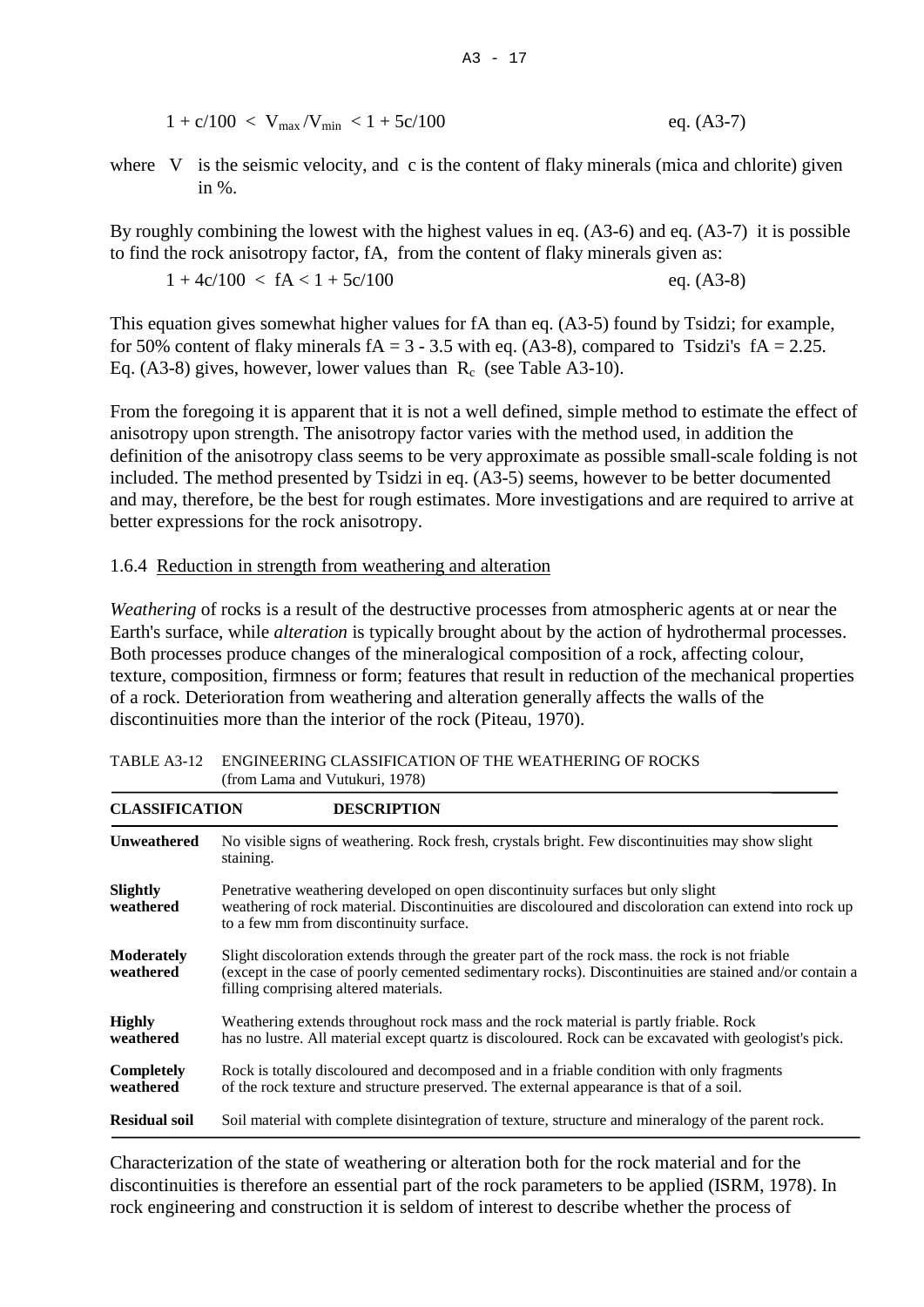$$1 + c/100 < V_{max}/V_{min} < 1 + 5c/100 \qquad \text{eq. (A3-7)}$$

where V is the seismic velocity, and c is the content of flaky minerals (mica and chlorite) given in %.

By roughly combining the lowest with the highest values in eq. (A3-6) and eq. (A3-7) it is possible to find the rock anisotropy factor, fA, from the content of flaky minerals given as:

$$1 + 4c/100 < fA < 1 + 5c/100 \qquad \text{eq. (A3-8)}$$

This equation gives somewhat higher values for fA than eq. (A3-5) found by Tsidzi; for example, for 50% content of flaky minerals fA = 3 - 3.5 with eq. (A3-8), compared to Tsidzi's fA = 2.25. Eq. (A3-8) gives, however, lower values than $R_c$ (see Table A3-10).

From the foregoing it is apparent that it is not a well defined, simple method to estimate the effect of anisotropy upon strength. The anisotropy factor varies with the method used, in addition the definition of the anisotropy class seems to be very approximate as possible small-scale folding is not included. The method presented by Tsidzi in eq. (A3-5) seems, however to be better documented and may, therefore, be the best for rough estimates. More investigations and are required to arrive at better expressions for the rock anisotropy.

### 1.6.4 Reduction in strength from weathering and alteration

*Weathering* of rocks is a result of the destructive processes from atmospheric agents at or near the Earth's surface, while *alteration* is typically brought about by the action of hydrothermal processes. Both processes produce changes of the mineralogical composition of a rock, affecting colour, texture, composition, firmness or form; features that result in reduction of the mechanical properties of a rock. Deterioration from weathering and alteration generally affects the walls of the discontinuities more than the interior of the rock (Piteau, 1970).

TABLE A3-12 ENGINEERING CLASSIFICATION OF THE WEATHERING OF ROCKS (from Lama and Vutukuri, 1978)

| CLASSIFICATION | DESCRIPTION |
|---|---|
| **Unweathered** | No visible signs of weathering. Rock fresh, crystals bright. Few discontinuities may show slight staining. |
| **Slightly weathered** | Penetrative weathering developed on open discontinuity surfaces but only slight weathering of rock material. Discontinuities are discoloured and discoloration can extend into rock up to a few mm from discontinuity surface. |
| **Moderately weathered** | Slight discoloration extends through the greater part of the rock mass. the rock is not friable (except in the case of poorly cemented sedimentary rocks). Discontinuities are stained and/or contain a filling comprising altered materials. |
| **Highly weathered** | Weathering extends throughout rock mass and the rock material is partly friable. Rock has no lustre. All material except quartz is discoloured. Rock can be excavated with geologist's pick. |
| **Completely weathered** | Rock is totally discoloured and decomposed and in a friable condition with only fragments of the rock texture and structure preserved. The external appearance is that of a soil. |
| **Residual soil** | Soil material with complete disintegration of texture, structure and mineralogy of the parent rock. |

Characterization of the state of weathering or alteration both for the rock material and for the discontinuities is therefore an essential part of the rock parameters to be applied (ISRM, 1978). In rock engineering and construction it is seldom of interest to describe whether the process of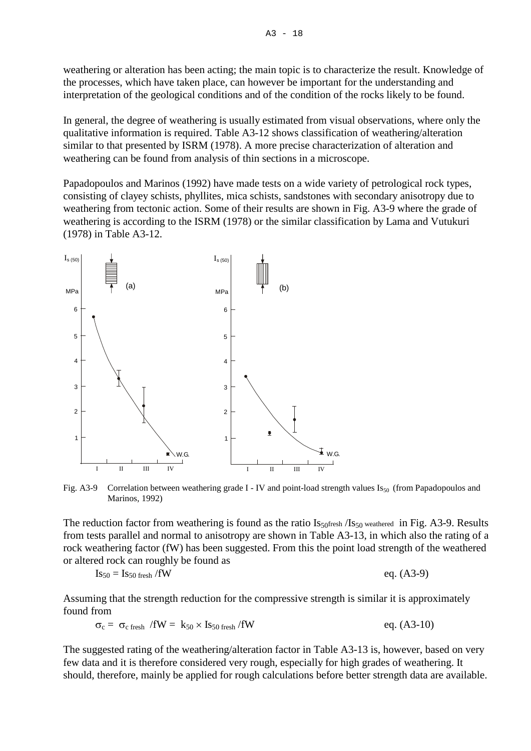weathering or alteration has been acting; the main topic is to characterize the result. Knowledge of the processes, which have taken place, can however be important for the understanding and interpretation of the geological conditions and of the condition of the rocks likely to be found.

In general, the degree of weathering is usually estimated from visual observations, where only the qualitative information is required. Table A3-12 shows classification of weathering/alteration similar to that presented by ISRM (1978). A more precise characterization of alteration and weathering can be found from analysis of thin sections in a microscope.

Papadopoulos and Marinos (1992) have made tests on a wide variety of petrological rock types, consisting of clayey schists, phyllites, mica schists, sandstones with secondary anisotropy due to weathering from tectonic action. Some of their results are shown in Fig. A3-9 where the grade of weathering is according to the ISRM (1978) or the similar classification by Lama and Vutukuri (1978) in Table A3-12.

Fig. A3-9 Correlation between weathering grade I - IV and point-load strength values $Is_{50}$ (from Papadopoulos and Marinos, 1992)

The reduction factor from weathering is found as the ratio $Is_{50fresh} / Is_{50\ weathered}$ in Fig. A3-9. Results from tests parallel and normal to anisotropy are shown in Table A3-13, in which also the rating of a rock weathering factor (fW) has been suggested. From this the point load strength of the weathered or altered rock can roughly be found as

$$Is_{50} = Is_{50\ fresh} / fW \qquad \text{eq. (A3-9)}$$

Assuming that the strength reduction for the compressive strength is similar it is approximately found from

$$\sigma_c = \sigma_{c\ fresh} / fW = k_{50} \times Is_{50\ fresh} / fW \qquad \text{eq. (A3-10)}$$

The suggested rating of the weathering/alteration factor in Table A3-13 is, however, based on very few data and it is therefore considered very rough, especially for high grades of weathering. It should, therefore, mainly be applied for rough calculations before better strength data are available.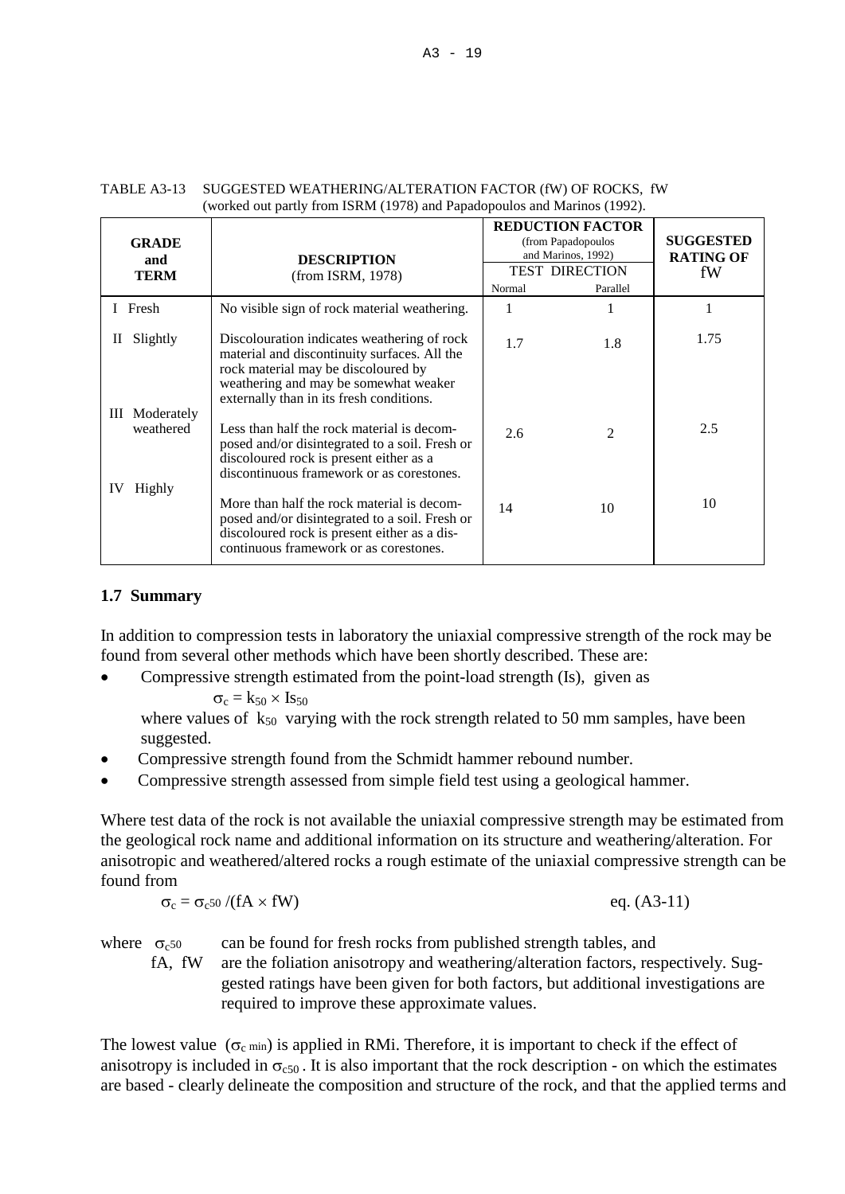TABLE A3-13 SUGGESTED WEATHERING/ALTERATION FACTOR (fW) OF ROCKS, fW (worked out partly from ISRM (1978) and Papadopoulos and Marinos (1992).

| GRADE and TERM | DESCRIPTION (from ISRM, 1978) | REDUCTION FACTOR (from Papadopoulos and Marinos, 1992) TEST DIRECTION | | SUGGESTED RATING OF fW |
|---|---|---|---|---|
| | | Normal | Parallel | |
| I Fresh | No visible sign of rock material weathering. | 1 | 1 | 1 |
| II Slightly | Discolouration indicates weathering of rock material and discontinuity surfaces. All the rock material may be discoloured by weathering and may be somewhat weaker externally than in its fresh conditions. | 1.7 | 1.8 | 1.75 |
| III Moderately weathered | Less than half the rock material is decomposed and/or disintegrated to a soil. Fresh or discoloured rock is present either as a discontinuous framework or as corestones. | 2.6 | 2 | 2.5 |
| IV Highly | More than half the rock material is decomposed and/or disintegrated to a soil. Fresh or discoloured rock is present either as a discontinuous framework or as corestones. | 14 | 10 | 10 |

## 1.7 Summary

In addition to compression tests in laboratory the uniaxial compressive strength of the rock may be found from several other methods which have been shortly described. These are:

- Compressive strength estimated from the point-load strength (Is), given as

  $\sigma_c = k_{50} \times Is_{50}$

  where values of $k_{50}$ varying with the rock strength related to 50 mm samples, have been suggested.
- Compressive strength found from the Schmidt hammer rebound number.
- Compressive strength assessed from simple field test using a geological hammer.

Where test data of the rock is not available the uniaxial compressive strength may be estimated from the geological rock name and additional information on its structure and weathering/alteration. For anisotropic and weathered/altered rocks a rough estimate of the uniaxial compressive strength can be found from

$$\sigma_c = \sigma_{c50} / (fA \times fW) \qquad \text{eq. (A3-11)}$$

where $\sigma_{c50}$ can be found for fresh rocks from published strength tables, and

fA, fW are the foliation anisotropy and weathering/alteration factors, respectively. Suggested ratings have been given for both factors, but additional investigations are required to improve these approximate values.

The lowest value ($\sigma_{c\,min}$) is applied in RMi. Therefore, it is important to check if the effect of anisotropy is included in $\sigma_{c50}$. It is also important that the rock description - on which the estimates are based - clearly delineate the composition and structure of the rock, and that the applied terms and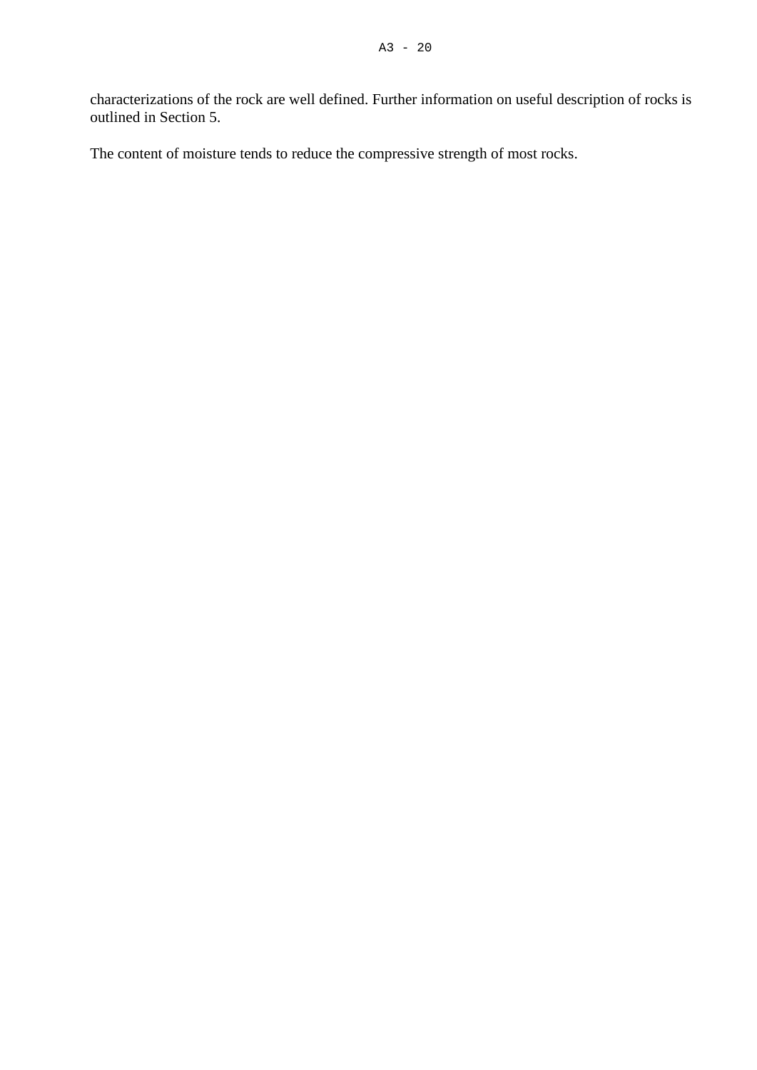characterizations of the rock are well defined. Further information on useful description of rocks is outlined in Section 5.

The content of moisture tends to reduce the compressive strength of most rocks.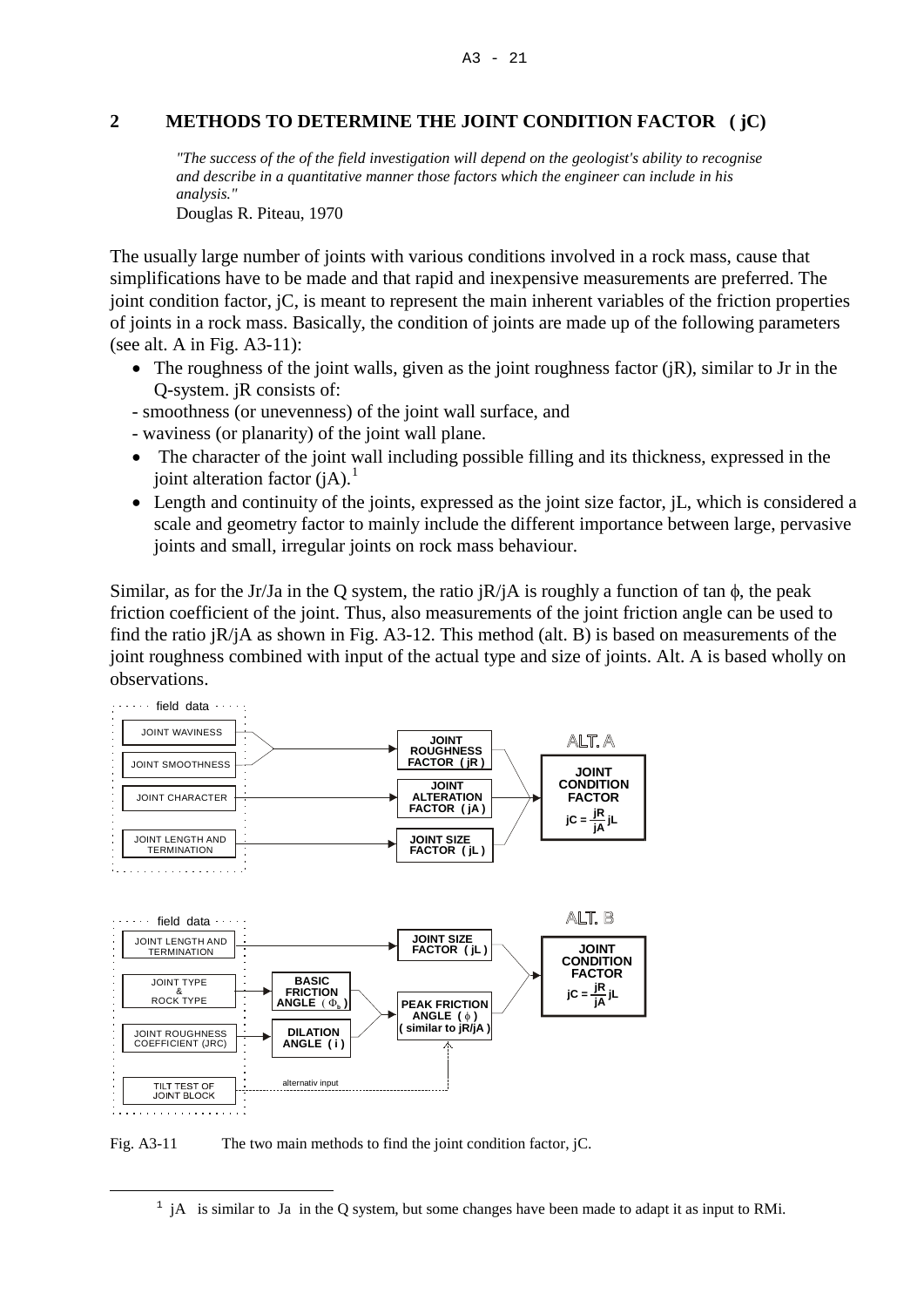## 2 METHODS TO DETERMINE THE JOINT CONDITION FACTOR ( jC)

*"The success of the of the field investigation will depend on the geologist's ability to recognise and describe in a quantitative manner those factors which the engineer can include in his analysis."*
Douglas R. Piteau, 1970

The usually large number of joints with various conditions involved in a rock mass, cause that simplifications have to be made and that rapid and inexpensive measurements are preferred. The joint condition factor, jC, is meant to represent the main inherent variables of the friction properties of joints in a rock mass. Basically, the condition of joints are made up of the following parameters (see alt. A in Fig. A3-11):

- The roughness of the joint walls, given as the joint roughness factor (jR), similar to Jr in the Q-system. jR consists of:

- smoothness (or unevenness) of the joint wall surface, and
- waviness (or planarity) of the joint wall plane.

- The character of the joint wall including possible filling and its thickness, expressed in the joint alteration factor (jA).[1]
- Length and continuity of the joints, expressed as the joint size factor, jL, which is considered a scale and geometry factor to mainly include the different importance between large, pervasive joints and small, irregular joints on rock mass behaviour.

Similar, as for the Jr/Ja in the Q system, the ratio jR/jA is roughly a function of tan $\phi$, the peak friction coefficient of the joint. Thus, also measurements of the joint friction angle can be used to find the ratio jR/jA as shown in Fig. A3-12. This method (alt. B) is based on measurements of the joint roughness combined with input of the actual type and size of joints. Alt. A is based wholly on observations.

**ALT. A**

field data:
- JOINT WAVINESS, JOINT SMOOTHNESS → JOINT ROUGHNESS FACTOR ( jR )
- JOINT CHARACTER → JOINT ALTERATION FACTOR ( jA )
- JOINT LENGTH AND TERMINATION → JOINT SIZE FACTOR ( jL )

→ JOINT CONDITION FACTOR $jC = \frac{jR}{jA} jL$

**ALT. B**

field data:
- JOINT LENGTH AND TERMINATION → JOINT SIZE FACTOR ( jL )
- JOINT TYPE & ROCK TYPE → BASIC FRICTION ANGLE ( $\Phi_b$ )
- JOINT ROUGHNESS COEFFICIENT (JRC) → DILATION ANGLE ( i )
- TILT TEST OF JOINT BLOCK → (alternativ input)

BASIC FRICTION ANGLE and DILATION ANGLE → PEAK FRICTION ANGLE ( $\phi$ ) ( similar to jR/jA )

→ JOINT CONDITION FACTOR $jC = \frac{jR}{jA} jL$

Fig. A3-11 The two main methods to find the joint condition factor, jC.

[1] jA is similar to Ja in the Q system, but some changes have been made to adapt it as input to RMi.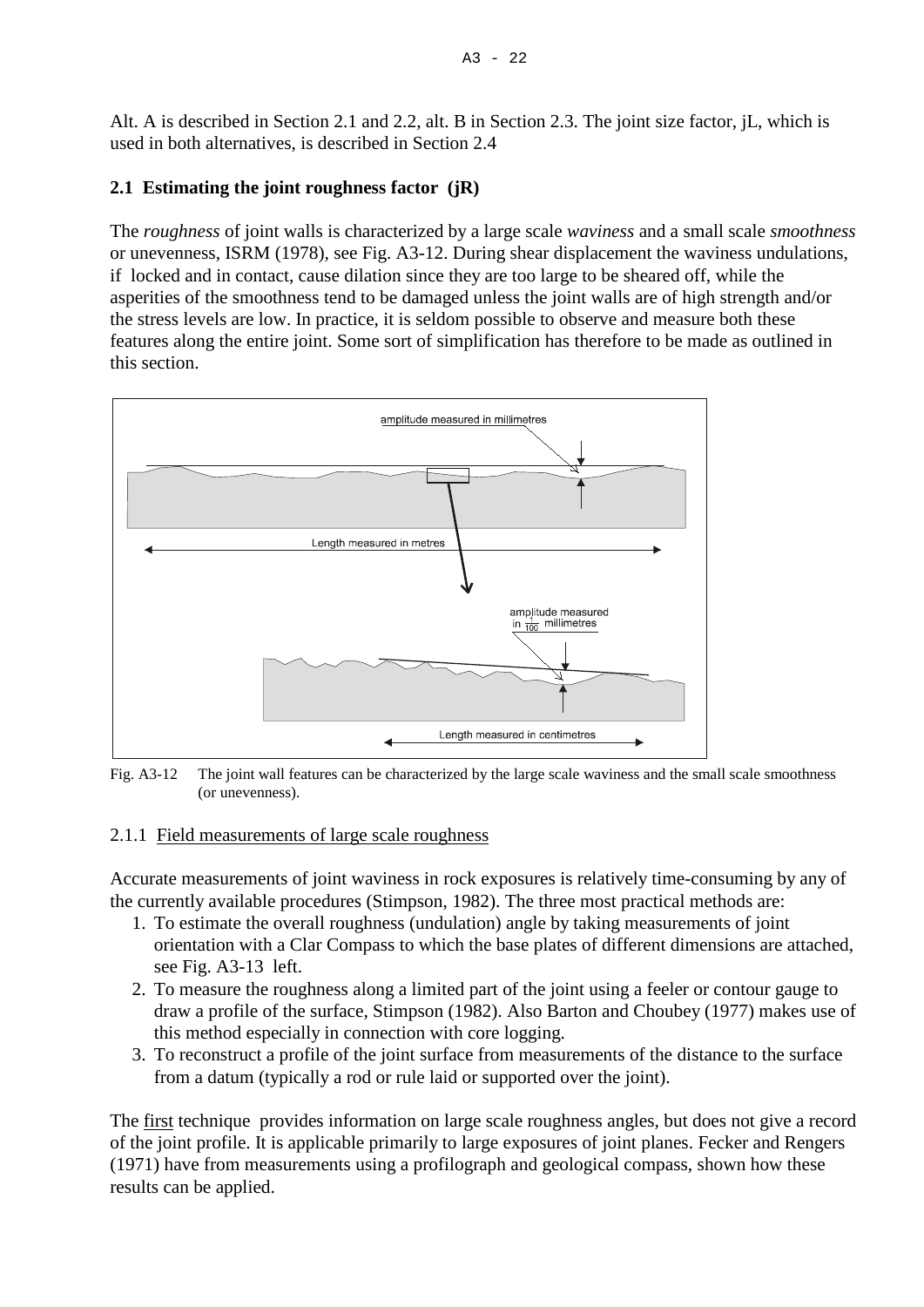Alt. A is described in Section 2.1 and 2.2, alt. B in Section 2.3. The joint size factor, jL, which is used in both alternatives, is described in Section 2.4

## 2.1 Estimating the joint roughness factor (jR)

The *roughness* of joint walls is characterized by a large scale *waviness* and a small scale *smoothness* or unevenness, ISRM (1978), see Fig. A3-12. During shear displacement the waviness undulations, if locked and in contact, cause dilation since they are too large to be sheared off, while the asperities of the smoothness tend to be damaged unless the joint walls are of high strength and/or the stress levels are low. In practice, it is seldom possible to observe and measure both these features along the entire joint. Some sort of simplification has therefore to be made as outlined in this section.

Fig. A3-12 The joint wall features can be characterized by the large scale waviness and the small scale smoothness (or unevenness).

### 2.1.1 Field measurements of large scale roughness

Accurate measurements of joint waviness in rock exposures is relatively time-consuming by any of the currently available procedures (Stimpson, 1982). The three most practical methods are:

1. To estimate the overall roughness (undulation) angle by taking measurements of joint orientation with a Clar Compass to which the base plates of different dimensions are attached, see Fig. A3-13 left.
2. To measure the roughness along a limited part of the joint using a feeler or contour gauge to draw a profile of the surface, Stimpson (1982). Also Barton and Choubey (1977) makes use of this method especially in connection with core logging.
3. To reconstruct a profile of the joint surface from measurements of the distance to the surface from a datum (typically a rod or rule laid or supported over the joint).

The first technique provides information on large scale roughness angles, but does not give a record of the joint profile. It is applicable primarily to large exposures of joint planes. Fecker and Rengers (1971) have from measurements using a profilograph and geological compass, shown how these results can be applied.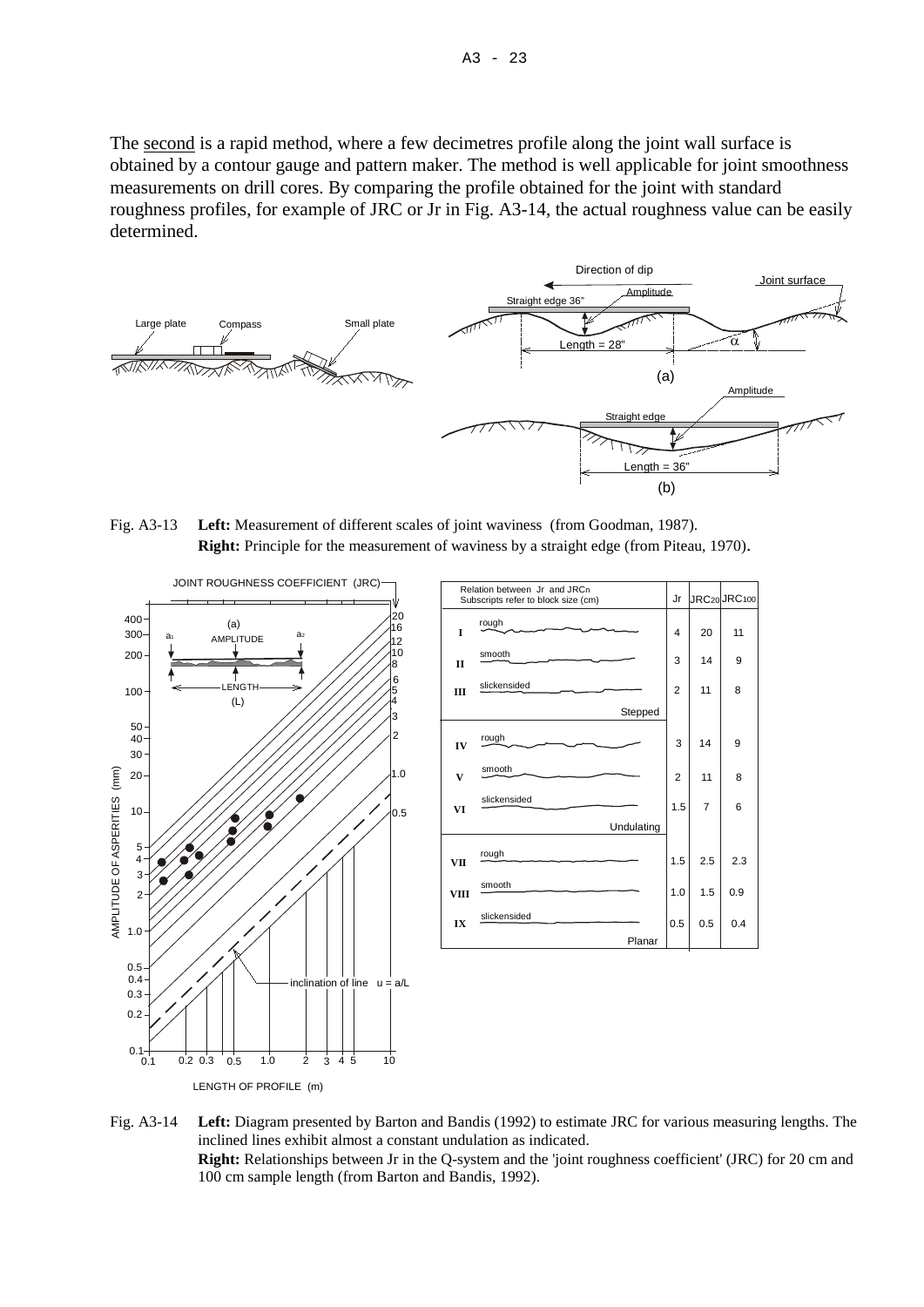The <u>second</u> is a rapid method, where a few decimetres profile along the joint wall surface is obtained by a contour gauge and pattern maker. The method is well applicable for joint smoothness measurements on drill cores. By comparing the profile obtained for the joint with standard roughness profiles, for example of JRC or Jr in Fig. A3-14, the actual roughness value can be easily determined.

Fig. A3-13 **Left:** Measurement of different scales of joint waviness (from Goodman, 1987). **Right:** Principle for the measurement of waviness by a straight edge (from Piteau, 1970).

| | Relation between Jr and $JRC_n$. Subscripts refer to block size (cm) | Jr | $JRC_{20}$ | $JRC_{100}$ |
|---|---|---|---|---|
| I | rough | 4 | 20 | 11 |
| II | smooth | 3 | 14 | 9 |
| III | slickensided (Stepped) | 2 | 11 | 8 |
| IV | rough | 3 | 14 | 9 |
| V | smooth | 2 | 11 | 8 |
| VI | slickensided (Undulating) | 1.5 | 7 | 6 |
| VII | rough | 1.5 | 2.5 | 2.3 |
| VIII | smooth | 1.0 | 1.5 | 0.9 |
| IX | slickensided (Planar) | 0.5 | 0.5 | 0.4 |

Fig. A3-14 **Left:** Diagram presented by Barton and Bandis (1992) to estimate JRC for various measuring lengths. The inclined lines exhibit almost a constant undulation as indicated.
**Right:** Relationships between Jr in the Q-system and the 'joint roughness coefficient' (JRC) for 20 cm and 100 cm sample length (from Barton and Bandis, 1992).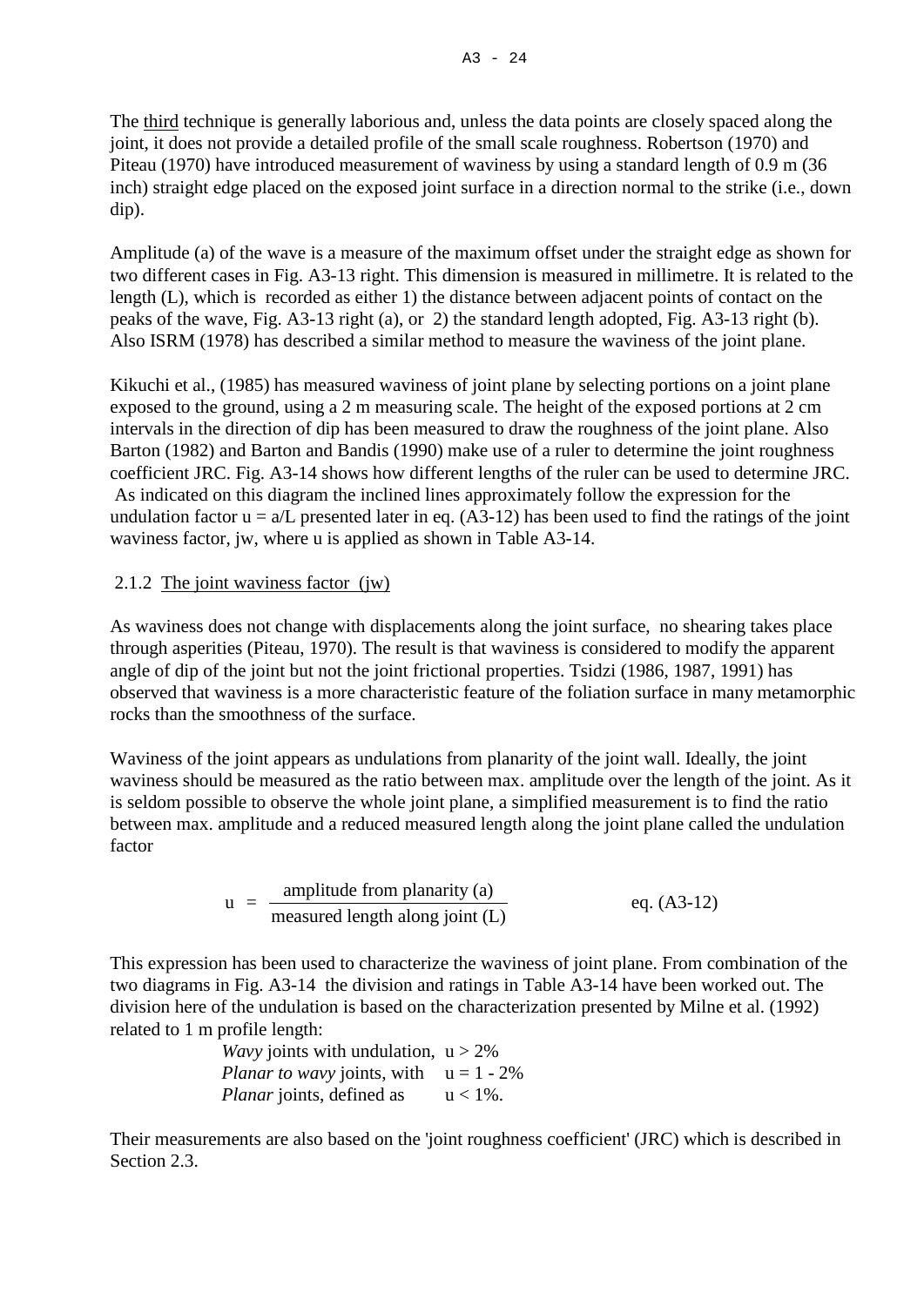The <u>third</u> technique is generally laborious and, unless the data points are closely spaced along the joint, it does not provide a detailed profile of the small scale roughness. Robertson (1970) and Piteau (1970) have introduced measurement of waviness by using a standard length of 0.9 m (36 inch) straight edge placed on the exposed joint surface in a direction normal to the strike (i.e., down dip).

Amplitude (a) of the wave is a measure of the maximum offset under the straight edge as shown for two different cases in Fig. A3-13 right. This dimension is measured in millimetre. It is related to the length (L), which is recorded as either 1) the distance between adjacent points of contact on the peaks of the wave, Fig. A3-13 right (a), or 2) the standard length adopted, Fig. A3-13 right (b). Also ISRM (1978) has described a similar method to measure the waviness of the joint plane.

Kikuchi et al., (1985) has measured waviness of joint plane by selecting portions on a joint plane exposed to the ground, using a 2 m measuring scale. The height of the exposed portions at 2 cm intervals in the direction of dip has been measured to draw the roughness of the joint plane. Also Barton (1982) and Barton and Bandis (1990) make use of a ruler to determine the joint roughness coefficient JRC. Fig. A3-14 shows how different lengths of the ruler can be used to determine JRC. As indicated on this diagram the inclined lines approximately follow the expression for the undulation factor u = a/L presented later in eq. (A3-12) has been used to find the ratings of the joint waviness factor, jw, where u is applied as shown in Table A3-14.

### 2.1.2 <u>The joint waviness factor (jw)</u>

As waviness does not change with displacements along the joint surface, no shearing takes place through asperities (Piteau, 1970). The result is that waviness is considered to modify the apparent angle of dip of the joint but not the joint frictional properties. Tsidzi (1986, 1987, 1991) has observed that waviness is a more characteristic feature of the foliation surface in many metamorphic rocks than the smoothness of the surface.

Waviness of the joint appears as undulations from planarity of the joint wall. Ideally, the joint waviness should be measured as the ratio between max. amplitude over the length of the joint. As it is seldom possible to observe the whole joint plane, a simplified measurement is to find the ratio between max. amplitude and a reduced measured length along the joint plane called the undulation factor

$$u = \frac{\text{amplitude from planarity (a)}}{\text{measured length along joint (L)}} \qquad \text{eq. (A3-12)}$$

This expression has been used to characterize the waviness of joint plane. From combination of the two diagrams in Fig. A3-14 the division and ratings in Table A3-14 have been worked out. The division here of the undulation is based on the characterization presented by Milne et al. (1992) related to 1 m profile length:

*Wavy* joints with undulation, $u > 2\%$
*Planar to wavy* joints, with $u = 1 - 2\%$
*Planar* joints, defined as $u < 1\%$.

Their measurements are also based on the 'joint roughness coefficient' (JRC) which is described in Section 2.3.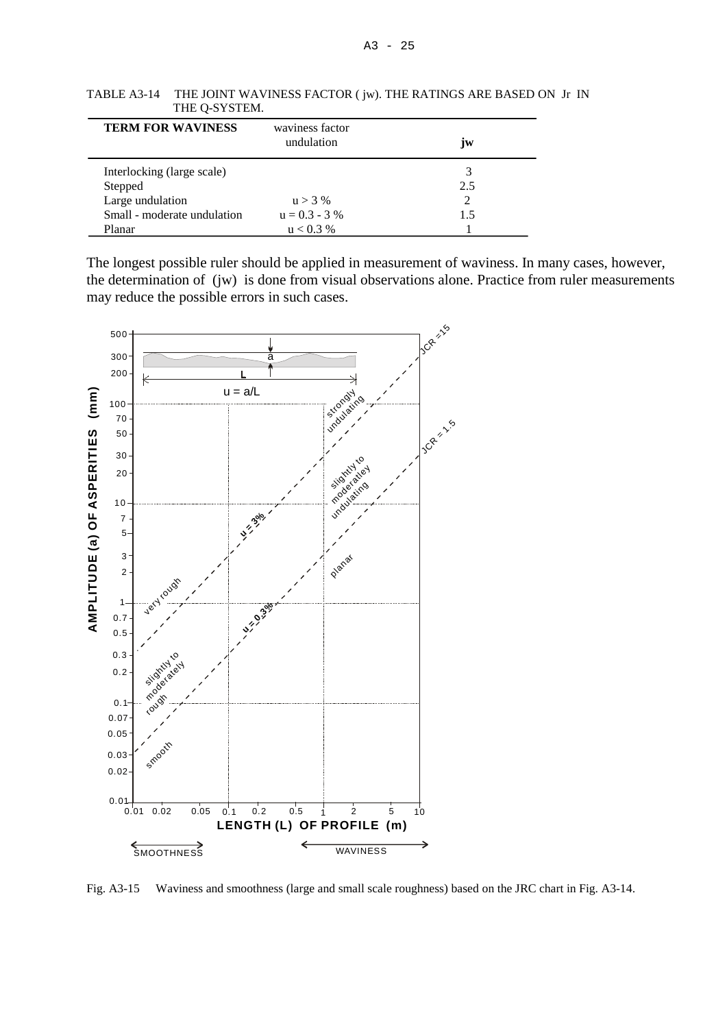TABLE A3-14 THE JOINT WAVINESS FACTOR ( jw). THE RATINGS ARE BASED ON Jr IN THE Q-SYSTEM.

| TERM FOR WAVINESS | waviness factor undulation | jw |
|---|---|---|
| Interlocking (large scale) | | 3 |
| Stepped | | 2.5 |
| Large undulation | u > 3 % | 2 |
| Small - moderate undulation | u = 0.3 - 3 % | 1.5 |
| Planar | u < 0.3 % | 1 |

The longest possible ruler should be applied in measurement of waviness. In many cases, however, the determination of (jw) is done from visual observations alone. Practice from ruler measurements may reduce the possible errors in such cases.

Fig. A3-15 Waviness and smoothness (large and small scale roughness) based on the JRC chart in Fig. A3-14.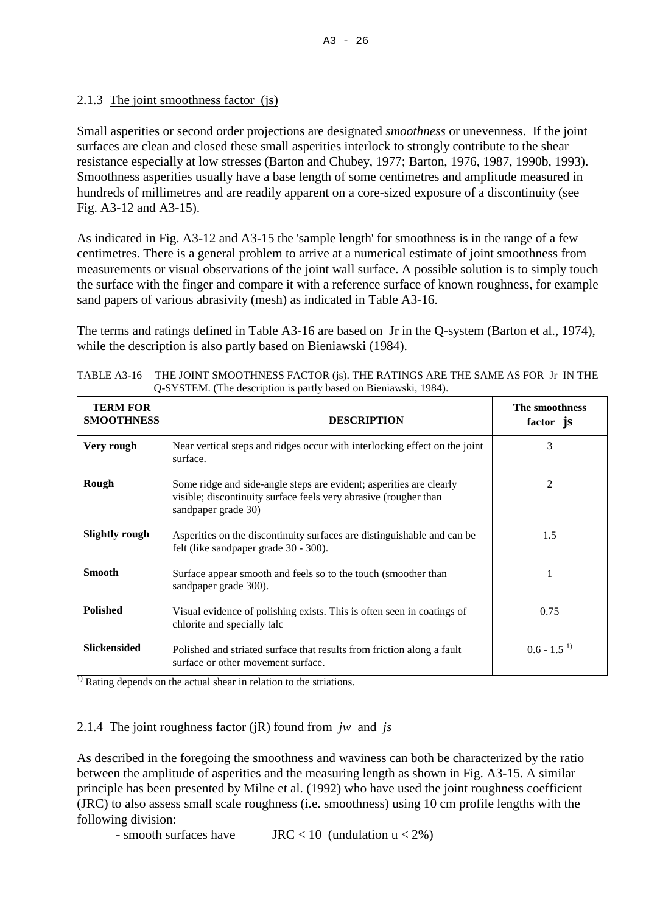### 2.1.3 The joint smoothness factor (js)

Small asperities or second order projections are designated *smoothness* or unevenness. If the joint surfaces are clean and closed these small asperities interlock to strongly contribute to the shear resistance especially at low stresses (Barton and Chubey, 1977; Barton, 1976, 1987, 1990b, 1993). Smoothness asperities usually have a base length of some centimetres and amplitude measured in hundreds of millimetres and are readily apparent on a core-sized exposure of a discontinuity (see Fig. A3-12 and A3-15).

As indicated in Fig. A3-12 and A3-15 the 'sample length' for smoothness is in the range of a few centimetres. There is a general problem to arrive at a numerical estimate of joint smoothness from measurements or visual observations of the joint wall surface. A possible solution is to simply touch the surface with the finger and compare it with a reference surface of known roughness, for example sand papers of various abrasivity (mesh) as indicated in Table A3-16.

The terms and ratings defined in Table A3-16 are based on Jr in the Q-system (Barton et al., 1974), while the description is also partly based on Bieniawski (1984).

TABLE A3-16 THE JOINT SMOOTHNESS FACTOR (js). THE RATINGS ARE THE SAME AS FOR Jr IN THE Q-SYSTEM. (The description is partly based on Bieniawski, 1984).

| TERM FOR SMOOTHNESS | DESCRIPTION | The smoothness factor **js** |
|---|---|---|
| **Very rough** | Near vertical steps and ridges occur with interlocking effect on the joint surface. | 3 |
| **Rough** | Some ridge and side-angle steps are evident; asperities are clearly visible; discontinuity surface feels very abrasive (rougher than sandpaper grade 30) | 2 |
| **Slightly rough** | Asperities on the discontinuity surfaces are distinguishable and can be felt (like sandpaper grade 30 - 300). | 1.5 |
| **Smooth** | Surface appear smooth and feels so to the touch (smoother than sandpaper grade 300). | 1 |
| **Polished** | Visual evidence of polishing exists. This is often seen in coatings of chlorite and specially talc | 0.75 |
| **Slickensided** | Polished and striated surface that results from friction along a fault surface or other movement surface. | 0.6 - 1.5 [1)] |

[1)] Rating depends on the actual shear in relation to the striations.

### 2.1.4 The joint roughness factor (jR) found from *jw* and *js*

As described in the foregoing the smoothness and waviness can both be characterized by the ratio between the amplitude of asperities and the measuring length as shown in Fig. A3-15. A similar principle has been presented by Milne et al. (1992) who have used the joint roughness coefficient (JRC) to also assess small scale roughness (i.e. smoothness) using 10 cm profile lengths with the following division:

- smooth surfaces have JRC < 10 (undulation u < 2%)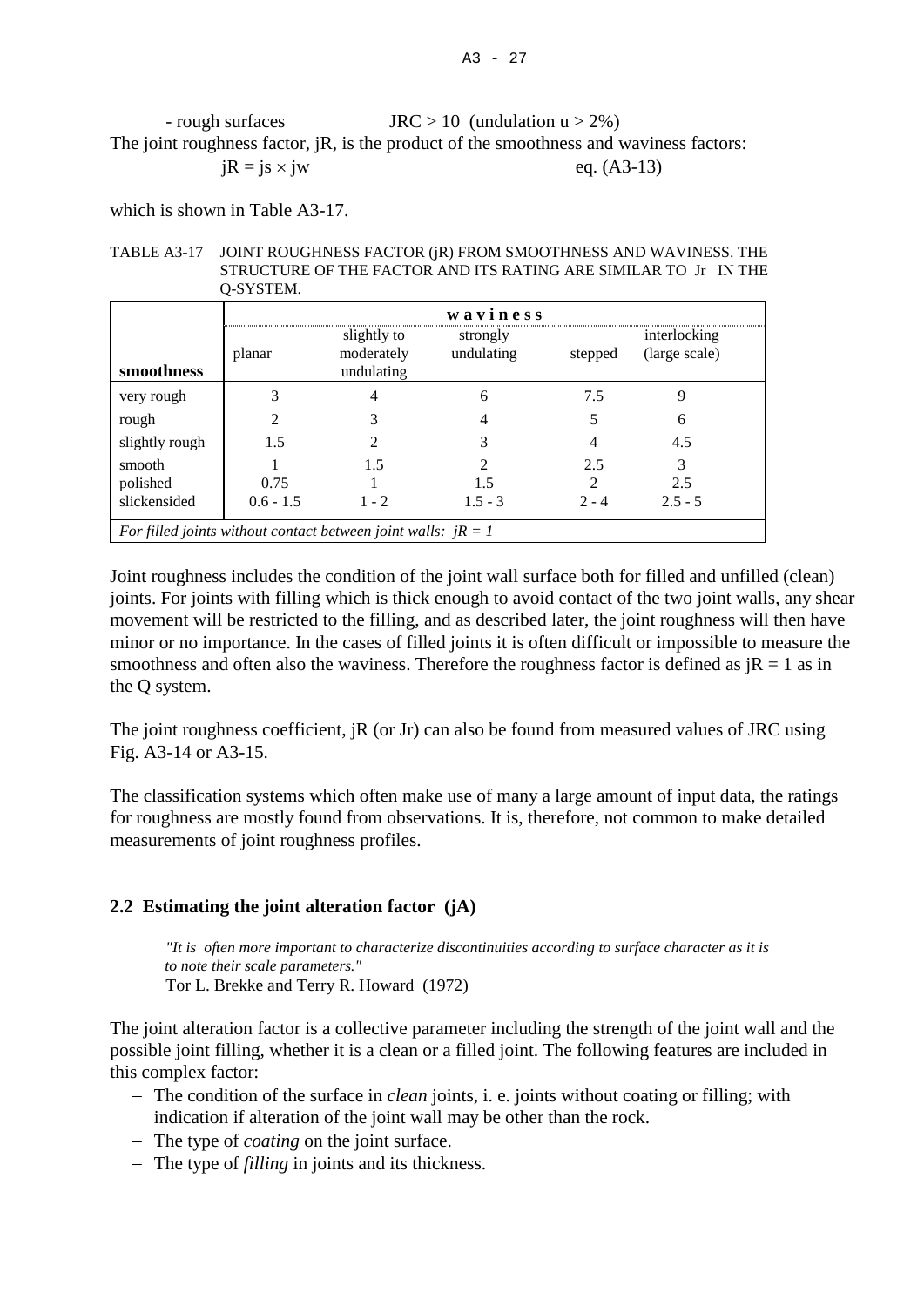- rough surfaces JRC > 10 (undulation u > 2%)

The joint roughness factor, jR, is the product of the smoothness and waviness factors:

$$jR = js \times jw \qquad \text{eq. (A3-13)}$$

which is shown in Table A3-17.

TABLE A3-17 JOINT ROUGHNESS FACTOR (jR) FROM SMOOTHNESS AND WAVINESS. THE STRUCTURE OF THE FACTOR AND ITS RATING ARE SIMILAR TO Jr IN THE Q-SYSTEM.

| | **w a v i n e s s** | | | | |
|---|---|---|---|---|---|
| **smoothness** | planar | slightly to moderately undulating | strongly undulating | stepped | interlocking (large scale) |
| very rough | 3 | 4 | 6 | 7.5 | 9 |
| rough | 2 | 3 | 4 | 5 | 6 |
| slightly rough | 1.5 | 2 | 3 | 4 | 4.5 |
| smooth | 1 | 1.5 | 2 | 2.5 | 3 |
| polished | 0.75 | 1 | 1.5 | 2 | 2.5 |
| slickensided | 0.6 - 1.5 | 1 - 2 | 1.5 - 3 | 2 - 4 | 2.5 - 5 |
| *For filled joints without contact between joint walls: jR = 1* | | | | | |

Joint roughness includes the condition of the joint wall surface both for filled and unfilled (clean) joints. For joints with filling which is thick enough to avoid contact of the two joint walls, any shear movement will be restricted to the filling, and as described later, the joint roughness will then have minor or no importance. In the cases of filled joints it is often difficult or impossible to measure the smoothness and often also the waviness. Therefore the roughness factor is defined as jR = 1 as in the Q system.

The joint roughness coefficient, jR (or Jr) can also be found from measured values of JRC using Fig. A3-14 or A3-15.

The classification systems which often make use of many a large amount of input data, the ratings for roughness are mostly found from observations. It is, therefore, not common to make detailed measurements of joint roughness profiles.

## 2.2 Estimating the joint alteration factor (jA)

*"It is often more important to characterize discontinuities according to surface character as it is to note their scale parameters."*
Tor L. Brekke and Terry R. Howard (1972)

The joint alteration factor is a collective parameter including the strength of the joint wall and the possible joint filling, whether it is a clean or a filled joint. The following features are included in this complex factor:

- The condition of the surface in *clean* joints, i. e. joints without coating or filling; with indication if alteration of the joint wall may be other than the rock.
- The type of *coating* on the joint surface.
- The type of *filling* in joints and its thickness.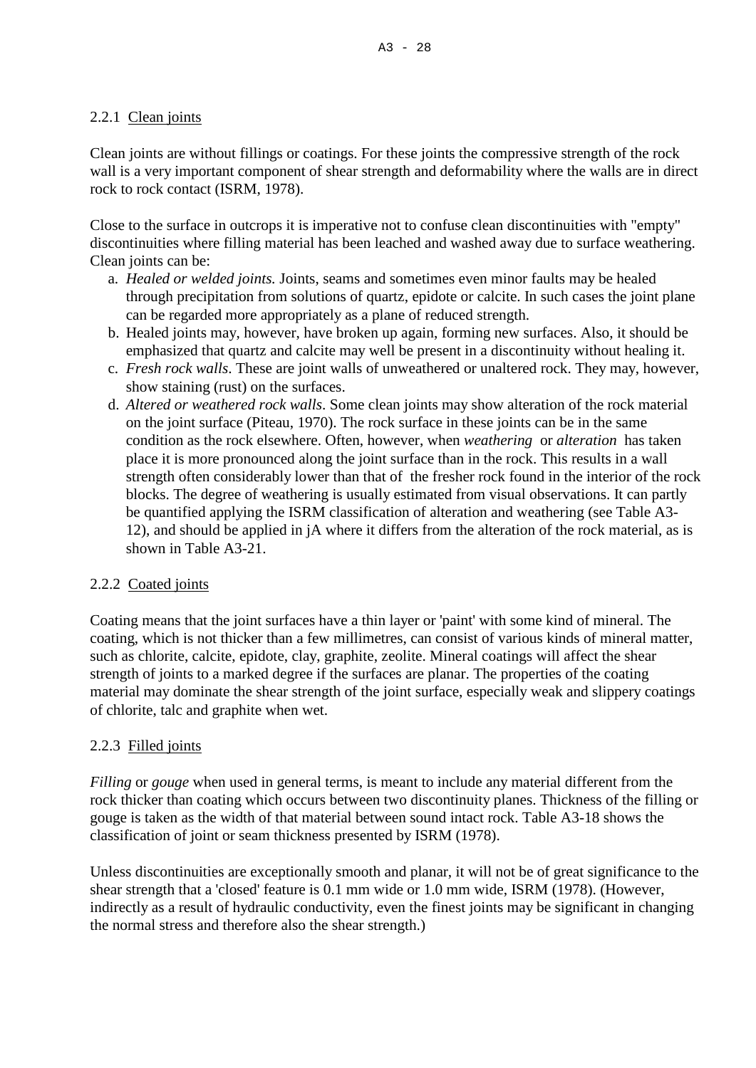### 2.2.1 Clean joints

Clean joints are without fillings or coatings. For these joints the compressive strength of the rock wall is a very important component of shear strength and deformability where the walls are in direct rock to rock contact (ISRM, 1978).

Close to the surface in outcrops it is imperative not to confuse clean discontinuities with "empty" discontinuities where filling material has been leached and washed away due to surface weathering. Clean joints can be:

a. *Healed or welded joints.* Joints, seams and sometimes even minor faults may be healed through precipitation from solutions of quartz, epidote or calcite. In such cases the joint plane can be regarded more appropriately as a plane of reduced strength.
b. Healed joints may, however, have broken up again, forming new surfaces. Also, it should be emphasized that quartz and calcite may well be present in a discontinuity without healing it.
c. *Fresh rock walls*. These are joint walls of unweathered or unaltered rock. They may, however, show staining (rust) on the surfaces.
d. *Altered or weathered rock walls*. Some clean joints may show alteration of the rock material on the joint surface (Piteau, 1970). The rock surface in these joints can be in the same condition as the rock elsewhere. Often, however, when *weathering* or *alteration* has taken place it is more pronounced along the joint surface than in the rock. This results in a wall strength often considerably lower than that of the fresher rock found in the interior of the rock blocks. The degree of weathering is usually estimated from visual observations. It can partly be quantified applying the ISRM classification of alteration and weathering (see Table A3-12), and should be applied in jA where it differs from the alteration of the rock material, as is shown in Table A3-21.

### 2.2.2 Coated joints

Coating means that the joint surfaces have a thin layer or 'paint' with some kind of mineral. The coating, which is not thicker than a few millimetres, can consist of various kinds of mineral matter, such as chlorite, calcite, epidote, clay, graphite, zeolite. Mineral coatings will affect the shear strength of joints to a marked degree if the surfaces are planar. The properties of the coating material may dominate the shear strength of the joint surface, especially weak and slippery coatings of chlorite, talc and graphite when wet.

### 2.2.3 Filled joints

*Filling* or *gouge* when used in general terms, is meant to include any material different from the rock thicker than coating which occurs between two discontinuity planes. Thickness of the filling or gouge is taken as the width of that material between sound intact rock. Table A3-18 shows the classification of joint or seam thickness presented by ISRM (1978).

Unless discontinuities are exceptionally smooth and planar, it will not be of great significance to the shear strength that a 'closed' feature is 0.1 mm wide or 1.0 mm wide, ISRM (1978). (However, indirectly as a result of hydraulic conductivity, even the finest joints may be significant in changing the normal stress and therefore also the shear strength.)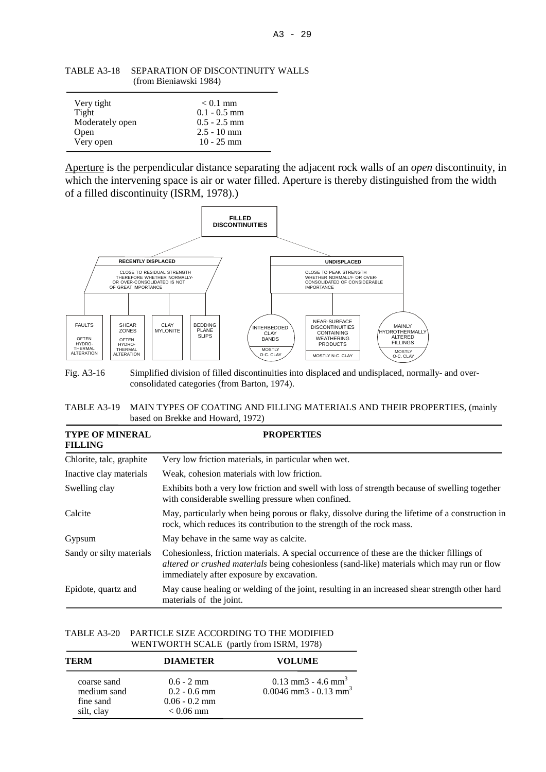TABLE A3-18 SEPARATION OF DISCONTINUITY WALLS (from Bieniawski 1984)

| | |
|---|---|
| Very tight | < 0.1 mm |
| Tight | 0.1 - 0.5 mm |
| Moderately open | 0.5 - 2.5 mm |
| Open | 2.5 - 10 mm |
| Very open | 10 - 25 mm |

Aperture is the perpendicular distance separating the adjacent rock walls of an *open* discontinuity, in which the intervening space is air or water filled. Aperture is thereby distinguished from the width of a filled discontinuity (ISRM, 1978).)

**FILLED DISCONTINUITIES**

- **RECENTLY DISPLACED**: CLOSE TO RESIDUAL STRENGTH THEREFORE WHETHER NORMALLY- OR OVER-CONSOLIDATED IS NOT OF GREAT IMPORTANCE
  - FAULTS (OFTEN HYDRO-THERMAL ALTERATION)
  - SHEAR ZONES (OFTEN HYDRO-THERMAL ALTERATION)
  - CLAY MYLONITE
  - BEDDING PLANE SLIPS
- **UNDISPLACED**: CLOSE TO PEAK STRENGTH WHETHER NORMALLY- OR OVER-CONSOLIDATED OF CONSIDERABLE IMPORTANCE
  - INTERBEDDED CLAY BANDS (MOSTLY O-C. CLAY)
  - NEAR-SURFACE DISCONTINUITIES CONTAINING WEATHERING PRODUCTS (MOSTLY N-C. CLAY)
  - MAINLY HYDROTHERMALLY ALTERED FILLINGS (MOSTLY O-C. CLAY)

Fig. A3-16 Simplified division of filled discontinuities into displaced and undisplaced, normally- and over-consolidated categories (from Barton, 1974).

TABLE A3-19 MAIN TYPES OF COATING AND FILLING MATERIALS AND THEIR PROPERTIES, (mainly based on Brekke and Howard, 1972)

| TYPE OF MINERAL FILLING | PROPERTIES |
|---|---|
| Chlorite, talc, graphite | Very low friction materials, in particular when wet. |
| Inactive clay materials | Weak, cohesion materials with low friction. |
| Swelling clay | Exhibits both a very low friction and swell with loss of strength because of swelling together with considerable swelling pressure when confined. |
| Calcite | May, particularly when being porous or flaky, dissolve during the lifetime of a construction in rock, which reduces its contribution to the strength of the rock mass. |
| Gypsum | May behave in the same way as calcite. |
| Sandy or silty materials | Cohesionless, friction materials. A special occurrence of these are the thicker fillings of *altered or crushed materials* being cohesionless (sand-like) materials which may run or flow immediately after exposure by excavation. |
| Epidote, quartz and | May cause healing or welding of the joint, resulting in an increased shear strength other hard materials of the joint. |

TABLE A3-20 PARTICLE SIZE ACCORDING TO THE MODIFIED WENTWORTH SCALE (partly from ISRM, 1978)

| TERM | DIAMETER | VOLUME |
|---|---|---|
| coarse sand | 0.6 - 2 mm | 0.13 mm3 - 4.6 mm$^3$ |
| medium sand | 0.2 - 0.6 mm | 0.0046 mm3 - 0.13 mm$^3$ |
| fine sand | 0.06 - 0.2 mm | |
| silt, clay | < 0.06 mm | |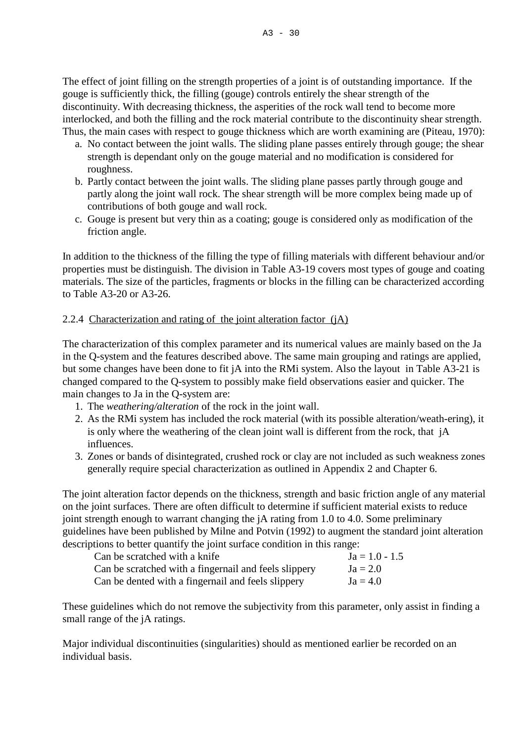The effect of joint filling on the strength properties of a joint is of outstanding importance. If the gouge is sufficiently thick, the filling (gouge) controls entirely the shear strength of the discontinuity. With decreasing thickness, the asperities of the rock wall tend to become more interlocked, and both the filling and the rock material contribute to the discontinuity shear strength. Thus, the main cases with respect to gouge thickness which are worth examining are (Piteau, 1970):

a. No contact between the joint walls. The sliding plane passes entirely through gouge; the shear strength is dependant only on the gouge material and no modification is considered for roughness.
b. Partly contact between the joint walls. The sliding plane passes partly through gouge and partly along the joint wall rock. The shear strength will be more complex being made up of contributions of both gouge and wall rock.
c. Gouge is present but very thin as a coating; gouge is considered only as modification of the friction angle.

In addition to the thickness of the filling the type of filling materials with different behaviour and/or properties must be distinguish. The division in Table A3-19 covers most types of gouge and coating materials. The size of the particles, fragments or blocks in the filling can be characterized according to Table A3-20 or A3-26.

### 2.2.4 Characterization and rating of the joint alteration factor (jA)

The characterization of this complex parameter and its numerical values are mainly based on the Ja in the Q-system and the features described above. The same main grouping and ratings are applied, but some changes have been done to fit jA into the RMi system. Also the layout in Table A3-21 is changed compared to the Q-system to possibly make field observations easier and quicker. The main changes to Ja in the Q-system are:

1. The *weathering/alteration* of the rock in the joint wall.
2. As the RMi system has included the rock material (with its possible alteration/weath-ering), it is only where the weathering of the clean joint wall is different from the rock, that jA influences.
3. Zones or bands of disintegrated, crushed rock or clay are not included as such weakness zones generally require special characterization as outlined in Appendix 2 and Chapter 6.

The joint alteration factor depends on the thickness, strength and basic friction angle of any material on the joint surfaces. There are often difficult to determine if sufficient material exists to reduce joint strength enough to warrant changing the jA rating from 1.0 to 4.0. Some preliminary guidelines have been published by Milne and Potvin (1992) to augment the standard joint alteration descriptions to better quantify the joint surface condition in this range:

| | |
|---|---|
| Can be scratched with a knife | Ja = 1.0 - 1.5 |
| Can be scratched with a fingernail and feels slippery | Ja = 2.0 |
| Can be dented with a fingernail and feels slippery | Ja = 4.0 |

These guidelines which do not remove the subjectivity from this parameter, only assist in finding a small range of the jA ratings.

Major individual discontinuities (singularities) should as mentioned earlier be recorded on an individual basis.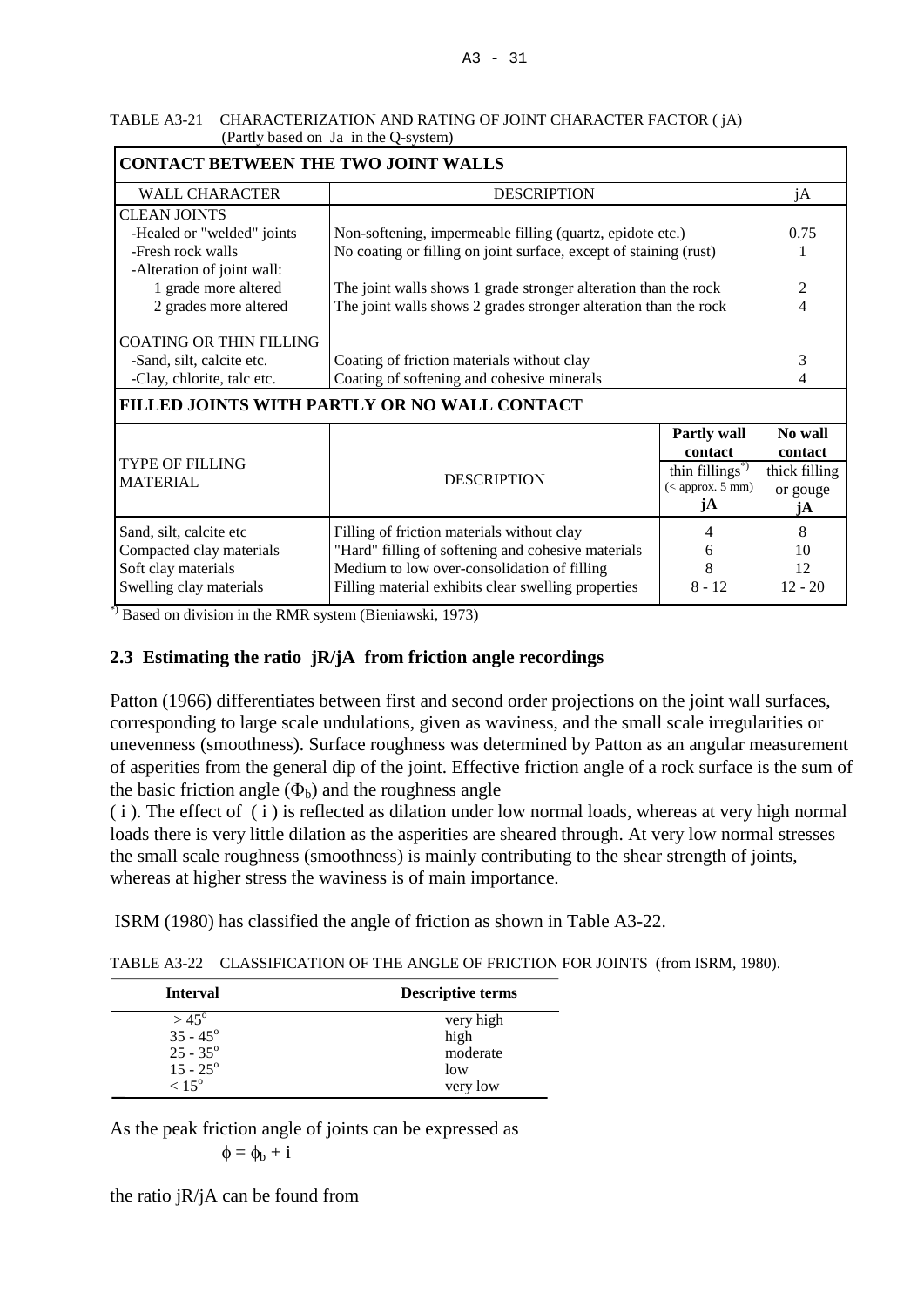TABLE A3-21 CHARACTERIZATION AND RATING OF JOINT CHARACTER FACTOR ( jA) (Partly based on Ja in the Q-system)

| **CONTACT BETWEEN THE TWO JOINT WALLS** | | | |
|---|---|---|---|
| WALL CHARACTER | DESCRIPTION | | jA |
| CLEAN JOINTS | | | |
| -Healed or "welded" joints | Non-softening, impermeable filling (quartz, epidote etc.) | | 0.75 |
| -Fresh rock walls | No coating or filling on joint surface, except of staining (rust) | | 1 |
| -Alteration of joint wall: | | | |
| 1 grade more altered | The joint walls shows 1 grade stronger alteration than the rock | | 2 |
| 2 grades more altered | The joint walls shows 2 grades stronger alteration than the rock | | 4 |
| COATING OR THIN FILLING | | | |
| -Sand, silt, calcite etc. | Coating of friction materials without clay | | 3 |
| -Clay, chlorite, talc etc. | Coating of softening and cohesive minerals | | 4 |
| **FILLED JOINTS WITH PARTLY OR NO WALL CONTACT** | | | |
| TYPE OF FILLING MATERIAL | DESCRIPTION | **Partly wall contact** thin fillings*) (< approx. 5 mm) **jA** | **No wall contact** thick filling or gouge **jA** |
| Sand, silt, calcite etc | Filling of friction materials without clay | 4 | 8 |
| Compacted clay materials | "Hard" filling of softening and cohesive materials | 6 | 10 |
| Soft clay materials | Medium to low over-consolidation of filling | 8 | 12 |
| Swelling clay materials | Filling material exhibits clear swelling properties | 8 - 12 | 12 - 20 |

*) Based on division in the RMR system (Bieniawski, 1973)

## 2.3 Estimating the ratio jR/jA from friction angle recordings

Patton (1966) differentiates between first and second order projections on the joint wall surfaces, corresponding to large scale undulations, given as waviness, and the small scale irregularities or unevenness (smoothness). Surface roughness was determined by Patton as an angular measurement of asperities from the general dip of the joint. Effective friction angle of a rock surface is the sum of the basic friction angle ($\Phi_b$) and the roughness angle ( i ). The effect of ( i ) is reflected as dilation under low normal loads, whereas at very high normal loads there is very little dilation as the asperities are sheared through. At very low normal stresses the small scale roughness (smoothness) is mainly contributing to the shear strength of joints, whereas at higher stress the waviness is of main importance.

ISRM (1980) has classified the angle of friction as shown in Table A3-22.

TABLE A3-22 CLASSIFICATION OF THE ANGLE OF FRICTION FOR JOINTS (from ISRM, 1980).

| **Interval** | **Descriptive terms** |
|---|---|
| $> 45^o$ | very high |
| $35 - 45^o$ | high |
| $25 - 35^o$ | moderate |
| $15 - 25^o$ | low |
| $< 15^o$ | very low |

As the peak friction angle of joints can be expressed as

$$\phi = \phi_b + i$$

the ratio jR/jA can be found from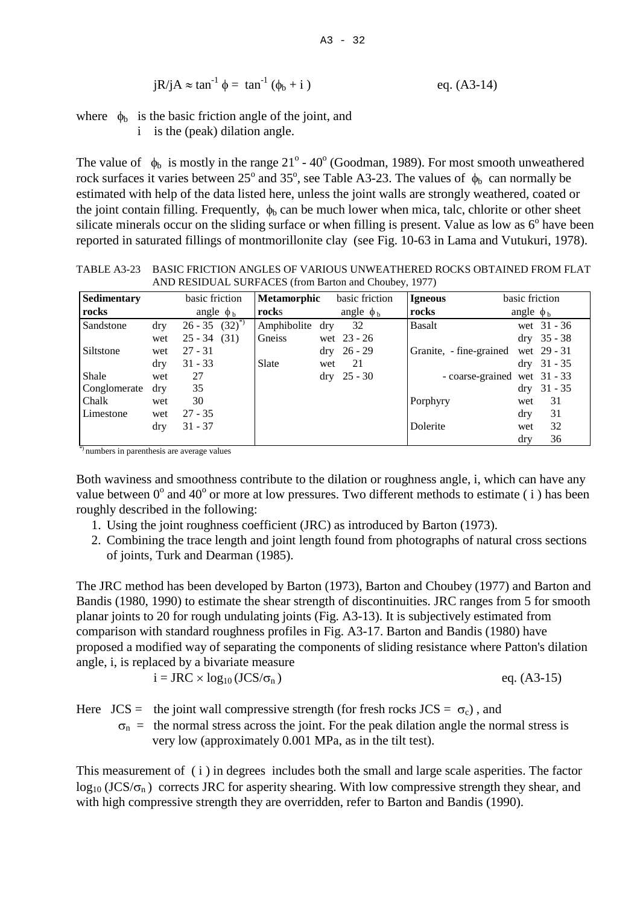$$jR/jA \approx \tan^{-1} \phi = \tan^{-1} (\phi_b + i) \qquad \text{eq. (A3-14)}$$

where $\phi_b$ is the basic friction angle of the joint, and
$i$ is the (peak) dilation angle.

The value of $\phi_b$ is mostly in the range 21° - 40° (Goodman, 1989). For most smooth unweathered rock surfaces it varies between 25° and 35°, see Table A3-23. The values of $\phi_b$ can normally be estimated with help of the data listed here, unless the joint walls are strongly weathered, coated or the joint contain filling. Frequently, $\phi_b$ can be much lower when mica, talc, chlorite or other sheet silicate minerals occur on the sliding surface or when filling is present. Value as low as 6° have been reported in saturated fillings of montmorillonite clay (see Fig. 10-63 in Lama and Vutukuri, 1978).

TABLE A3-23 BASIC FRICTION ANGLES OF VARIOUS UNWEATHERED ROCKS OBTAINED FROM FLAT AND RESIDUAL SURFACES (from Barton and Choubey, 1977)

| **Sedimentary rocks** | | basic friction angle $\phi_b$ | **Metamorphic rocks** | | basic friction angle $\phi_b$ | **Igneous rocks** | | basic friction angle $\phi_b$ |
|---|---|---|---|---|---|---|---|---|
| Sandstone | dry | 26 - 35 (32)*) | Amphibolite | dry | 32 | Basalt | wet | 31 - 36 |
| | wet | 25 - 34 (31) | Gneiss | wet | 23 - 26 | | dry | 35 - 38 |
| Siltstone | wet | 27 - 31 | | dry | 26 - 29 | Granite, - fine-grained | wet | 29 - 31 |
| | dry | 31 - 33 | Slate | wet | 21 | | dry | 31 - 35 |
| Shale | wet | 27 | | dry | 25 - 30 | - coarse-grained | wet | 31 - 33 |
| Conglomerate | dry | 35 | | | | | dry | 31 - 35 |
| Chalk | wet | 30 | | | | Porphyry | wet | 31 |
| Limestone | wet | 27 - 35 | | | | | dry | 31 |
| | dry | 31 - 37 | | | | Dolerite | wet | 32 |
| | | | | | | | dry | 36 |

*) numbers in parenthesis are average values

Both waviness and smoothness contribute to the dilation or roughness angle, i, which can have any value between 0° and 40° or more at low pressures. Two different methods to estimate ( i ) has been roughly described in the following:

1. Using the joint roughness coefficient (JRC) as introduced by Barton (1973).
2. Combining the trace length and joint length found from photographs of natural cross sections of joints, Turk and Dearman (1985).

The JRC method has been developed by Barton (1973), Barton and Choubey (1977) and Barton and Bandis (1980, 1990) to estimate the shear strength of discontinuities. JRC ranges from 5 for smooth planar joints to 20 for rough undulating joints (Fig. A3-13). It is subjectively estimated from comparison with standard roughness profiles in Fig. A3-17. Barton and Bandis (1980) have proposed a modified way of separating the components of sliding resistance where Patton's dilation angle, i, is replaced by a bivariate measure

$$i = JRC \times \log_{10} (JCS/\sigma_n) \qquad \text{eq. (A3-15)}$$

Here JCS = the joint wall compressive strength (for fresh rocks JCS = $\sigma_c$) , and
$\sigma_n$ = the normal stress across the joint. For the peak dilation angle the normal stress is very low (approximately 0.001 MPa, as in the tilt test).

This measurement of ( i ) in degrees includes both the small and large scale asperities. The factor $\log_{10} (JCS/\sigma_n)$ corrects JRC for asperity shearing. With low compressive strength they shear, and with high compressive strength they are overridden, refer to Barton and Bandis (1990).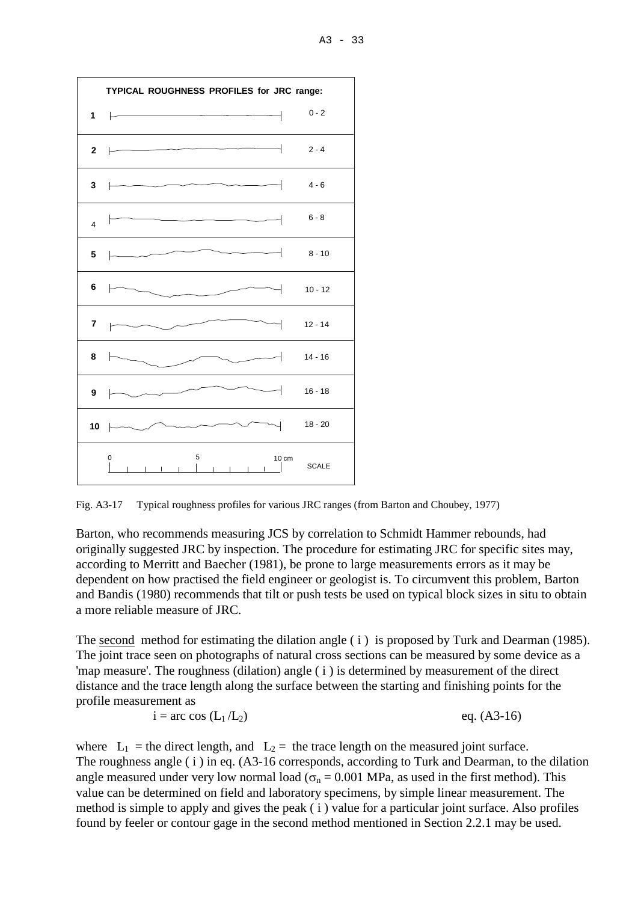Fig. A3-17 Typical roughness profiles for various JRC ranges (from Barton and Choubey, 1977)

Barton, who recommends measuring JCS by correlation to Schmidt Hammer rebounds, had originally suggested JRC by inspection. The procedure for estimating JRC for specific sites may, according to Merritt and Baecher (1981), be prone to large measurements errors as it may be dependent on how practised the field engineer or geologist is. To circumvent this problem, Barton and Bandis (1980) recommends that tilt or push tests be used on typical block sizes in situ to obtain a more reliable measure of JRC.

The second method for estimating the dilation angle ( i ) is proposed by Turk and Dearman (1985). The joint trace seen on photographs of natural cross sections can be measured by some device as a 'map measure'. The roughness (dilation) angle ( i ) is determined by measurement of the direct distance and the trace length along the surface between the starting and finishing points for the profile measurement as

$$i = \arccos (L_1 / L_2) \qquad \text{eq. (A3-16)}$$

where $L_1$ = the direct length, and $L_2$ = the trace length on the measured joint surface.
The roughness angle ( i ) in eq. (A3-16 corresponds, according to Turk and Dearman, to the dilation angle measured under very low normal load ($\sigma_n = 0.001$ MPa, as used in the first method). This value can be determined on field and laboratory specimens, by simple linear measurement. The method is simple to apply and gives the peak ( i ) value for a particular joint surface. Also profiles found by feeler or contour gage in the second method mentioned in Section 2.2.1 may be used.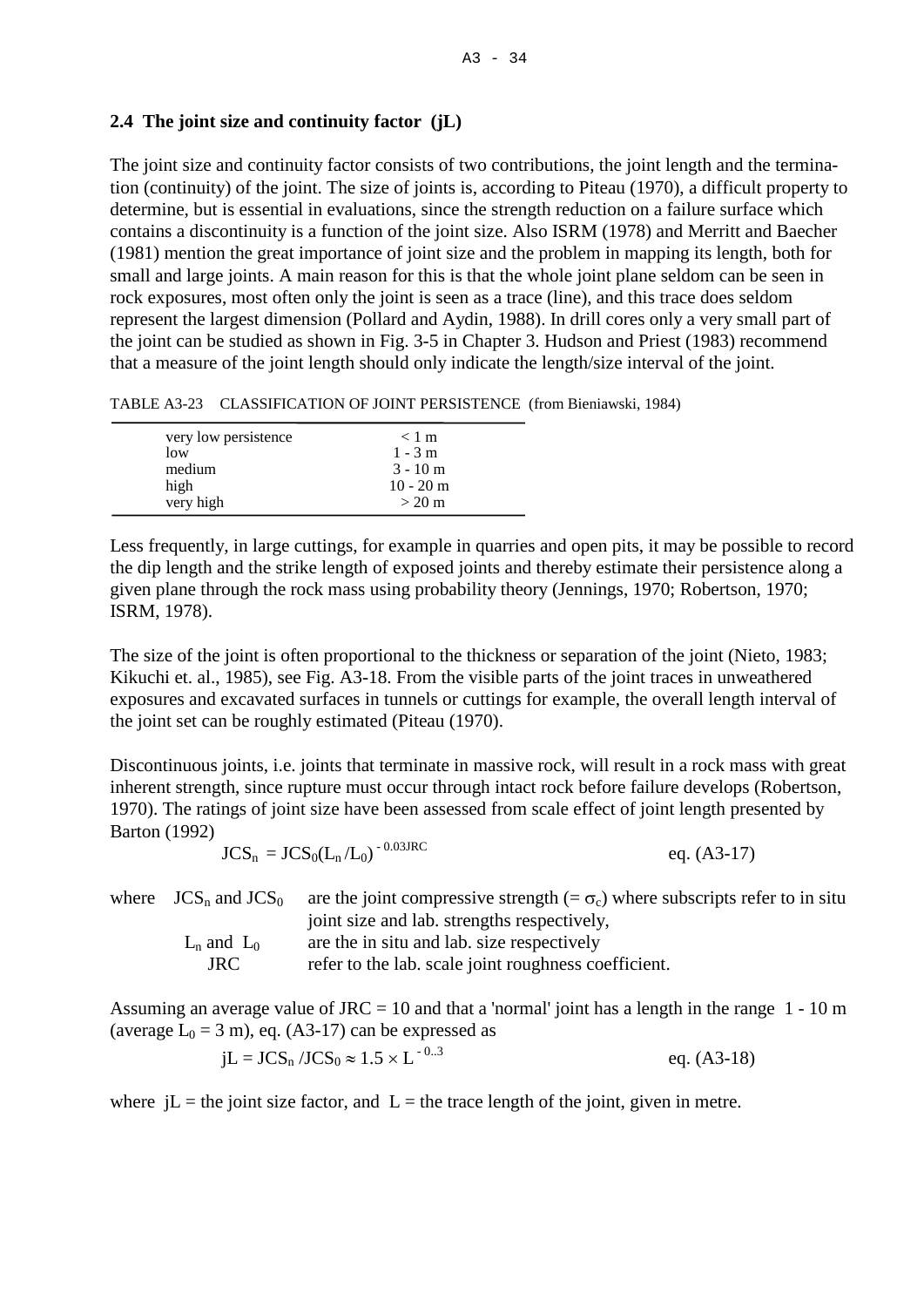## 2.4 The joint size and continuity factor (jL)

The joint size and continuity factor consists of two contributions, the joint length and the termination (continuity) of the joint. The size of joints is, according to Piteau (1970), a difficult property to determine, but is essential in evaluations, since the strength reduction on a failure surface which contains a discontinuity is a function of the joint size. Also ISRM (1978) and Merritt and Baecher (1981) mention the great importance of joint size and the problem in mapping its length, both for small and large joints. A main reason for this is that the whole joint plane seldom can be seen in rock exposures, most often only the joint is seen as a trace (line), and this trace does seldom represent the largest dimension (Pollard and Aydin, 1988). In drill cores only a very small part of the joint can be studied as shown in Fig. 3-5 in Chapter 3. Hudson and Priest (1983) recommend that a measure of the joint length should only indicate the length/size interval of the joint.

TABLE A3-23 CLASSIFICATION OF JOINT PERSISTENCE (from Bieniawski, 1984)

| | |
|---|---|
| very low persistence | < 1 m |
| low | 1 - 3 m |
| medium | 3 - 10 m |
| high | 10 - 20 m |
| very high | > 20 m |

Less frequently, in large cuttings, for example in quarries and open pits, it may be possible to record the dip length and the strike length of exposed joints and thereby estimate their persistence along a given plane through the rock mass using probability theory (Jennings, 1970; Robertson, 1970; ISRM, 1978).

The size of the joint is often proportional to the thickness or separation of the joint (Nieto, 1983; Kikuchi et. al., 1985), see Fig. A3-18. From the visible parts of the joint traces in unweathered exposures and excavated surfaces in tunnels or cuttings for example, the overall length interval of the joint set can be roughly estimated (Piteau (1970).

Discontinuous joints, i.e. joints that terminate in massive rock, will result in a rock mass with great inherent strength, since rupture must occur through intact rock before failure develops (Robertson, 1970). The ratings of joint size have been assessed from scale effect of joint length presented by Barton (1992)

$$JCS_n = JCS_0(L_n/L_0)^{-0.03JRC} \qquad \text{eq. (A3-17)}$$

where $JCS_n$ and $JCS_0$ are the joint compressive strength (= $\sigma_c$) where subscripts refer to in situ joint size and lab. strengths respectively,
$L_n$ and $L_0$ are the in situ and lab. size respectively
JRC refer to the lab. scale joint roughness coefficient.

Assuming an average value of JRC = 10 and that a 'normal' joint has a length in the range 1 - 10 m (average $L_0$ = 3 m), eq. (A3-17) can be expressed as

$$jL = JCS_n/JCS_0 \approx 1.5 \times L^{-0..3} \qquad \text{eq. (A3-18)}$$

where jL = the joint size factor, and L = the trace length of the joint, given in metre.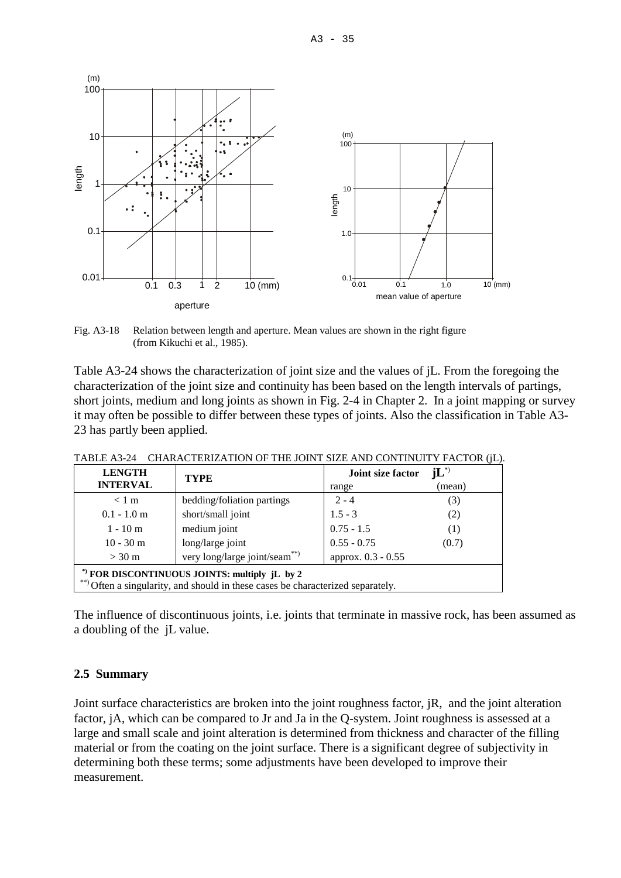Fig. A3-18 Relation between length and aperture. Mean values are shown in the right figure (from Kikuchi et al., 1985).

Table A3-24 shows the characterization of joint size and the values of jL. From the foregoing the characterization of the joint size and continuity has been based on the length intervals of partings, short joints, medium and long joints as shown in Fig. 2-4 in Chapter 2. In a joint mapping or survey it may often be possible to differ between these types of joints. Also the classification in Table A3-23 has partly been applied.

TABLE A3-24 CHARACTERIZATION OF THE JOINT SIZE AND CONTINUITY FACTOR (jL).

| LENGTH INTERVAL | TYPE | Joint size factor jL*) range | (mean) |
|---|---|---|---|
| < 1 m | bedding/foliation partings | 2 - 4 | (3) |
| 0.1 - 1.0 m | short/small joint | 1.5 - 3 | (2) |
| 1 - 10 m | medium joint | 0.75 - 1.5 | (1) |
| 10 - 30 m | long/large joint | 0.55 - 0.75 | (0.7) |
| > 30 m | very long/large joint/seam**) | approx. 0.3 - 0.55 | |

**\*) FOR DISCONTINUOUS JOINTS: multiply jL by 2**
\*\*) Often a singularity, and should in these cases be characterized separately.

The influence of discontinuous joints, i.e. joints that terminate in massive rock, has been assumed as a doubling of the jL value.

## 2.5 Summary

Joint surface characteristics are broken into the joint roughness factor, jR, and the joint alteration factor, jA, which can be compared to Jr and Ja in the Q-system. Joint roughness is assessed at a large and small scale and joint alteration is determined from thickness and character of the filling material or from the coating on the joint surface. There is a significant degree of subjectivity in determining both these terms; some adjustments have been developed to improve their measurement.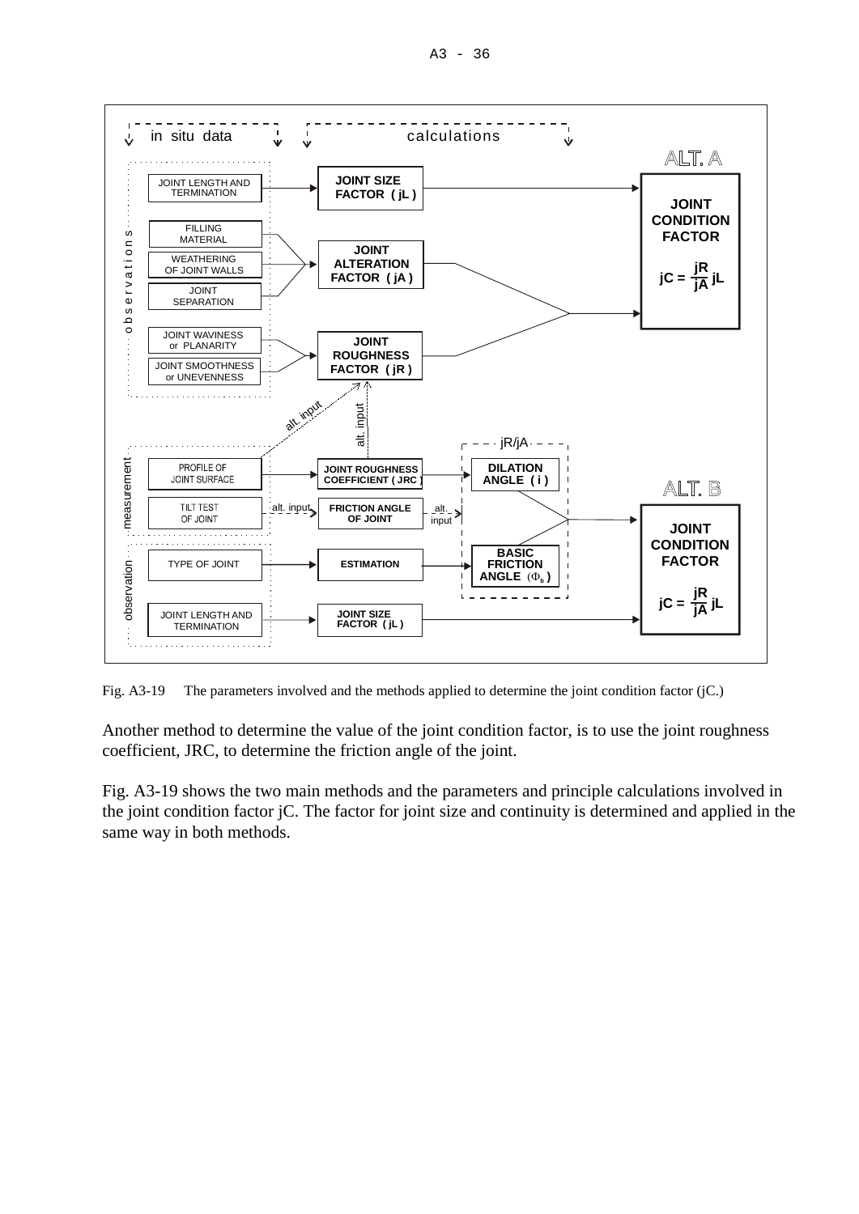Fig. A3-19 The parameters involved and the methods applied to determine the joint condition factor (jC.)

Another method to determine the value of the joint condition factor, is to use the joint roughness coefficient, JRC, to determine the friction angle of the joint.

Fig. A3-19 shows the two main methods and the parameters and principle calculations involved in the joint condition factor jC. The factor for joint size and continuity is determined and applied in the same way in both methods.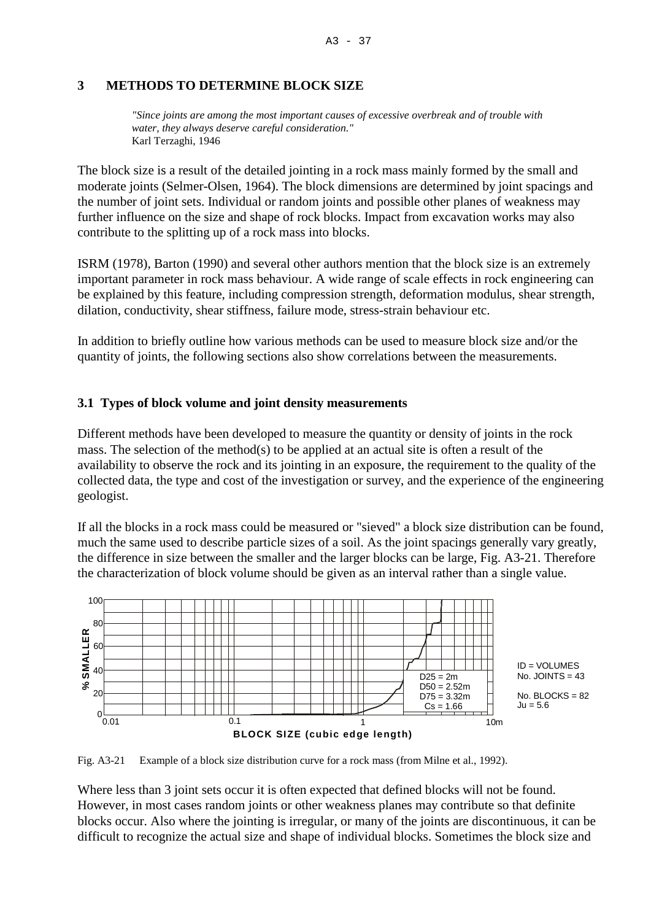## 3 METHODS TO DETERMINE BLOCK SIZE

*"Since joints are among the most important causes of excessive overbreak and of trouble with water, they always deserve careful consideration."*
Karl Terzaghi, 1946

The block size is a result of the detailed jointing in a rock mass mainly formed by the small and moderate joints (Selmer-Olsen, 1964). The block dimensions are determined by joint spacings and the number of joint sets. Individual or random joints and possible other planes of weakness may further influence on the size and shape of rock blocks. Impact from excavation works may also contribute to the splitting up of a rock mass into blocks.

ISRM (1978), Barton (1990) and several other authors mention that the block size is an extremely important parameter in rock mass behaviour. A wide range of scale effects in rock engineering can be explained by this feature, including compression strength, deformation modulus, shear strength, dilation, conductivity, shear stiffness, failure mode, stress-strain behaviour etc.

In addition to briefly outline how various methods can be used to measure block size and/or the quantity of joints, the following sections also show correlations between the measurements.

### 3.1 Types of block volume and joint density measurements

Different methods have been developed to measure the quantity or density of joints in the rock mass. The selection of the method(s) to be applied at an actual site is often a result of the availability to observe the rock and its jointing in an exposure, the requirement to the quality of the collected data, the type and cost of the investigation or survey, and the experience of the engineering geologist.

If all the blocks in a rock mass could be measured or "sieved" a block size distribution can be found, much the same used to describe particle sizes of a soil. As the joint spacings generally vary greatly, the difference in size between the smaller and the larger blocks can be large, Fig. A3-21. Therefore the characterization of block volume should be given as an interval rather than a single value.

Fig. A3-21 Example of a block size distribution curve for a rock mass (from Milne et al., 1992).

Where less than 3 joint sets occur it is often expected that defined blocks will not be found. However, in most cases random joints or other weakness planes may contribute so that definite blocks occur. Also where the jointing is irregular, or many of the joints are discontinuous, it can be difficult to recognize the actual size and shape of individual blocks. Sometimes the block size and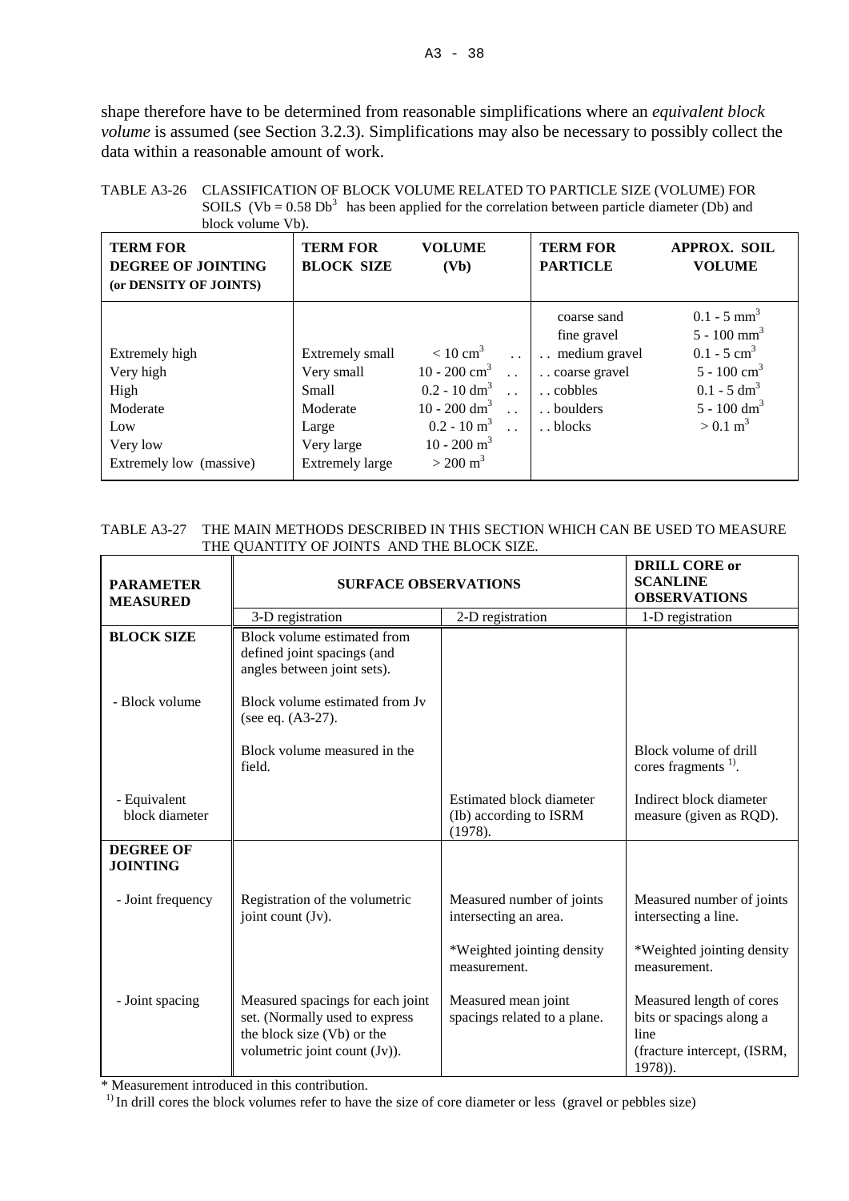shape therefore have to be determined from reasonable simplifications where an *equivalent block volume* is assumed (see Section 3.2.3). Simplifications may also be necessary to possibly collect the data within a reasonable amount of work.

TABLE A3-26 CLASSIFICATION OF BLOCK VOLUME RELATED TO PARTICLE SIZE (VOLUME) FOR SOILS ($Vb = 0.58\ Db^3$ has been applied for the correlation between particle diameter (Db) and block volume Vb).

| **TERM FOR DEGREE OF JOINTING (or DENSITY OF JOINTS)** | **TERM FOR BLOCK SIZE** | **VOLUME (Vb)** | **TERM FOR PARTICLE** | **APPROX. SOIL VOLUME** |
|---|---|---|---|---|
| | | | coarse sand | $0.1 - 5\ mm^3$ |
| | | | fine gravel | $5 - 100\ mm^3$ |
| Extremely high | Extremely small | $< 10\ cm^3$ .. | .. medium gravel | $0.1 - 5\ cm^3$ |
| Very high | Very small | $10 - 200\ cm^3$ .. | .. coarse gravel | $5 - 100\ cm^3$ |
| High | Small | $0.2 - 10\ dm^3$ .. | .. cobbles | $0.1 - 5\ dm^3$ |
| Moderate | Moderate | $10 - 200\ dm^3$ .. | .. boulders | $5 - 100\ dm^3$ |
| Low | Large | $0.2 - 10\ m^3$ .. | .. blocks | $> 0.1\ m^3$ |
| Very low | Very large | $10 - 200\ m^3$ | | |
| Extremely low (massive) | Extremely large | $> 200\ m^3$ | | |

TABLE A3-27 THE MAIN METHODS DESCRIBED IN THIS SECTION WHICH CAN BE USED TO MEASURE THE QUANTITY OF JOINTS AND THE BLOCK SIZE.

| **PARAMETER MEASURED** | **SURFACE OBSERVATIONS** | | **DRILL CORE or SCANLINE OBSERVATIONS** |
|---|---|---|---|
| | 3-D registration | 2-D registration | 1-D registration |
| **BLOCK SIZE** | Block volume estimated from defined joint spacings (and angles between joint sets). | | |
| - Block volume | Block volume estimated from Jv (see eq. (A3-27). | | |
| | Block volume measured in the field. | | Block volume of drill cores fragments [1]. |
| - Equivalent block diameter | | Estimated block diameter (Ib) according to ISRM (1978). | Indirect block diameter measure (given as RQD). |
| **DEGREE OF JOINTING** | | | |
| - Joint frequency | Registration of the volumetric joint count (Jv). | Measured number of joints intersecting an area. | Measured number of joints intersecting a line. |
| | | *Weighted jointing density measurement. | *Weighted jointing density measurement. |
| - Joint spacing | Measured spacings for each joint set. (Normally used to express the block size (Vb) or the volumetric joint count (Jv)). | Measured mean joint spacings related to a plane. | Measured length of cores bits or spacings along a line (fracture intercept, (ISRM, 1978)). |

* Measurement introduced in this contribution.

[1] In drill cores the block volumes refer to have the size of core diameter or less (gravel or pebbles size)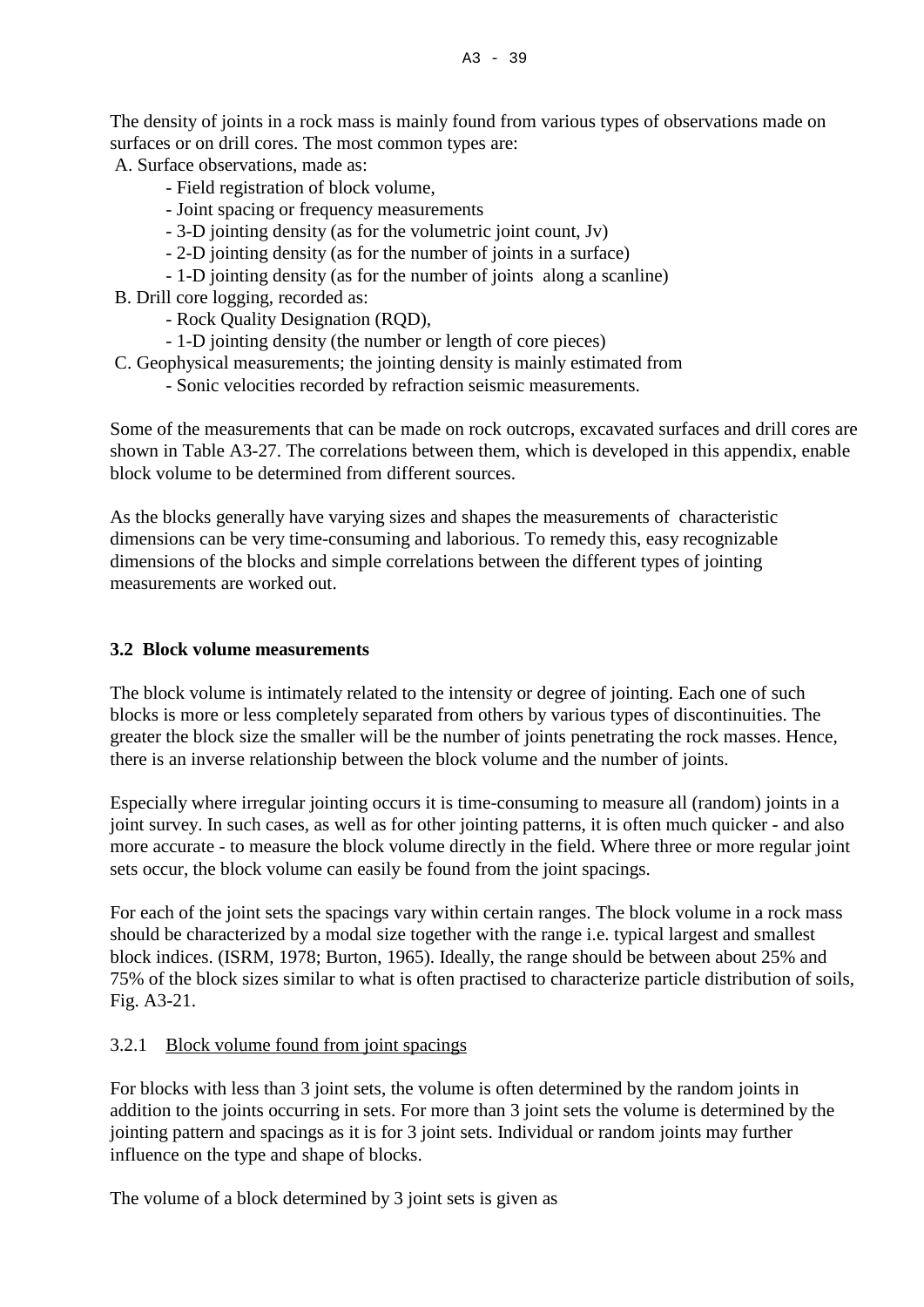The density of joints in a rock mass is mainly found from various types of observations made on surfaces or on drill cores. The most common types are:

A. Surface observations, made as:
   - Field registration of block volume,
   - Joint spacing or frequency measurements
   - 3-D jointing density (as for the volumetric joint count, Jv)
   - 2-D jointing density (as for the number of joints in a surface)
   - 1-D jointing density (as for the number of joints along a scanline)

B. Drill core logging, recorded as:
   - Rock Quality Designation (RQD),
   - 1-D jointing density (the number or length of core pieces)

C. Geophysical measurements; the jointing density is mainly estimated from
   - Sonic velocities recorded by refraction seismic measurements.

Some of the measurements that can be made on rock outcrops, excavated surfaces and drill cores are shown in Table A3-27. The correlations between them, which is developed in this appendix, enable block volume to be determined from different sources.

As the blocks generally have varying sizes and shapes the measurements of characteristic dimensions can be very time-consuming and laborious. To remedy this, easy recognizable dimensions of the blocks and simple correlations between the different types of jointing measurements are worked out.

### 3.2 Block volume measurements

The block volume is intimately related to the intensity or degree of jointing. Each one of such blocks is more or less completely separated from others by various types of discontinuities. The greater the block size the smaller will be the number of joints penetrating the rock masses. Hence, there is an inverse relationship between the block volume and the number of joints.

Especially where irregular jointing occurs it is time-consuming to measure all (random) joints in a joint survey. In such cases, as well as for other jointing patterns, it is often much quicker - and also more accurate - to measure the block volume directly in the field. Where three or more regular joint sets occur, the block volume can easily be found from the joint spacings.

For each of the joint sets the spacings vary within certain ranges. The block volume in a rock mass should be characterized by a modal size together with the range i.e. typical largest and smallest block indices. (ISRM, 1978; Burton, 1965). Ideally, the range should be between about 25% and 75% of the block sizes similar to what is often practised to characterize particle distribution of soils, Fig. A3-21.

#### 3.2.1 Block volume found from joint spacings

For blocks with less than 3 joint sets, the volume is often determined by the random joints in addition to the joints occurring in sets. For more than 3 joint sets the volume is determined by the jointing pattern and spacings as it is for 3 joint sets. Individual or random joints may further influence on the type and shape of blocks.

The volume of a block determined by 3 joint sets is given as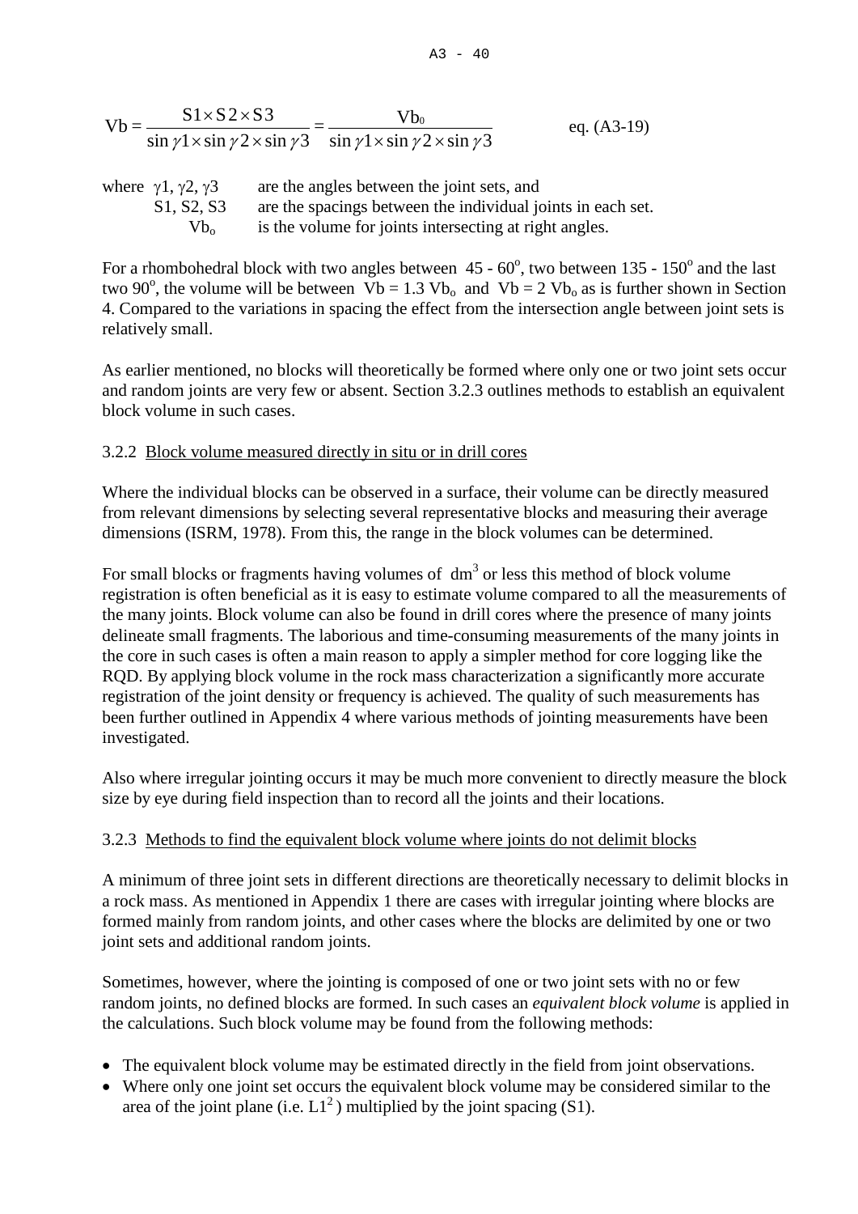$$Vb = \frac{S1 \times S2 \times S3}{\sin\gamma 1 \times \sin\gamma 2 \times \sin\gamma 3} = \frac{Vb_0}{\sin\gamma 1 \times \sin\gamma 2 \times \sin\gamma 3} \qquad \text{eq. (A3-19)}$$

where $\gamma 1$, $\gamma 2$, $\gamma 3$ are the angles between the joint sets, and
S1, S2, S3 are the spacings between the individual joints in each set.
$Vb_o$ is the volume for joints intersecting at right angles.

For a rhombohedral block with two angles between 45 - 60°, two between 135 - 150° and the last two 90°, the volume will be between $Vb = 1.3\ Vb_o$ and $Vb = 2\ Vb_o$ as is further shown in Section 4. Compared to the variations in spacing the effect from the intersection angle between joint sets is relatively small.

As earlier mentioned, no blocks will theoretically be formed where only one or two joint sets occur and random joints are very few or absent. Section 3.2.3 outlines methods to establish an equivalent block volume in such cases.

### 3.2.2 Block volume measured directly in situ or in drill cores

Where the individual blocks can be observed in a surface, their volume can be directly measured from relevant dimensions by selecting several representative blocks and measuring their average dimensions (ISRM, 1978). From this, the range in the block volumes can be determined.

For small blocks or fragments having volumes of $dm^3$ or less this method of block volume registration is often beneficial as it is easy to estimate volume compared to all the measurements of the many joints. Block volume can also be found in drill cores where the presence of many joints delineate small fragments. The laborious and time-consuming measurements of the many joints in the core in such cases is often a main reason to apply a simpler method for core logging like the RQD. By applying block volume in the rock mass characterization a significantly more accurate registration of the joint density or frequency is achieved. The quality of such measurements has been further outlined in Appendix 4 where various methods of jointing measurements have been investigated.

Also where irregular jointing occurs it may be much more convenient to directly measure the block size by eye during field inspection than to record all the joints and their locations.

### 3.2.3 Methods to find the equivalent block volume where joints do not delimit blocks

A minimum of three joint sets in different directions are theoretically necessary to delimit blocks in a rock mass. As mentioned in Appendix 1 there are cases with irregular jointing where blocks are formed mainly from random joints, and other cases where the blocks are delimited by one or two joint sets and additional random joints.

Sometimes, however, where the jointing is composed of one or two joint sets with no or few random joints, no defined blocks are formed. In such cases an *equivalent block volume* is applied in the calculations. Such block volume may be found from the following methods:

- The equivalent block volume may be estimated directly in the field from joint observations.
- Where only one joint set occurs the equivalent block volume may be considered similar to the area of the joint plane (i.e. $L1^2$) multiplied by the joint spacing (S1).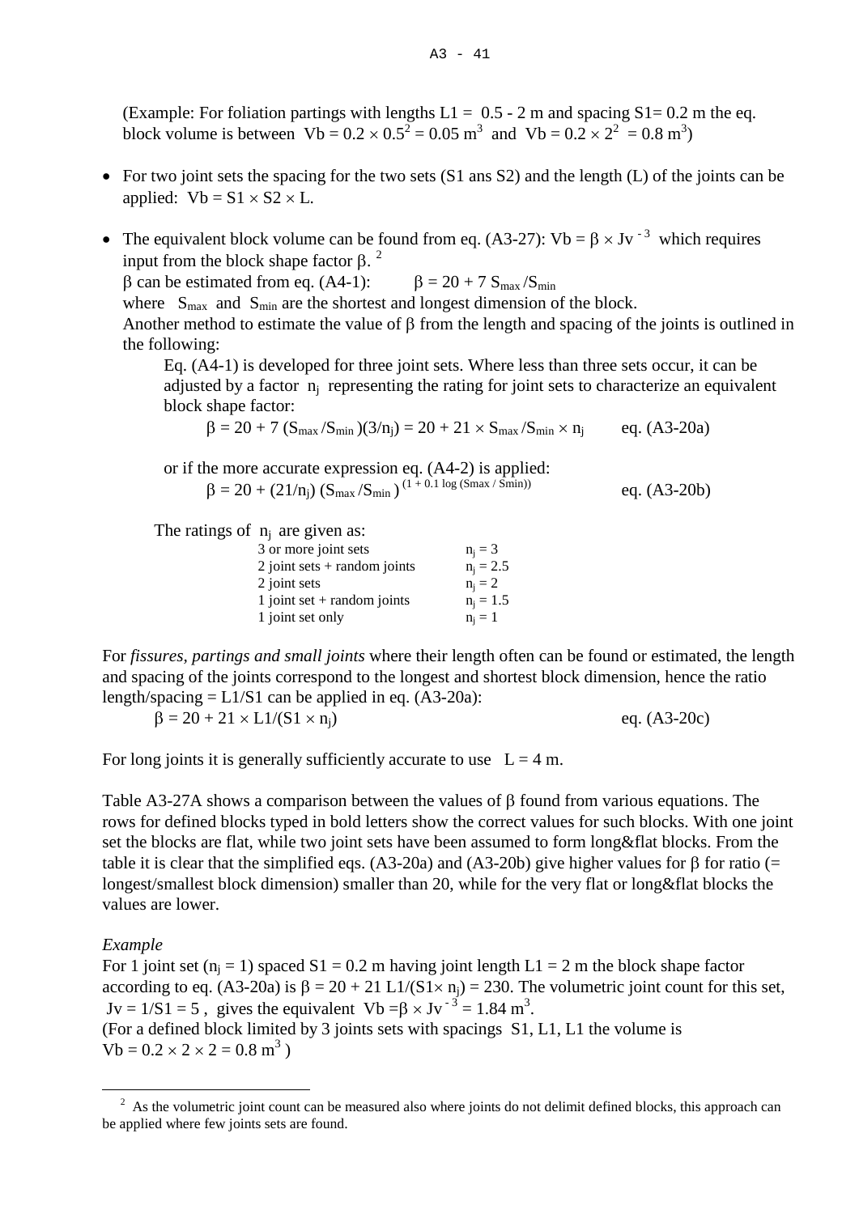(Example: For foliation partings with lengths $L1 = 0.5 - 2$ m and spacing $S1 = 0.2$ m the eq. block volume is between $Vb = 0.2 \times 0.5^2 = 0.05$ m$^3$ and $Vb = 0.2 \times 2^2 = 0.8$ m$^3$)

- For two joint sets the spacing for the two sets (S1 ans S2) and the length (L) of the joints can be applied: $Vb = S1 \times S2 \times L$.

- The equivalent block volume can be found from eq. (A3-27): $Vb = \beta \times Jv^{-3}$ which requires input from the block shape factor $\beta$. [2]
  $\beta$ can be estimated from eq. (A4-1): $\beta = 20 + 7\ S_{max}/S_{min}$
  where $S_{max}$ and $S_{min}$ are the shortest and longest dimension of the block.
  Another method to estimate the value of $\beta$ from the length and spacing of the joints is outlined in the following:

  Eq. (A4-1) is developed for three joint sets. Where less than three sets occur, it can be adjusted by a factor $n_j$ representing the rating for joint sets to characterize an equivalent block shape factor:

  $$\beta = 20 + 7\ (S_{max}/S_{min})(3/n_j) = 20 + 21 \times S_{max}/S_{min} \times n_j \qquad \text{eq. (A3-20a)}$$

  or if the more accurate expression eq. (A4-2) is applied:

  $$\beta = 20 + (21/n_j)\ (S_{max}/S_{min})^{(1 + 0.1 \log (Smax\ /\ Smin))} \qquad \text{eq. (A3-20b)}$$

  The ratings of $n_j$ are given as:

| | |
|---|---|
| 3 or more joint sets | $n_j = 3$ |
| 2 joint sets + random joints | $n_j = 2.5$ |
| 2 joint sets | $n_j = 2$ |
| 1 joint set + random joints | $n_j = 1.5$ |
| 1 joint set only | $n_j = 1$ |

For *fissures, partings and small joints* where their length often can be found or estimated, the length and spacing of the joints correspond to the longest and shortest block dimension, hence the ratio length/spacing = L1/S1 can be applied in eq. (A3-20a):

$$\beta = 20 + 21 \times L1/(S1 \times n_j) \qquad \text{eq. (A3-20c)}$$

For long joints it is generally sufficiently accurate to use $L = 4$ m.

Table A3-27A shows a comparison between the values of $\beta$ found from various equations. The rows for defined blocks typed in bold letters show the correct values for such blocks. With one joint set the blocks are flat, while two joint sets have been assumed to form long&flat blocks. From the table it is clear that the simplified eqs. (A3-20a) and (A3-20b) give higher values for $\beta$ for ratio (= longest/smallest block dimension) smaller than 20, while for the very flat or long&flat blocks the values are lower.

*Example*

For 1 joint set ($n_j = 1$) spaced $S1 = 0.2$ m having joint length $L1 = 2$ m the block shape factor according to eq. (A3-20a) is $\beta = 20 + 21\ L1/(S1 \times n_j) = 230$. The volumetric joint count for this set, $Jv = 1/S1 = 5$, gives the equivalent $Vb = \beta \times Jv^{-3} = 1.84$ m$^3$.
(For a defined block limited by 3 joints sets with spacings S1, L1, L1 the volume is $Vb = 0.2 \times 2 \times 2 = 0.8$ m$^3$ )

---

[2] As the volumetric joint count can be measured also where joints do not delimit defined blocks, this approach can be applied where few joints sets are found.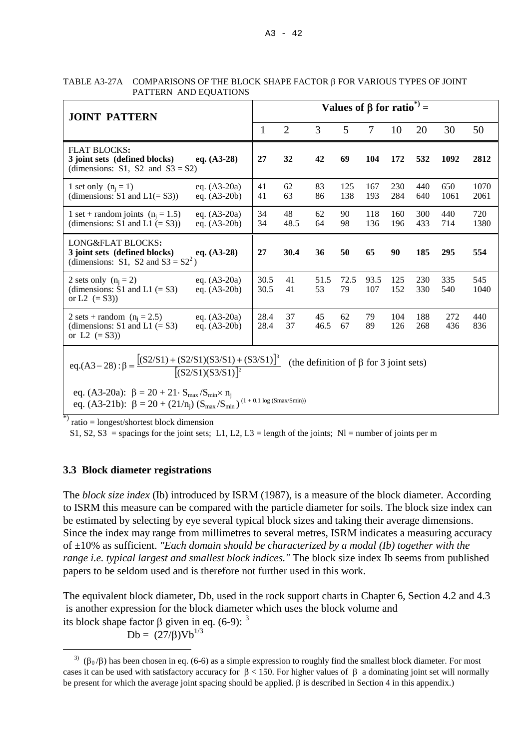TABLE A3-27A COMPARISONS OF THE BLOCK SHAPE FACTOR $\beta$ FOR VARIOUS TYPES OF JOINT PATTERN AND EQUATIONS

| JOINT PATTERN | | Values of $\beta$ for ratio*) = | | | | | | | | |
|---|---|---|---|---|---|---|---|---|---|---|
| | | 1 | 2 | 3 | 5 | 7 | 10 | 20 | 30 | 50 |
| **FLAT BLOCKS: 3 joint sets (defined blocks)** (dimensions: S1, S2 and S3 = S2) | **eq. (A3-28)** | **27** | **32** | **42** | **69** | **104** | **172** | **532** | **1092** | **2812** |
| 1 set only ($n_j = 1$) (dimensions: S1 and L1(= S3)) | eq. (A3-20a) | 41 | 62 | 83 | 125 | 167 | 230 | 440 | 650 | 1070 |
| | eq. (A3-20b) | 41 | 63 | 86 | 138 | 193 | 284 | 640 | 1061 | 2061 |
| 1 set + random joints ($n_j = 1.5$) (dimensions: S1 and L1 (= S3)) | eq. (A3-20a) | 34 | 48 | 62 | 90 | 118 | 160 | 300 | 440 | 720 |
| | eq. (A3-20b) | 34 | 48.5 | 64 | 98 | 136 | 196 | 433 | 714 | 1380 |
| **LONG&FLAT BLOCKS: 3 joint sets (defined blocks)** (dimensions: S1, S2 and S3 = S2$^2$) | **eq. (A3-28)** | **27** | **30.4** | **36** | **50** | **65** | **90** | **185** | **295** | **554** |
| 2 sets only ($n_j = 2$) (dimensions: S1 and L1 (= S3) or L2 (= S3)) | eq. (A3-20a) | 30.5 | 41 | 51.5 | 72.5 | 93.5 | 125 | 230 | 335 | 545 |
| | eq. (A3-20b) | 30.5 | 41 | 53 | 79 | 107 | 152 | 330 | 540 | 1040 |
| 2 sets + random ($n_j = 2.5$) (dimensions: S1 and L1 (= S3) or L2 (= S3)) | eq. (A3-20a) | 28.4 | 37 | 45 | 62 | 79 | 104 | 188 | 272 | 440 |
| | eq. (A3-20b) | 28.4 | 37 | 46.5 | 67 | 89 | 126 | 268 | 436 | 836 |

$$\text{eq.(A3-28)}: \beta = \frac{[(S2/S1) + (S2/S1)(S3/S1) + (S3/S1)]^3}{[(S2/S1)(S3/S1)]^2}$$ (the definition of $\beta$ for 3 joint sets)

eq. (A3-20a): $\beta = 20 + 21 \cdot S_{max}/S_{min} \times n_j$

eq. (A3-21b): $\beta = 20 + (21/n_j)(S_{max}/S_{min})^{(1 + 0.1 \log (Smax/Smin))}$

*) ratio = longest/shortest block dimension

S1, S2, S3 = spacings for the joint sets; L1, L2, L3 = length of the joints; Nl = number of joints per m

## 3.3 Block diameter registrations

The *block size index* (Ib) introduced by ISRM (1987), is a measure of the block diameter. According to ISRM this measure can be compared with the particle diameter for soils. The block size index can be estimated by selecting by eye several typical block sizes and taking their average dimensions. Since the index may range from millimetres to several metres, ISRM indicates a measuring accuracy of ±10% as sufficient. *"Each domain should be characterized by a modal (Ib) together with the range i.e. typical largest and smallest block indices."* The block size index Ib seems from published papers to be seldom used and is therefore not further used in this work.

The equivalent block diameter, Db, used in the rock support charts in Chapter 6, Section 4.2 and 4.3 is another expression for the block diameter which uses the block volume and its block shape factor $\beta$ given in eq. (6-9): [3]

$$Db = (27/\beta)Vb^{1/3}$$

[3] $(\beta_0/\beta)$ has been chosen in eq. (6-6) as a simple expression to roughly find the smallest block diameter. For most cases it can be used with satisfactory accuracy for $\beta < 150$. For higher values of $\beta$ a dominating joint set will normally be present for which the average joint spacing should be applied. $\beta$ is described in Section 4 in this appendix.)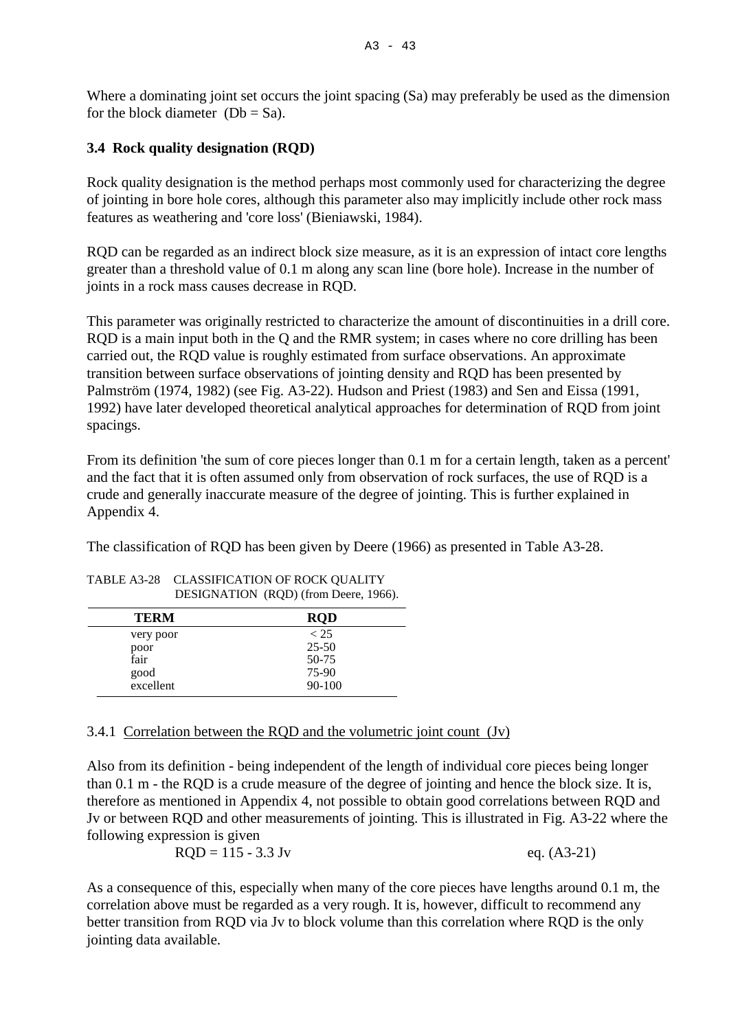Where a dominating joint set occurs the joint spacing (Sa) may preferably be used as the dimension for the block diameter  (Db = Sa).

### 3.4 Rock quality designation (RQD)

Rock quality designation is the method perhaps most commonly used for characterizing the degree of jointing in bore hole cores, although this parameter also may implicitly include other rock mass features as weathering and 'core loss' (Bieniawski, 1984).

RQD can be regarded as an indirect block size measure, as it is an expression of intact core lengths greater than a threshold value of 0.1 m along any scan line (bore hole). Increase in the number of joints in a rock mass causes decrease in RQD.

This parameter was originally restricted to characterize the amount of discontinuities in a drill core. RQD is a main input both in the Q and the RMR system; in cases where no core drilling has been carried out, the RQD value is roughly estimated from surface observations. An approximate transition between surface observations of jointing density and RQD has been presented by Palmström (1974, 1982) (see Fig. A3-22). Hudson and Priest (1983) and Sen and Eissa (1991, 1992) have later developed theoretical analytical approaches for determination of RQD from joint spacings.

From its definition 'the sum of core pieces longer than 0.1 m for a certain length, taken as a percent' and the fact that it is often assumed only from observation of rock surfaces, the use of RQD is a crude and generally inaccurate measure of the degree of jointing. This is further explained in Appendix 4.

The classification of RQD has been given by Deere (1966) as presented in Table A3-28.

TABLE A3-28 CLASSIFICATION OF ROCK QUALITY DESIGNATION (RQD) (from Deere, 1966).

| TERM | RQD |
|---|---|
| very poor | < 25 |
| poor | 25-50 |
| fair | 50-75 |
| good | 75-90 |
| excellent | 90-100 |

#### 3.4.1 Correlation between the RQD and the volumetric joint count (Jv)

Also from its definition - being independent of the length of individual core pieces being longer than 0.1 m - the RQD is a crude measure of the degree of jointing and hence the block size. It is, therefore as mentioned in Appendix 4, not possible to obtain good correlations between RQD and Jv or between RQD and other measurements of jointing. This is illustrated in Fig. A3-22 where the following expression is given

$$RQD = 115 - 3.3\ Jv \qquad \text{eq. (A3-21)}$$

As a consequence of this, especially when many of the core pieces have lengths around 0.1 m, the correlation above must be regarded as a very rough. It is, however, difficult to recommend any better transition from RQD via Jv to block volume than this correlation where RQD is the only jointing data available.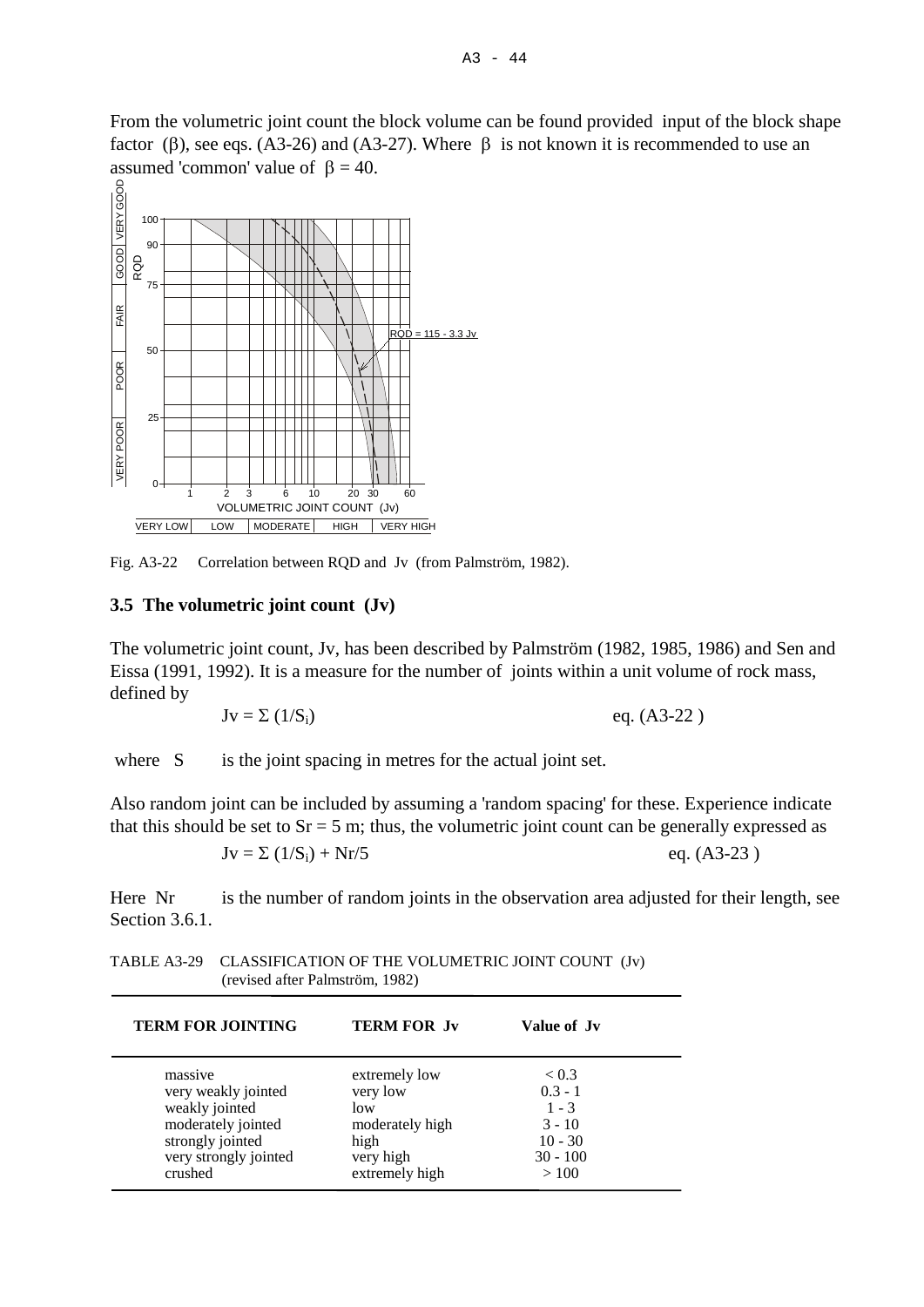From the volumetric joint count the block volume can be found provided input of the block shape factor (β), see eqs. (A3-26) and (A3-27). Where β is not known it is recommended to use an assumed 'common' value of β = 40.

Fig. A3-22 Correlation between RQD and Jv (from Palmström, 1982).

### 3.5 The volumetric joint count (Jv)

The volumetric joint count, Jv, has been described by Palmström (1982, 1985, 1986) and Sen and Eissa (1991, 1992). It is a measure for the number of joints within a unit volume of rock mass, defined by

$$Jv = \Sigma (1/S_i) \qquad \text{eq. (A3-22)}$$

where S is the joint spacing in metres for the actual joint set.

Also random joint can be included by assuming a 'random spacing' for these. Experience indicate that this should be set to Sr = 5 m; thus, the volumetric joint count can be generally expressed as

$$Jv = \Sigma (1/S_i) + Nr/5 \qquad \text{eq. (A3-23)}$$

Here Nr is the number of random joints in the observation area adjusted for their length, see Section 3.6.1.

TABLE A3-29 CLASSIFICATION OF THE VOLUMETRIC JOINT COUNT (Jv) (revised after Palmström, 1982)

| TERM FOR JOINTING | TERM FOR Jv | Value of Jv |
|---|---|---|
| massive | extremely low | < 0.3 |
| very weakly jointed | very low | 0.3 - 1 |
| weakly jointed | low | 1 - 3 |
| moderately jointed | moderately high | 3 - 10 |
| strongly jointed | high | 10 - 30 |
| very strongly jointed | very high | 30 - 100 |
| crushed | extremely high | > 100 |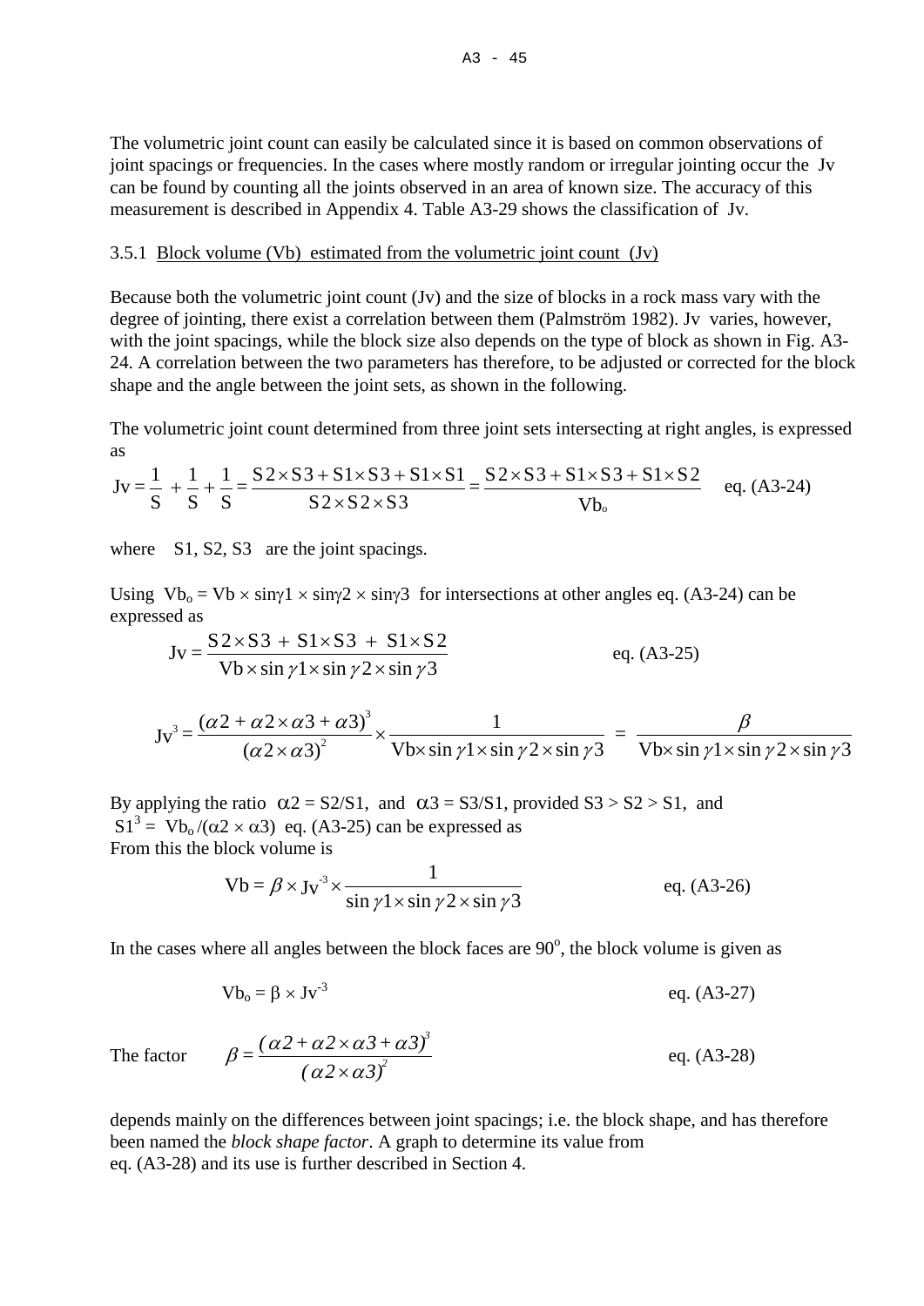The volumetric joint count can easily be calculated since it is based on common observations of joint spacings or frequencies. In the cases where mostly random or irregular jointing occur the Jv can be found by counting all the joints observed in an area of known size. The accuracy of this measurement is described in Appendix 4. Table A3-29 shows the classification of Jv.

### 3.5.1 Block volume (Vb) estimated from the volumetric joint count (Jv)

Because both the volumetric joint count (Jv) and the size of blocks in a rock mass vary with the degree of jointing, there exist a correlation between them (Palmström 1982). Jv varies, however, with the joint spacings, while the block size also depends on the type of block as shown in Fig. A3-24. A correlation between the two parameters has therefore, to be adjusted or corrected for the block shape and the angle between the joint sets, as shown in the following.

The volumetric joint count determined from three joint sets intersecting at right angles, is expressed as

$$\mathrm{Jv} = \frac{1}{\mathrm{S}} + \frac{1}{\mathrm{S}} + \frac{1}{\mathrm{S}} = \frac{\mathrm{S2}\times\mathrm{S3} + \mathrm{S1}\times\mathrm{S3} + \mathrm{S1}\times\mathrm{S1}}{\mathrm{S2}\times\mathrm{S2}\times\mathrm{S3}} = \frac{\mathrm{S2}\times\mathrm{S3} + \mathrm{S1}\times\mathrm{S3} + \mathrm{S1}\times\mathrm{S2}}{\mathrm{Vb_o}} \qquad \text{eq. (A3-24)}$$

where S1, S2, S3 are the joint spacings.

Using $\mathrm{Vb_o} = \mathrm{Vb} \times \sin\gamma 1 \times \sin\gamma 2 \times \sin\gamma 3$ for intersections at other angles eq. (A3-24) can be expressed as

$$\mathrm{Jv} = \frac{\mathrm{S2}\times\mathrm{S3} + \mathrm{S1}\times\mathrm{S3} + \mathrm{S1}\times\mathrm{S2}}{\mathrm{Vb}\times\sin\gamma 1\times\sin\gamma 2\times\sin\gamma 3} \qquad \text{eq. (A3-25)}$$

$$\mathrm{Jv}^3 = \frac{(\alpha 2 + \alpha 2\times\alpha 3 + \alpha 3)^3}{(\alpha 2\times\alpha 3)^2}\times\frac{1}{\mathrm{Vb}\times\sin\gamma 1\times\sin\gamma 2\times\sin\gamma 3} = \frac{\beta}{\mathrm{Vb}\times\sin\gamma 1\times\sin\gamma 2\times\sin\gamma 3}$$

By applying the ratio $\alpha 2 = \mathrm{S2/S1}$, and $\alpha 3 = \mathrm{S3/S1}$, provided S3 > S2 > S1, and $\mathrm{S1}^3 = \mathrm{Vb_o}/(\alpha 2 \times \alpha 3)$ eq. (A3-25) can be expressed as
From this the block volume is

$$\mathrm{Vb} = \beta \times \mathrm{Jv}^{-3} \times \frac{1}{\sin\gamma 1\times\sin\gamma 2\times\sin\gamma 3} \qquad \text{eq. (A3-26)}$$

In the cases where all angles between the block faces are 90°, the block volume is given as

$$\mathrm{Vb_o} = \beta \times \mathrm{Jv}^{-3} \qquad \text{eq. (A3-27)}$$

The factor

$$\beta = \frac{(\alpha 2 + \alpha 2\times\alpha 3 + \alpha 3)^3}{(\alpha 2\times\alpha 3)^2} \qquad \text{eq. (A3-28)}$$

depends mainly on the differences between joint spacings; i.e. the block shape, and has therefore been named the *block shape factor*. A graph to determine its value from eq. (A3-28) and its use is further described in Section 4.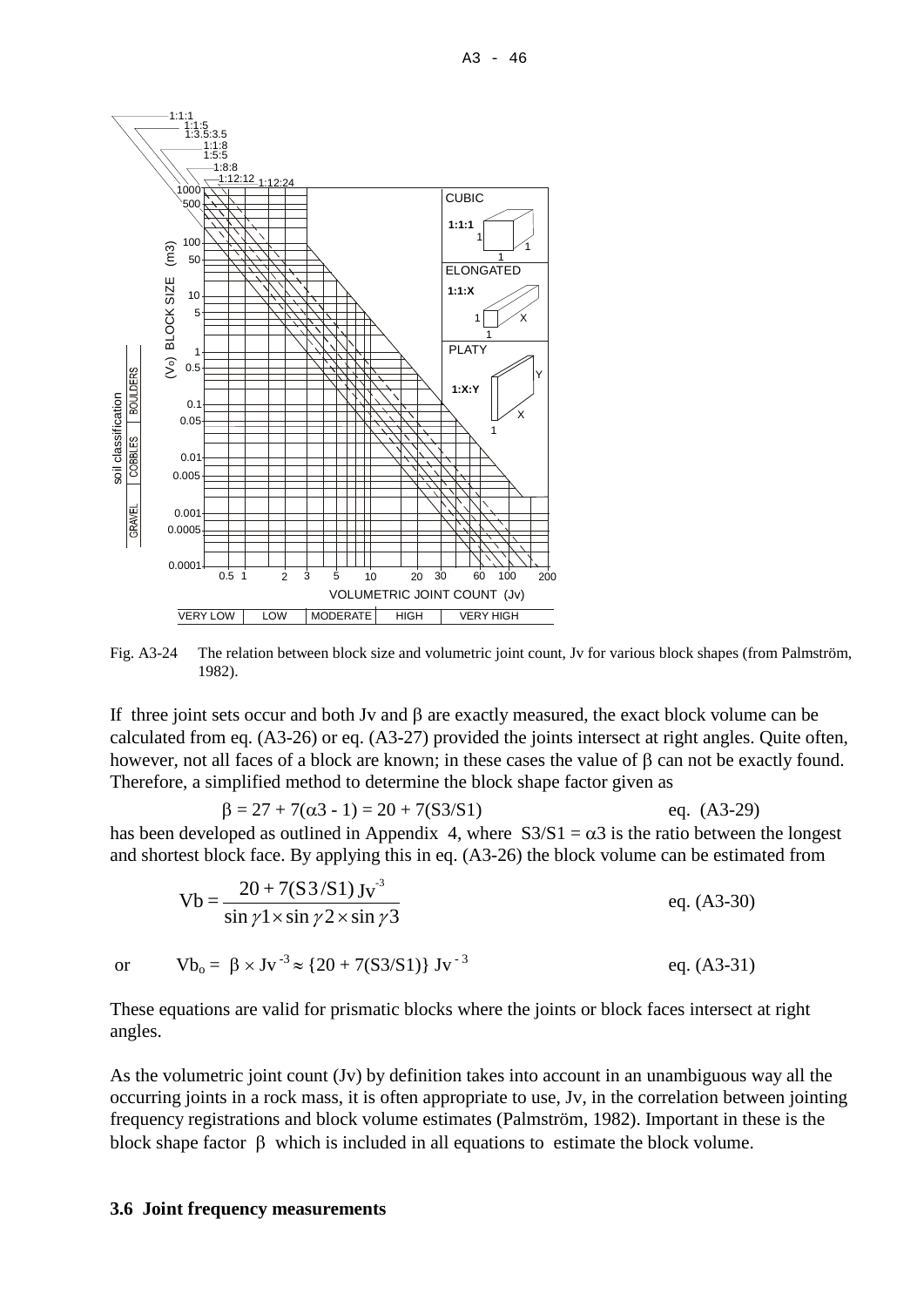Fig. A3-24 The relation between block size and volumetric joint count, Jv for various block shapes (from Palmström, 1982).

If three joint sets occur and both Jv and $\beta$ are exactly measured, the exact block volume can be calculated from eq. (A3-26) or eq. (A3-27) provided the joints intersect at right angles. Quite often, however, not all faces of a block are known; in these cases the value of $\beta$ can not be exactly found. Therefore, a simplified method to determine the block shape factor given as

$$\beta = 27 + 7(\alpha 3 - 1) = 20 + 7(S3/S1) \qquad \text{eq. (A3-29)}$$

has been developed as outlined in Appendix 4, where $S3/S1 = \alpha 3$ is the ratio between the longest and shortest block face. By applying this in eq. (A3-26) the block volume can be estimated from

$$Vb = \frac{20 + 7(S3/S1)\, Jv^{-3}}{\sin\gamma 1 \times \sin\gamma 2 \times \sin\gamma 3} \qquad \text{eq. (A3-30)}$$

or

$$Vb_o = \beta \times Jv^{-3} \approx \{20 + 7(S3/S1)\}\, Jv^{-3} \qquad \text{eq. (A3-31)}$$

These equations are valid for prismatic blocks where the joints or block faces intersect at right angles.

As the volumetric joint count (Jv) by definition takes into account in an unambiguous way all the occurring joints in a rock mass, it is often appropriate to use, Jv, in the correlation between jointing frequency registrations and block volume estimates (Palmström, 1982). Important in these is the block shape factor $\beta$ which is included in all equations to estimate the block volume.

### 3.6 Joint frequency measurements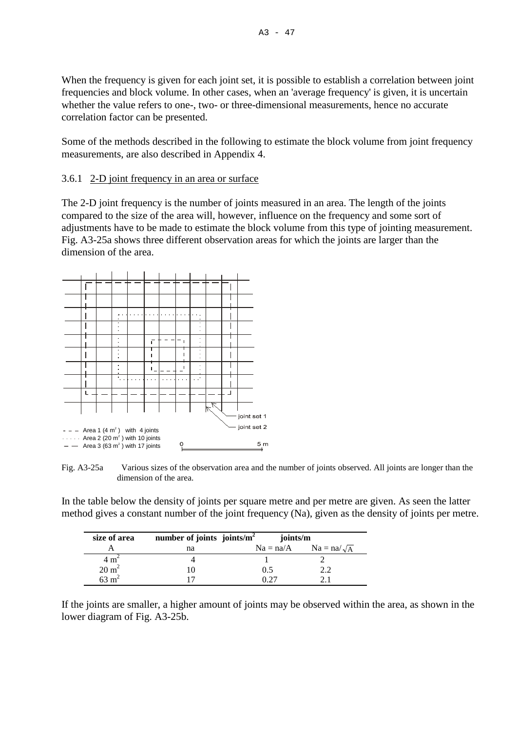When the frequency is given for each joint set, it is possible to establish a correlation between joint frequencies and block volume. In other cases, when an 'average frequency' is given, it is uncertain whether the value refers to one-, two- or three-dimensional measurements, hence no accurate correlation factor can be presented.

Some of the methods described in the following to estimate the block volume from joint frequency measurements, are also described in Appendix 4.

### 3.6.1 2-D joint frequency in an area or surface

The 2-D joint frequency is the number of joints measured in an area. The length of the joints compared to the size of the area will, however, influence on the frequency and some sort of adjustments have to be made to estimate the block volume from this type of jointing measurement. Fig. A3-25a shows three different observation areas for which the joints are larger than the dimension of the area.

- - - Area 1 (4 $m^2$) with 4 joints
· · · · · Area 2 (20 $m^2$) with 10 joints
— — Area 3 (63 $m^2$) with 17 joints

joint set 1
joint set 2

0 — 5 m

Fig. A3-25a Various sizes of the observation area and the number of joints observed. All joints are longer than the dimension of the area.

In the table below the density of joints per square metre and per metre are given. As seen the latter method gives a constant number of the joint frequency (Na), given as the density of joints per metre.

| size of area | number of joints | joints/$m^2$ | joints/m |
|---|---|---|---|
| A | na | Na = na/A | Na = na/$\sqrt{A}$ |
| 4 $m^2$ | 4 | 1 | 2 |
| 20 $m^2$ | 10 | 0.5 | 2.2 |
| 63 $m^2$ | 17 | 0.27 | 2.1 |

If the joints are smaller, a higher amount of joints may be observed within the area, as shown in the lower diagram of Fig. A3-25b.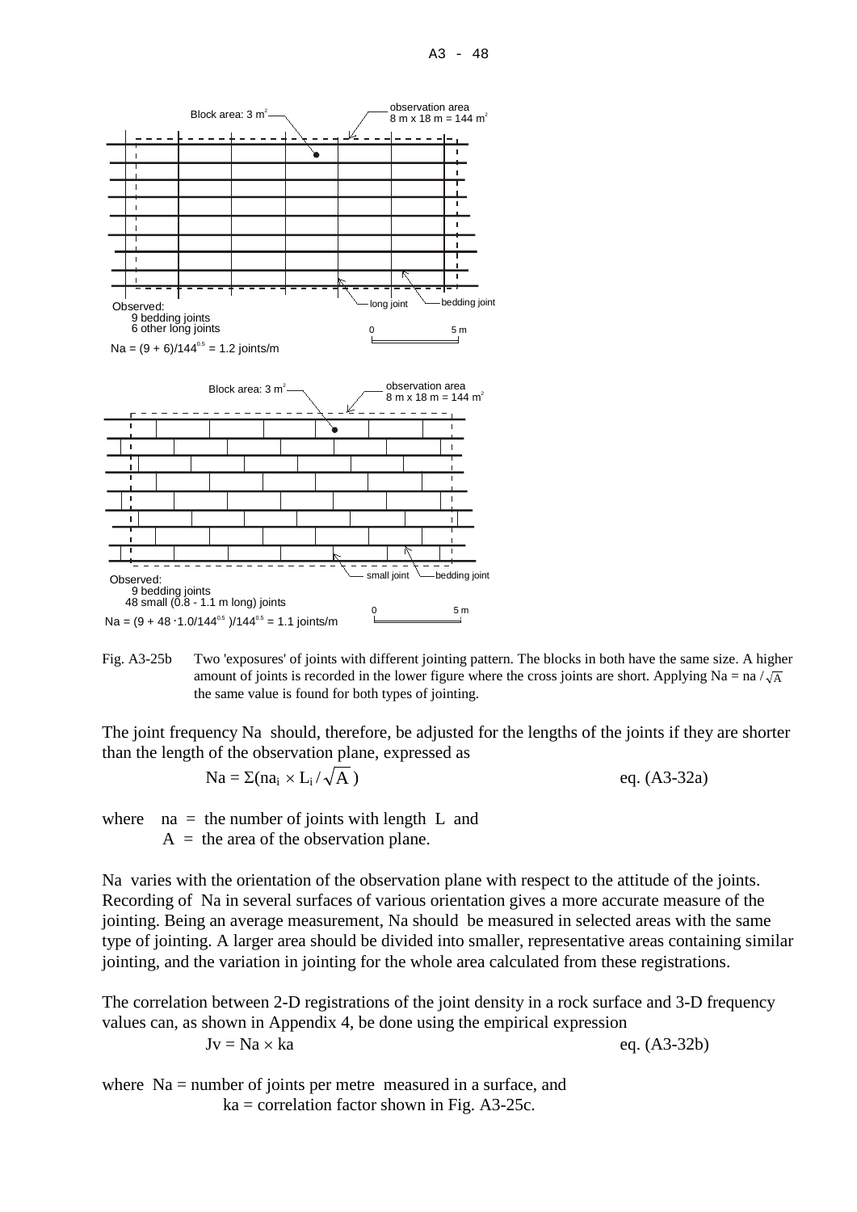Block area: 3 m$^2$

observation area 8 m x 18 m = 144 m$^2$

long joint — bedding joint

Observed:
9 bedding joints
6 other long joints

0 — 5 m

$Na = (9 + 6)/144^{0.5} = 1.2$ joints/m

Block area: 3 m$^2$

observation area 8 m x 18 m = 144 m$^2$

small joint — bedding joint

Observed:
9 bedding joints
48 small (0.8 - 1.1 m long) joints

0 — 5 m

$Na = (9 + 48 \cdot 1.0/144^{0.5})/144^{0.5} = 1.1$ joints/m

Fig. A3-25b  Two 'exposures' of joints with different jointing pattern. The blocks in both have the same size. A higher amount of joints is recorded in the lower figure where the cross joints are short. Applying $Na = na / \sqrt{A}$ the same value is found for both types of jointing.

The joint frequency Na should, therefore, be adjusted for the lengths of the joints if they are shorter than the length of the observation plane, expressed as

$$Na = \Sigma(na_i \times L_i / \sqrt{A}) \qquad \text{eq. (A3-32a)}$$

where na = the number of joints with length L and
A = the area of the observation plane.

Na varies with the orientation of the observation plane with respect to the attitude of the joints. Recording of Na in several surfaces of various orientation gives a more accurate measure of the jointing. Being an average measurement, Na should be measured in selected areas with the same type of jointing. A larger area should be divided into smaller, representative areas containing similar jointing, and the variation in jointing for the whole area calculated from these registrations.

The correlation between 2-D registrations of the joint density in a rock surface and 3-D frequency values can, as shown in Appendix 4, be done using the empirical expression

$$Jv = Na \times ka \qquad \text{eq. (A3-32b)}$$

where Na = number of joints per metre measured in a surface, and
ka = correlation factor shown in Fig. A3-25c.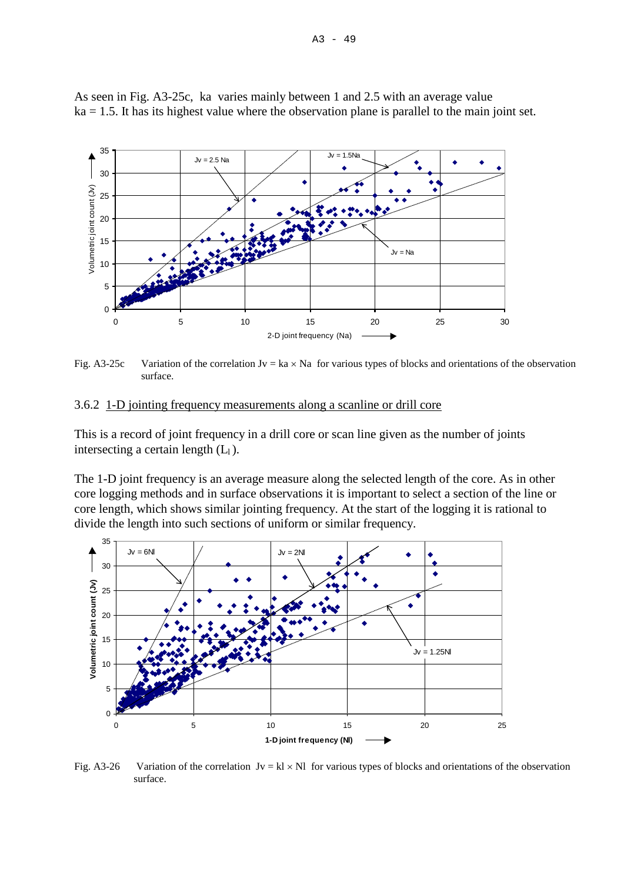As seen in Fig. A3-25c, ka varies mainly between 1 and 2.5 with an average value ka = 1.5. It has its highest value where the observation plane is parallel to the main joint set.

Fig. A3-25c Variation of the correlation $Jv = ka \times Na$ for various types of blocks and orientations of the observation surface.

### 3.6.2 1-D jointing frequency measurements along a scanline or drill core

This is a record of joint frequency in a drill core or scan line given as the number of joints intersecting a certain length ($L_l$).

The 1-D joint frequency is an average measure along the selected length of the core. As in other core logging methods and in surface observations it is important to select a section of the line or core length, which shows similar jointing frequency. At the start of the logging it is rational to divide the length into such sections of uniform or similar frequency.

Fig. A3-26 Variation of the correlation $Jv = kl \times Nl$ for various types of blocks and orientations of the observation surface.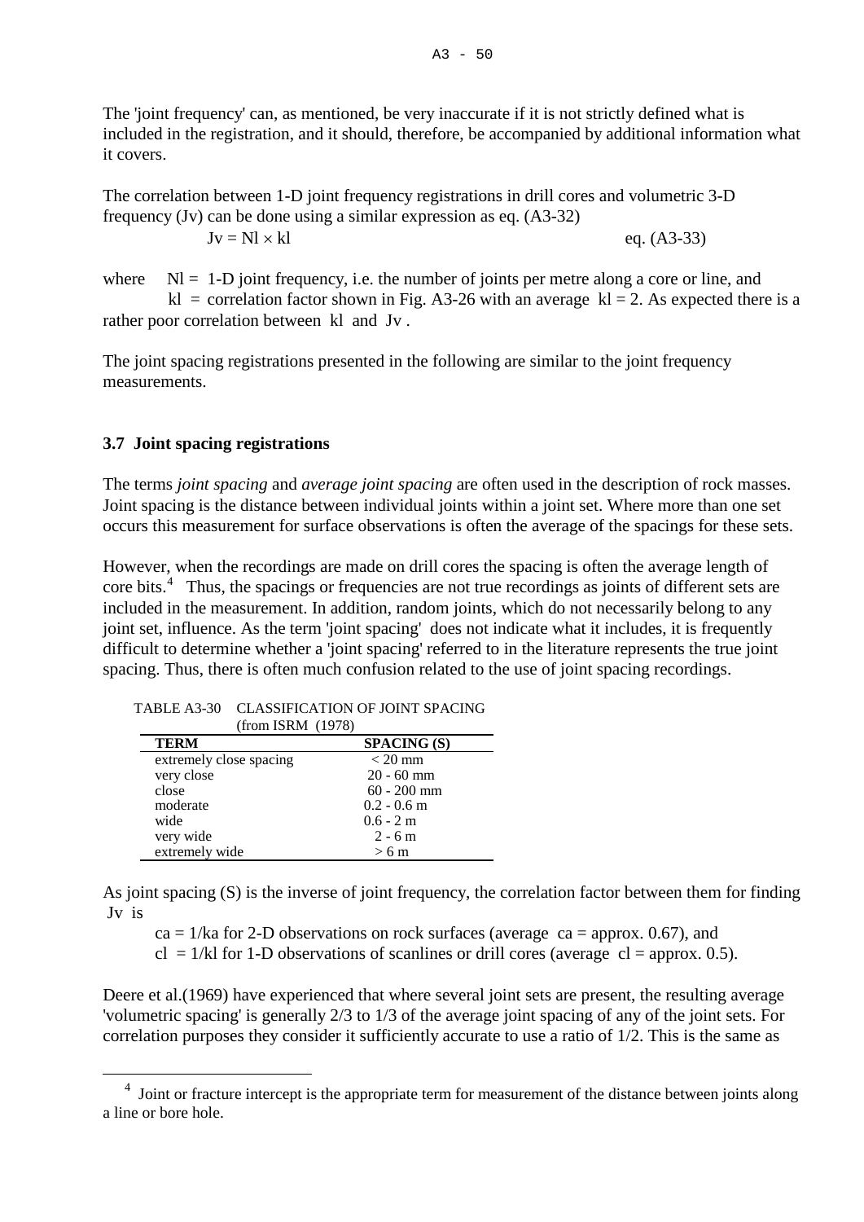The 'joint frequency' can, as mentioned, be very inaccurate if it is not strictly defined what is included in the registration, and it should, therefore, be accompanied by additional information what it covers.

The correlation between 1-D joint frequency registrations in drill cores and volumetric 3-D frequency (Jv) can be done using a similar expression as eq. (A3-32)

$$Jv = Nl \times kl \qquad \text{eq. (A3-33)}$$

where Nl = 1-D joint frequency, i.e. the number of joints per metre along a core or line, and kl = correlation factor shown in Fig. A3-26 with an average kl = 2. As expected there is a rather poor correlation between kl and Jv .

The joint spacing registrations presented in the following are similar to the joint frequency measurements.

### 3.7 Joint spacing registrations

The terms *joint spacing* and *average joint spacing* are often used in the description of rock masses. Joint spacing is the distance between individual joints within a joint set. Where more than one set occurs this measurement for surface observations is often the average of the spacings for these sets.

However, when the recordings are made on drill cores the spacing is often the average length of core bits.[4] Thus, the spacings or frequencies are not true recordings as joints of different sets are included in the measurement. In addition, random joints, which do not necessarily belong to any joint set, influence. As the term 'joint spacing' does not indicate what it includes, it is frequently difficult to determine whether a 'joint spacing' referred to in the literature represents the true joint spacing. Thus, there is often much confusion related to the use of joint spacing recordings.

TABLE A3-30 CLASSIFICATION OF JOINT SPACING (from ISRM (1978)

| TERM | SPACING (S) |
|---|---|
| extremely close spacing | < 20 mm |
| very close | 20 - 60 mm |
| close | 60 - 200 mm |
| moderate | 0.2 - 0.6 m |
| wide | 0.6 - 2 m |
| very wide | 2 - 6 m |
| extremely wide | > 6 m |

As joint spacing (S) is the inverse of joint frequency, the correlation factor between them for finding Jv is

ca = 1/ka for 2-D observations on rock surfaces (average ca = approx. 0.67), and
cl = 1/kl for 1-D observations of scanlines or drill cores (average cl = approx. 0.5).

Deere et al.(1969) have experienced that where several joint sets are present, the resulting average 'volumetric spacing' is generally 2/3 to 1/3 of the average joint spacing of any of the joint sets. For correlation purposes they consider it sufficiently accurate to use a ratio of 1/2. This is the same as

[4] Joint or fracture intercept is the appropriate term for measurement of the distance between joints along a line or bore hole.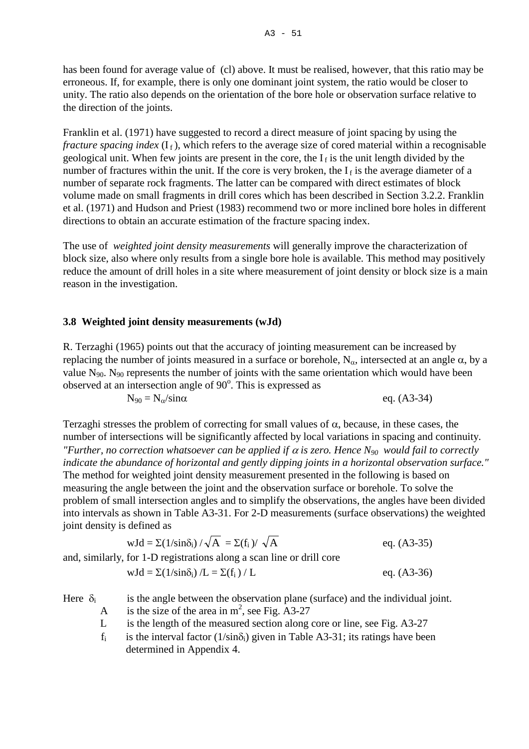has been found for average value of (cl) above. It must be realised, however, that this ratio may be erroneous. If, for example, there is only one dominant joint system, the ratio would be closer to unity. The ratio also depends on the orientation of the bore hole or observation surface relative to the direction of the joints.

Franklin et al. (1971) have suggested to record a direct measure of joint spacing by using the *fracture spacing index* ($I_f$), which refers to the average size of cored material within a recognisable geological unit. When few joints are present in the core, the $I_f$ is the unit length divided by the number of fractures within the unit. If the core is very broken, the $I_f$ is the average diameter of a number of separate rock fragments. The latter can be compared with direct estimates of block volume made on small fragments in drill cores which has been described in Section 3.2.2. Franklin et al. (1971) and Hudson and Priest (1983) recommend two or more inclined bore holes in different directions to obtain an accurate estimation of the fracture spacing index.

The use of *weighted joint density measurements* will generally improve the characterization of block size, also where only results from a single bore hole is available. This method may positively reduce the amount of drill holes in a site where measurement of joint density or block size is a main reason in the investigation.

### 3.8 Weighted joint density measurements (wJd)

R. Terzaghi (1965) points out that the accuracy of jointing measurement can be increased by replacing the number of joints measured in a surface or borehole, $N_\alpha$, intersected at an angle $\alpha$, by a value $N_{90}$. $N_{90}$ represents the number of joints with the same orientation which would have been observed at an intersection angle of $90^o$. This is expressed as

$$N_{90} = N_\alpha / \sin\alpha \qquad \text{eq. (A3-34)}$$

Terzaghi stresses the problem of correcting for small values of $\alpha$, because, in these cases, the number of intersections will be significantly affected by local variations in spacing and continuity. *"Further, no correction whatsoever can be applied if $\alpha$ is zero. Hence $N_{90}$ would fail to correctly indicate the abundance of horizontal and gently dipping joints in a horizontal observation surface."* The method for weighted joint density measurement presented in the following is based on measuring the angle between the joint and the observation surface or borehole. To solve the problem of small intersection angles and to simplify the observations, the angles have been divided into intervals as shown in Table A3-31. For 2-D measurements (surface observations) the weighted joint density is defined as

$$wJd = \Sigma(1/\sin\delta_i) / \sqrt{A} = \Sigma(f_i) / \sqrt{A} \qquad \text{eq. (A3-35)}$$

and, similarly, for 1-D registrations along a scan line or drill core

$$wJd = \Sigma(1/\sin\delta_i) / L = \Sigma(f_i) / L \qquad \text{eq. (A3-36)}$$

Here $\delta_i$ is the angle between the observation plane (surface) and the individual joint.

- $A$ is the size of the area in $m^2$, see Fig. A3-27
- $L$ is the length of the measured section along core or line, see Fig. A3-27
- $f_i$ is the interval factor ($1/\sin\delta_i$) given in Table A3-31; its ratings have been determined in Appendix 4.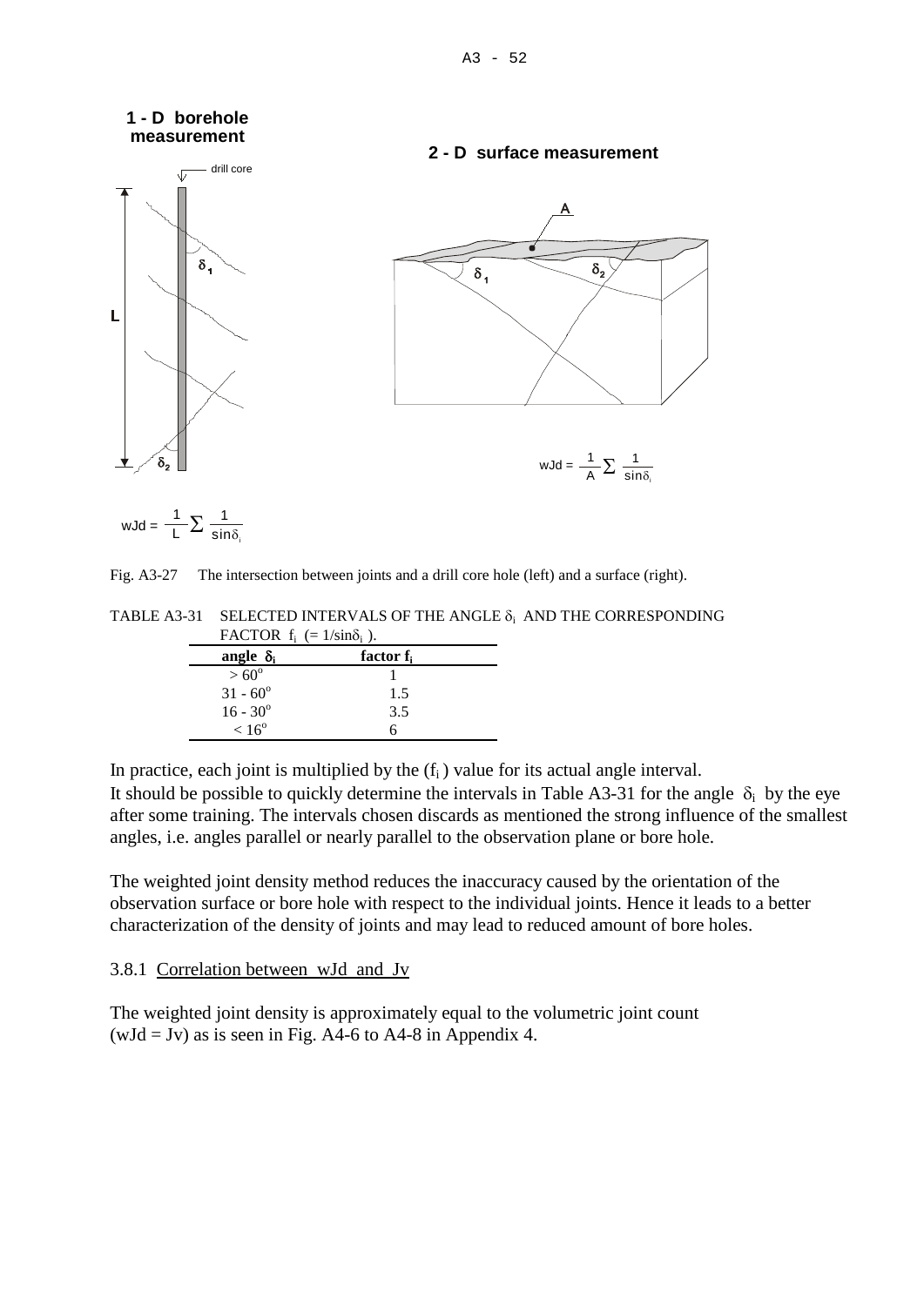**1 - D borehole measurement**

**2 - D surface measurement**

$$wJd = \frac{1}{L}\sum\frac{1}{\sin\delta_i}$$

$$wJd = \frac{1}{A}\sum\frac{1}{\sin\delta_i}$$

Fig. A3-27 The intersection between joints and a drill core hole (left) and a surface (right).

TABLE A3-31 SELECTED INTERVALS OF THE ANGLE $\delta_i$ AND THE CORRESPONDING FACTOR $f_i$ ($= 1/\sin\delta_i$).

| angle $\delta_i$ | factor $f_i$ |
|---|---|
| $> 60^o$ | 1 |
| $31 - 60^o$ | 1.5 |
| $16 - 30^o$ | 3.5 |
| $< 16^o$ | 6 |

In practice, each joint is multiplied by the ($f_i$) value for its actual angle interval.
It should be possible to quickly determine the intervals in Table A3-31 for the angle $\delta_i$ by the eye after some training. The intervals chosen discards as mentioned the strong influence of the smallest angles, i.e. angles parallel or nearly parallel to the observation plane or bore hole.

The weighted joint density method reduces the inaccuracy caused by the orientation of the observation surface or bore hole with respect to the individual joints. Hence it leads to a better characterization of the density of joints and may lead to reduced amount of bore holes.

### 3.8.1 Correlation between wJd and Jv

The weighted joint density is approximately equal to the volumetric joint count (wJd = Jv) as is seen in Fig. A4-6 to A4-8 in Appendix 4.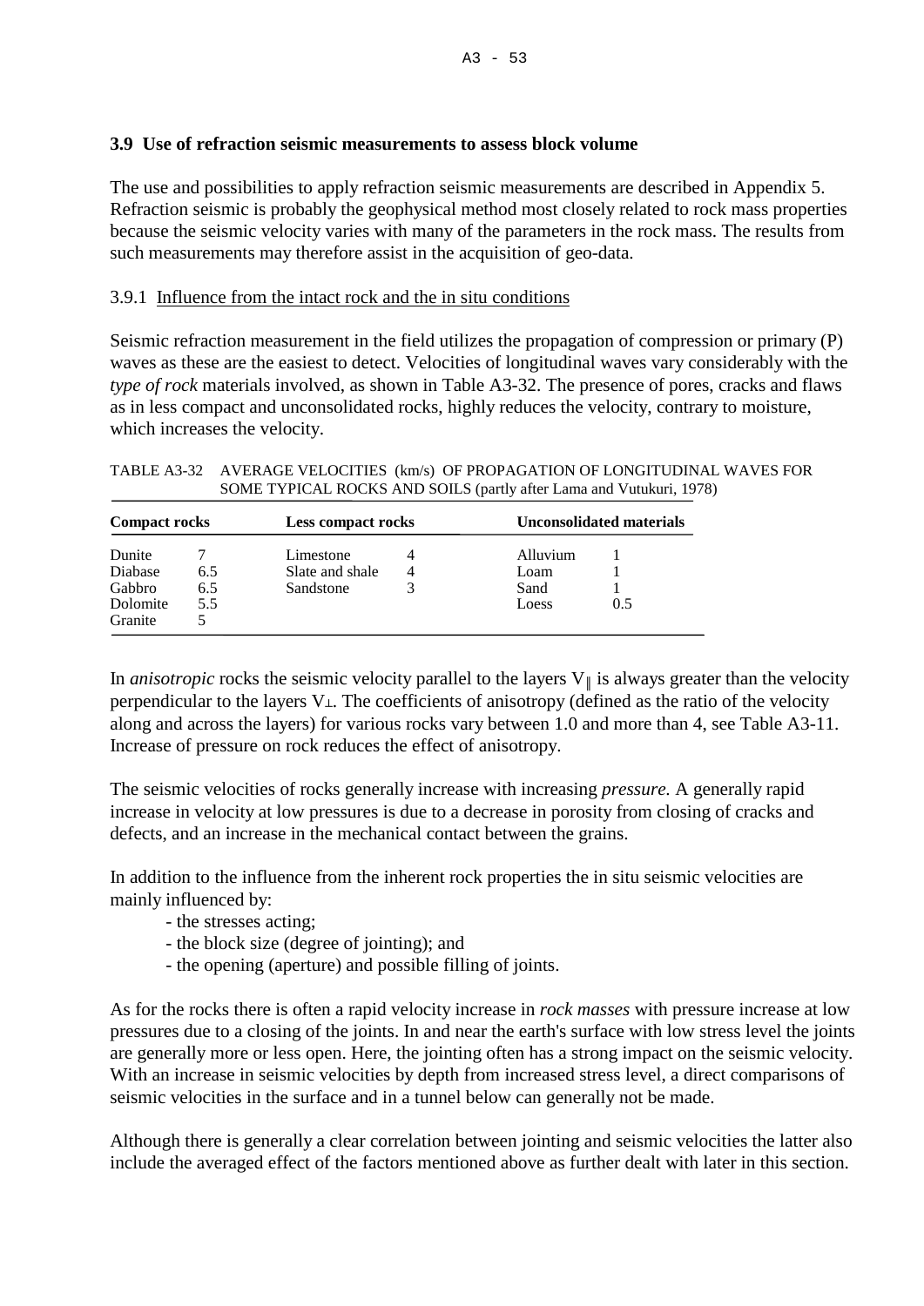## 3.9 Use of refraction seismic measurements to assess block volume

The use and possibilities to apply refraction seismic measurements are described in Appendix 5. Refraction seismic is probably the geophysical method most closely related to rock mass properties because the seismic velocity varies with many of the parameters in the rock mass. The results from such measurements may therefore assist in the acquisition of geo-data.

### 3.9.1 Influence from the intact rock and the in situ conditions

Seismic refraction measurement in the field utilizes the propagation of compression or primary (P) waves as these are the easiest to detect. Velocities of longitudinal waves vary considerably with the *type of rock* materials involved, as shown in Table A3-32. The presence of pores, cracks and flaws as in less compact and unconsolidated rocks, highly reduces the velocity, contrary to moisture, which increases the velocity.

TABLE A3-32 AVERAGE VELOCITIES (km/s) OF PROPAGATION OF LONGITUDINAL WAVES FOR SOME TYPICAL ROCKS AND SOILS (partly after Lama and Vutukuri, 1978)

| **Compact rocks** | | **Less compact rocks** | | **Unconsolidated materials** | |
|---|---|---|---|---|---|
| Dunite | 7 | Limestone | 4 | Alluvium | 1 |
| Diabase | 6.5 | Slate and shale | 4 | Loam | 1 |
| Gabbro | 6.5 | Sandstone | 3 | Sand | 1 |
| Dolomite | 5.5 | | | Loess | 0.5 |
| Granite | 5 | | | | |

In *anisotropic* rocks the seismic velocity parallel to the layers $V_{\parallel}$ is always greater than the velocity perpendicular to the layers $V_{\perp}$. The coefficients of anisotropy (defined as the ratio of the velocity along and across the layers) for various rocks vary between 1.0 and more than 4, see Table A3-11. Increase of pressure on rock reduces the effect of anisotropy.

The seismic velocities of rocks generally increase with increasing *pressure.* A generally rapid increase in velocity at low pressures is due to a decrease in porosity from closing of cracks and defects, and an increase in the mechanical contact between the grains.

In addition to the influence from the inherent rock properties the in situ seismic velocities are mainly influenced by:

- the stresses acting;
- the block size (degree of jointing); and
- the opening (aperture) and possible filling of joints.

As for the rocks there is often a rapid velocity increase in *rock masses* with pressure increase at low pressures due to a closing of the joints. In and near the earth's surface with low stress level the joints are generally more or less open. Here, the jointing often has a strong impact on the seismic velocity. With an increase in seismic velocities by depth from increased stress level, a direct comparisons of seismic velocities in the surface and in a tunnel below can generally not be made.

Although there is generally a clear correlation between jointing and seismic velocities the latter also include the averaged effect of the factors mentioned above as further dealt with later in this section.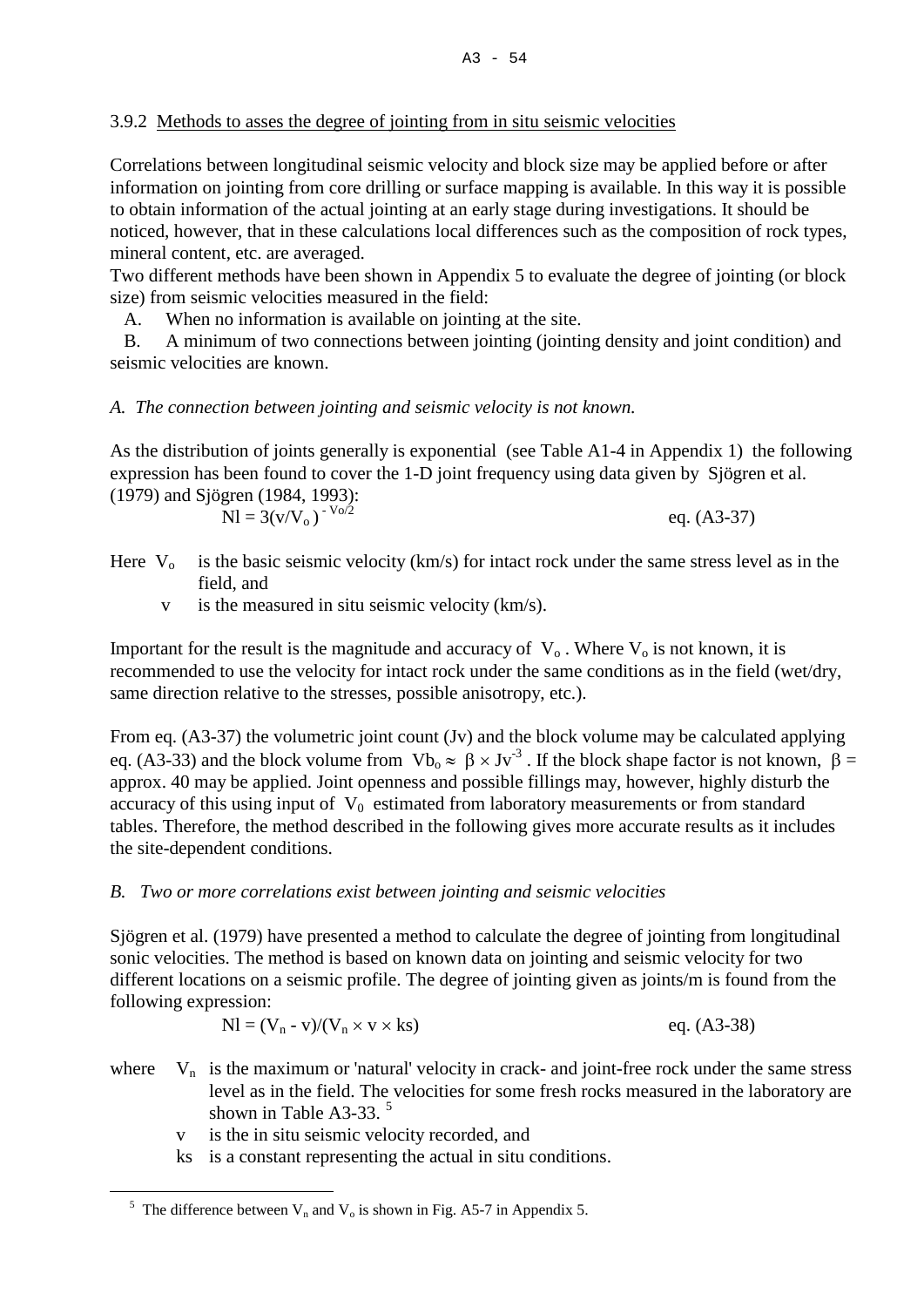### 3.9.2 Methods to asses the degree of jointing from in situ seismic velocities

Correlations between longitudinal seismic velocity and block size may be applied before or after information on jointing from core drilling or surface mapping is available. In this way it is possible to obtain information of the actual jointing at an early stage during investigations. It should be noticed, however, that in these calculations local differences such as the composition of rock types, mineral content, etc. are averaged.

Two different methods have been shown in Appendix 5 to evaluate the degree of jointing (or block size) from seismic velocities measured in the field:

A. When no information is available on jointing at the site.

B. A minimum of two connections between jointing (jointing density and joint condition) and seismic velocities are known.

*A. The connection between jointing and seismic velocity is not known.*

As the distribution of joints generally is exponential (see Table A1-4 in Appendix 1) the following expression has been found to cover the 1-D joint frequency using data given by Sjögren et al. (1979) and Sjögren (1984, 1993):

$$Nl = 3(v/V_o)^{-V_o/2} \qquad \text{eq. (A3-37)}$$

Here $V_o$ is the basic seismic velocity (km/s) for intact rock under the same stress level as in the field, and

$v$ is the measured in situ seismic velocity (km/s).

Important for the result is the magnitude and accuracy of $V_o$. Where $V_o$ is not known, it is recommended to use the velocity for intact rock under the same conditions as in the field (wet/dry, same direction relative to the stresses, possible anisotropy, etc.).

From eq. (A3-37) the volumetric joint count (Jv) and the block volume may be calculated applying eq. (A3-33) and the block volume from $Vb_o \approx \beta \times Jv^{-3}$. If the block shape factor is not known, $\beta =$ approx. 40 may be applied. Joint openness and possible fillings may, however, highly disturb the accuracy of this using input of $V_0$ estimated from laboratory measurements or from standard tables. Therefore, the method described in the following gives more accurate results as it includes the site-dependent conditions.

*B. Two or more correlations exist between jointing and seismic velocities*

Sjögren et al. (1979) have presented a method to calculate the degree of jointing from longitudinal sonic velocities. The method is based on known data on jointing and seismic velocity for two different locations on a seismic profile. The degree of jointing given as joints/m is found from the following expression:

$$Nl = (V_n - v)/(V_n \times v \times ks) \qquad \text{eq. (A3-38)}$$

where $V_n$ is the maximum or 'natural' velocity in crack- and joint-free rock under the same stress level as in the field. The velocities for some fresh rocks measured in the laboratory are shown in Table A3-33. [5]

$v$ is the in situ seismic velocity recorded, and

$ks$ is a constant representing the actual in situ conditions.

---

[5] The difference between $V_n$ and $V_o$ is shown in Fig. A5-7 in Appendix 5.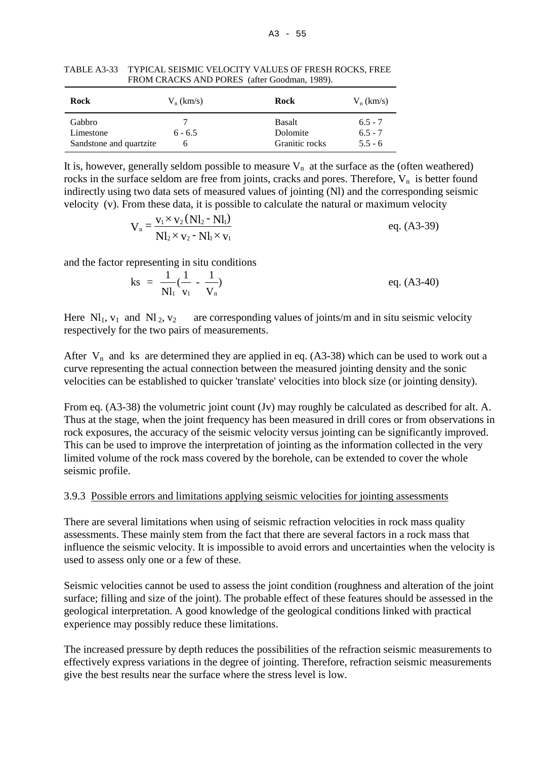TABLE A3-33 TYPICAL SEISMIC VELOCITY VALUES OF FRESH ROCKS, FREE FROM CRACKS AND PORES (after Goodman, 1989).

| Rock | $V_n$ (km/s) | Rock | $V_n$ (km/s) |
|---|---|---|---|
| Gabbro | 7 | Basalt | 6.5 - 7 |
| Limestone | 6 - 6.5 | Dolomite | 6.5 - 7 |
| Sandstone and quartzite | 6 | Granitic rocks | 5.5 - 6 |

It is, however, generally seldom possible to measure $V_n$ at the surface as the (often weathered) rocks in the surface seldom are free from joints, cracks and pores. Therefore, $V_n$ is better found indirectly using two data sets of measured values of jointing (Nl) and the corresponding seismic velocity (v). From these data, it is possible to calculate the natural or maximum velocity

$$V_n = \frac{v_1 \times v_2 (Nl_2 - Nl_1)}{Nl_2 \times v_2 - Nl_1 \times v_1} \qquad \text{eq. (A3-39)}$$

and the factor representing in situ conditions

$$ks = \frac{1}{Nl_1}\left(\frac{1}{v_1} - \frac{1}{V_n}\right) \qquad \text{eq. (A3-40)}$$

Here $Nl_1$, $v_1$ and $Nl_2$, $v_2$ are corresponding values of joints/m and in situ seismic velocity respectively for the two pairs of measurements.

After $V_n$ and ks are determined they are applied in eq. (A3-38) which can be used to work out a curve representing the actual connection between the measured jointing density and the sonic velocities can be established to quicker 'translate' velocities into block size (or jointing density).

From eq. (A3-38) the volumetric joint count (Jv) may roughly be calculated as described for alt. A. Thus at the stage, when the joint frequency has been measured in drill cores or from observations in rock exposures, the accuracy of the seismic velocity versus jointing can be significantly improved. This can be used to improve the interpretation of jointing as the information collected in the very limited volume of the rock mass covered by the borehole, can be extended to cover the whole seismic profile.

### 3.9.3 Possible errors and limitations applying seismic velocities for jointing assessments

There are several limitations when using of seismic refraction velocities in rock mass quality assessments. These mainly stem from the fact that there are several factors in a rock mass that influence the seismic velocity. It is impossible to avoid errors and uncertainties when the velocity is used to assess only one or a few of these.

Seismic velocities cannot be used to assess the joint condition (roughness and alteration of the joint surface; filling and size of the joint). The probable effect of these features should be assessed in the geological interpretation. A good knowledge of the geological conditions linked with practical experience may possibly reduce these limitations.

The increased pressure by depth reduces the possibilities of the refraction seismic measurements to effectively express variations in the degree of jointing. Therefore, refraction seismic measurements give the best results near the surface where the stress level is low.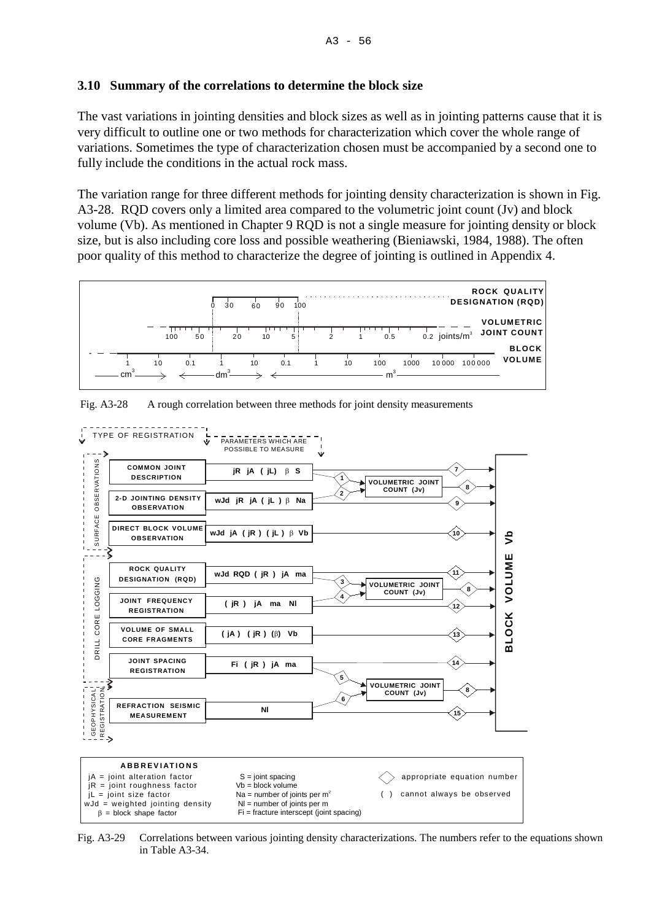### 3.10 Summary of the correlations to determine the block size

The vast variations in jointing densities and block sizes as well as in jointing patterns cause that it is very difficult to outline one or two methods for characterization which cover the whole range of variations. Sometimes the type of characterization chosen must be accompanied by a second one to fully include the conditions in the actual rock mass.

The variation range for three different methods for jointing density characterization is shown in Fig. A3-28. RQD covers only a limited area compared to the volumetric joint count (Jv) and block volume (Vb). As mentioned in Chapter 9 RQD is not a single measure for jointing density or block size, but is also including core loss and possible weathering (Bieniawski, 1984, 1988). The often poor quality of this method to characterize the degree of jointing is outlined in Appendix 4.

Fig. A3-28 A rough correlation between three methods for joint density measurements

Fig. A3-29 Correlations between various jointing density characterizations. The numbers refer to the equations shown in Table A3-34.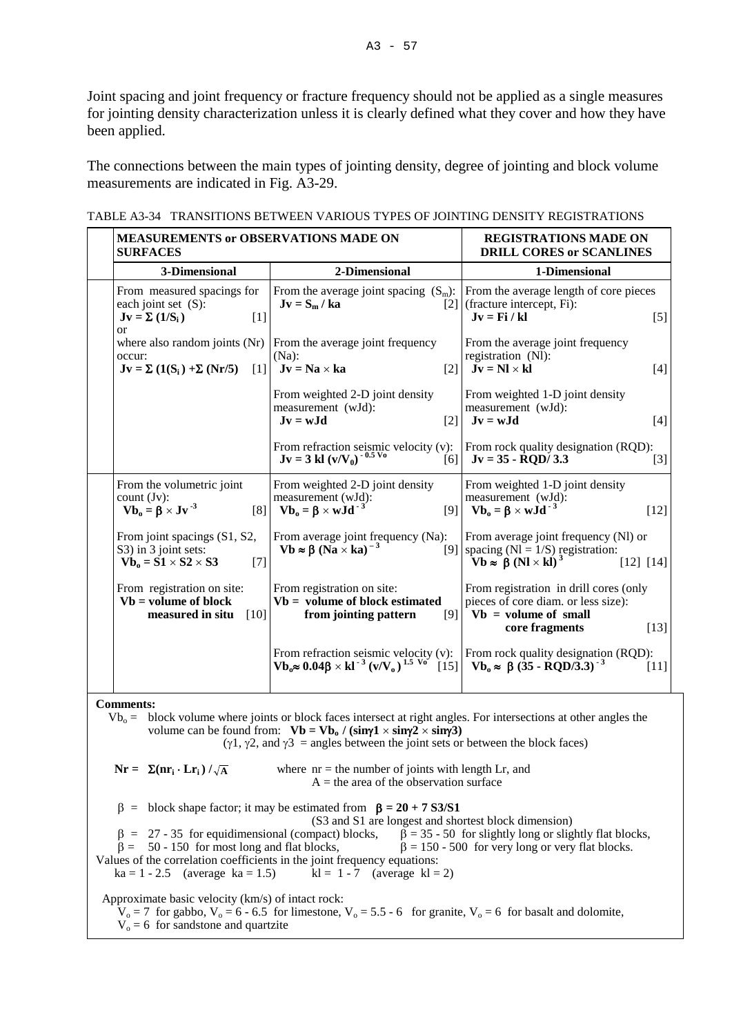Joint spacing and joint frequency or fracture frequency should not be applied as a single measures for jointing density characterization unless it is clearly defined what they cover and how they have been applied.

The connections between the main types of jointing density, degree of jointing and block volume measurements are indicated in Fig. A3-29.

TABLE A3-34 TRANSITIONS BETWEEN VARIOUS TYPES OF JOINTING DENSITY REGISTRATIONS

| **MEASUREMENTS or OBSERVATIONS MADE ON SURFACES** | | **REGISTRATIONS MADE ON DRILL CORES or SCANLINES** |
|---|---|---|
| **3-Dimensional** | **2-Dimensional** | **1-Dimensional** |
| From measured spacings for each joint set (S): $\mathbf{Jv = \Sigma\,(1/S_i)}$ [1] or where also random joints (Nr) occur: $\mathbf{Jv = \Sigma\,(1(S_i) + \Sigma\,(Nr/5)}$ [1] | From the average joint spacing ($S_m$): $\mathbf{Jv = S_m / ka}$ [2] | From the average length of core pieces (fracture intercept, Fi): $\mathbf{Jv = Fi / kl}$ [5] |
| | From the average joint frequency (Na): $\mathbf{Jv = Na \times ka}$ [2] | From the average joint frequency registration (Nl): $\mathbf{Jv = Nl \times kl}$ [4] |
| | From weighted 2-D joint density measurement (wJd): $\mathbf{Jv = wJd}$ [2] | From weighted 1-D joint density measurement (wJd): $\mathbf{Jv = wJd}$ [4] |
| | From refraction seismic velocity (v): $\mathbf{Jv = 3\,kl\,(v/V_0)^{-0.5\,Vo}}$ [6] | From rock quality designation (RQD): $\mathbf{Jv = 35 - RQD/ 3.3}$ [3] |
| From the volumetric joint count (Jv): $\mathbf{Vb_o = \beta \times Jv^{-3}}$ [8] | From weighted 2-D joint density measurement (wJd): $\mathbf{Vb_o = \beta \times wJd^{-3}}$ [9] | From weighted 1-D joint density measurement (wJd): $\mathbf{Vb_o = \beta \times wJd^{-3}}$ [12] |
| From joint spacings (S1, S2, S3) in 3 joint sets: $\mathbf{Vb_o = S1 \times S2 \times S3}$ [7] | From average joint frequency (Na): $\mathbf{Vb \approx \beta\,(Na \times ka)^{-3}}$ [9] | From average joint frequency (Nl) or spacing (Nl = 1/S) registration: $\mathbf{Vb \approx \beta\,(Nl \times kl)^{3}}$ [12] [14] |
| From registration on site: **Vb = volume of block measured in situ** [10] | From registration on site: **Vb = volume of block estimated from jointing pattern** [9] | From registration in drill cores (only pieces of core diam. or less size): **Vb = volume of small core fragments** [13] |
| | From refraction seismic velocity (v): $\mathbf{Vb_o \approx 0.04\beta \times kl^{-3}\,(v/V_o)^{1.5\,Vo}}$ [15] | From rock quality designation (RQD): $\mathbf{Vb_o \approx \beta\,(35 - RQD/3.3)^{-3}}$ [11] |

**Comments:**

$Vb_o$ = block volume where joints or block faces intersect at right angles. For intersections at other angles the volume can be found from: $\mathbf{Vb = Vb_o / (\sin\gamma 1 \times \sin\gamma 2 \times \sin\gamma 3)}$
($\gamma 1$, $\gamma 2$, and $\gamma 3$ = angles between the joint sets or between the block faces)

$\mathbf{Nr = \Sigma(nr_i \cdot Lr_i) / \sqrt{A}}$ where nr = the number of joints with length Lr, and A = the area of the observation surface

$\beta$ = block shape factor; it may be estimated from $\mathbf{\beta = 20 + 7\,S3/S1}$
(S3 and S1 are longest and shortest block dimension)

$\beta$ = 27 - 35 for equidimensional (compact) blocks, $\beta$ = 35 - 50 for slightly long or slightly flat blocks,
$\beta$ = 50 - 150 for most long and flat blocks, $\beta$ = 150 - 500 for very long or very flat blocks.

Values of the correlation coefficients in the joint frequency equations:
ka = 1 - 2.5 (average ka = 1.5) kl = 1 - 7 (average kl = 2)

Approximate basic velocity (km/s) of intact rock:
$V_o$ = 7 for gabbo, $V_o$ = 6 - 6.5 for limestone, $V_o$ = 5.5 - 6 for granite, $V_o$ = 6 for basalt and dolomite,
$V_o$ = 6 for sandstone and quartzite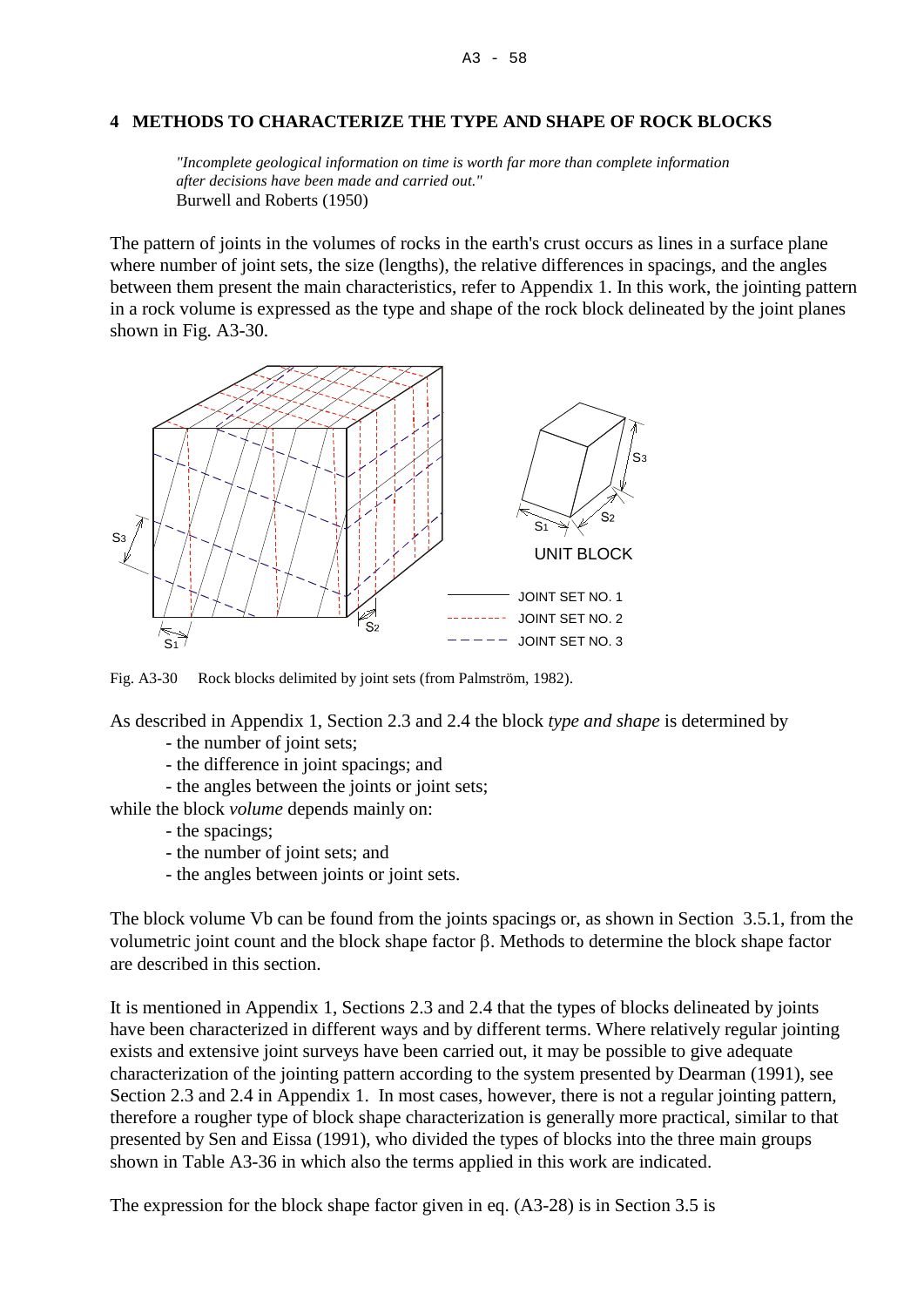## 4 METHODS TO CHARACTERIZE THE TYPE AND SHAPE OF ROCK BLOCKS

> *"Incomplete geological information on time is worth far more than complete information after decisions have been made and carried out."*
> Burwell and Roberts (1950)

The pattern of joints in the volumes of rocks in the earth's crust occurs as lines in a surface plane where number of joint sets, the size (lengths), the relative differences in spacings, and the angles between them present the main characteristics, refer to Appendix 1. In this work, the jointing pattern in a rock volume is expressed as the type and shape of the rock block delineated by the joint planes shown in Fig. A3-30.

Fig. A3-30 Rock blocks delimited by joint sets (from Palmström, 1982).

As described in Appendix 1, Section 2.3 and 2.4 the block *type and shape* is determined by

- the number of joint sets;
- the difference in joint spacings; and
- the angles between the joints or joint sets;

while the block *volume* depends mainly on:

- the spacings;
- the number of joint sets; and
- the angles between joints or joint sets.

The block volume Vb can be found from the joints spacings or, as shown in Section 3.5.1, from the volumetric joint count and the block shape factor $\beta$. Methods to determine the block shape factor are described in this section.

It is mentioned in Appendix 1, Sections 2.3 and 2.4 that the types of blocks delineated by joints have been characterized in different ways and by different terms. Where relatively regular jointing exists and extensive joint surveys have been carried out, it may be possible to give adequate characterization of the jointing pattern according to the system presented by Dearman (1991), see Section 2.3 and 2.4 in Appendix 1. In most cases, however, there is not a regular jointing pattern, therefore a rougher type of block shape characterization is generally more practical, similar to that presented by Sen and Eissa (1991), who divided the types of blocks into the three main groups shown in Table A3-36 in which also the terms applied in this work are indicated.

The expression for the block shape factor given in eq. (A3-28) is in Section 3.5 is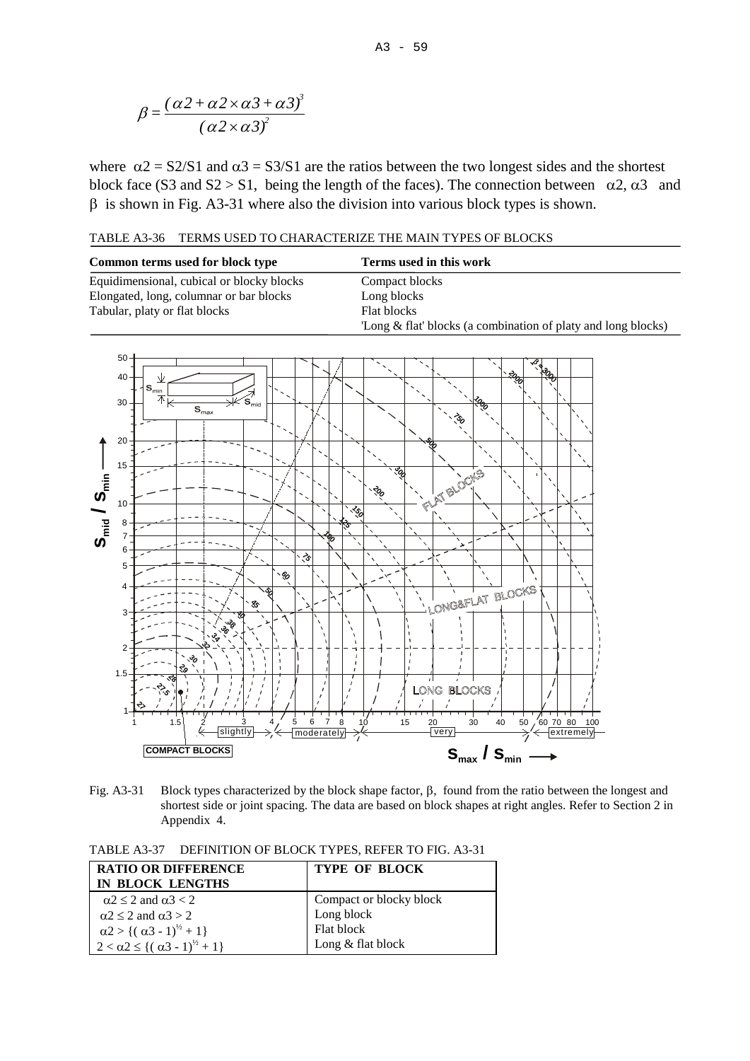$$\beta = \frac{(\alpha 2 + \alpha 2 \times \alpha 3 + \alpha 3)^3}{(\alpha 2 \times \alpha 3)^2}$$

where $\alpha 2 = S2/S1$ and $\alpha 3 = S3/S1$ are the ratios between the two longest sides and the shortest block face (S3 and S2 > S1, being the length of the faces). The connection between $\alpha 2$, $\alpha 3$ and $\beta$ is shown in Fig. A3-31 where also the division into various block types is shown.

TABLE A3-36 TERMS USED TO CHARACTERIZE THE MAIN TYPES OF BLOCKS

| Common terms used for block type | Terms used in this work |
|---|---|
| Equidimensional, cubical or blocky blocks | Compact blocks |
| Elongated, long, columnar or bar blocks | Long blocks |
| Tabular, platy or flat blocks | Flat blocks |
| | 'Long & flat' blocks (a combination of platy and long blocks) |

Fig. A3-31 Block types characterized by the block shape factor, $\beta$, found from the ratio between the longest and shortest side or joint spacing. The data are based on block shapes at right angles. Refer to Section 2 in Appendix 4.

TABLE A3-37 DEFINITION OF BLOCK TYPES, REFER TO FIG. A3-31

| RATIO OR DIFFERENCE IN BLOCK LENGTHS | TYPE OF BLOCK |
|---|---|
| $\alpha 2 \leq 2$ and $\alpha 3 < 2$ | Compact or blocky block |
| $\alpha 2 \leq 2$ and $\alpha 3 > 2$ | Long block |
| $\alpha 2 > \{(\alpha 3 - 1)^{½} + 1\}$ | Flat block |
| $2 < \alpha 2 \leq \{(\alpha 3 - 1)^{½} + 1\}$ | Long & flat block |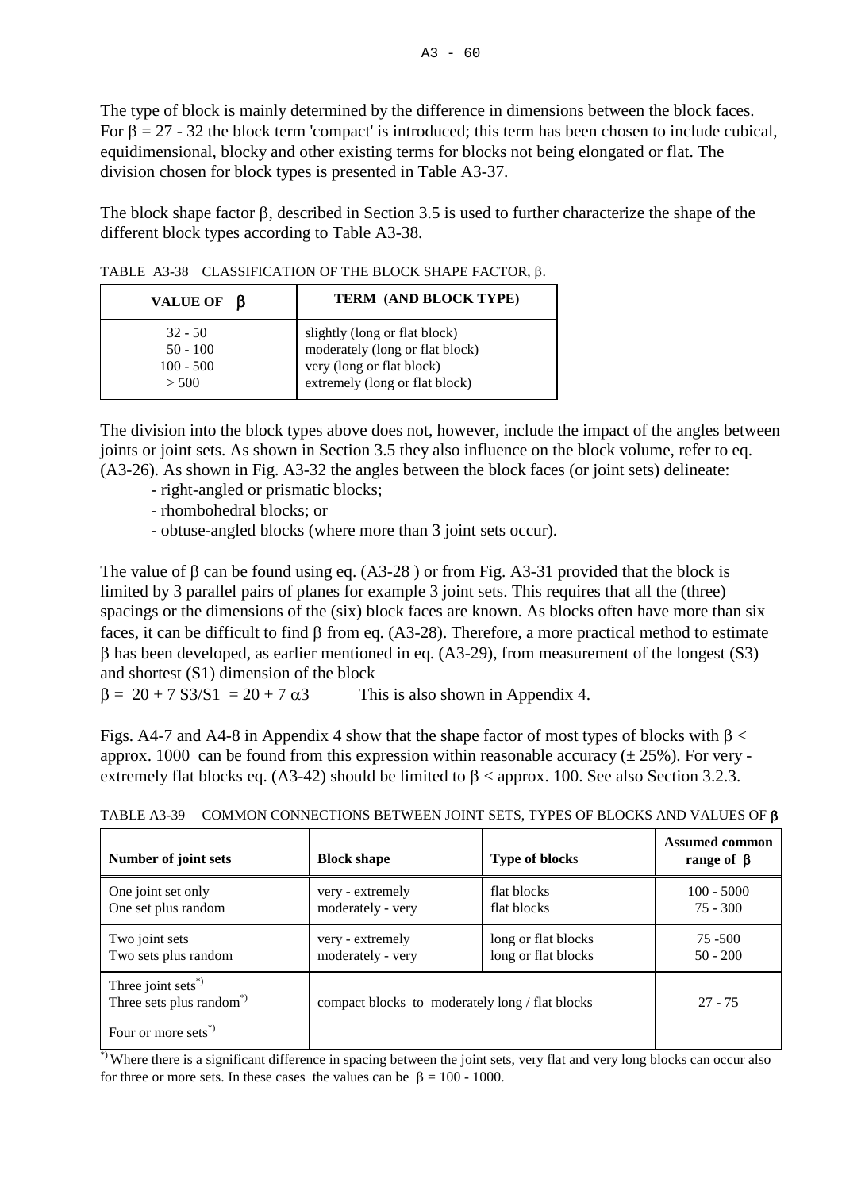The type of block is mainly determined by the difference in dimensions between the block faces. For $\beta = 27 - 32$ the block term 'compact' is introduced; this term has been chosen to include cubical, equidimensional, blocky and other existing terms for blocks not being elongated or flat. The division chosen for block types is presented in Table A3-37.

The block shape factor $\beta$, described in Section 3.5 is used to further characterize the shape of the different block types according to Table A3-38.

TABLE A3-38 CLASSIFICATION OF THE BLOCK SHAPE FACTOR, $\beta$.

| VALUE OF $\beta$ | TERM (AND BLOCK TYPE) |
|---|---|
| 32 - 50 | slightly (long or flat block) |
| 50 - 100 | moderately (long or flat block) |
| 100 - 500 | very (long or flat block) |
| > 500 | extremely (long or flat block) |

The division into the block types above does not, however, include the impact of the angles between joints or joint sets. As shown in Section 3.5 they also influence on the block volume, refer to eq. (A3-26). As shown in Fig. A3-32 the angles between the block faces (or joint sets) delineate:

- right-angled or prismatic blocks;
- rhombohedral blocks; or
- obtuse-angled blocks (where more than 3 joint sets occur).

The value of $\beta$ can be found using eq. (A3-28 ) or from Fig. A3-31 provided that the block is limited by 3 parallel pairs of planes for example 3 joint sets. This requires that all the (three) spacings or the dimensions of the (six) block faces are known. As blocks often have more than six faces, it can be difficult to find $\beta$ from eq. (A3-28). Therefore, a more practical method to estimate $\beta$ has been developed, as earlier mentioned in eq. (A3-29), from measurement of the longest (S3) and shortest (S1) dimension of the block

$\beta = 20 + 7\ S3/S1 = 20 + 7\ \alpha 3$ This is also shown in Appendix 4.

Figs. A4-7 and A4-8 in Appendix 4 show that the shape factor of most types of blocks with $\beta <$ approx. 1000 can be found from this expression within reasonable accuracy ($\pm$ 25%). For very - extremely flat blocks eq. (A3-42) should be limited to $\beta <$ approx. 100. See also Section 3.2.3.

TABLE A3-39 COMMON CONNECTIONS BETWEEN JOINT SETS, TYPES OF BLOCKS AND VALUES OF $\beta$

| Number of joint sets | Block shape | Type of blocks | Assumed common range of $\beta$ |
|---|---|---|---|
| One joint set only | very - extremely | flat blocks | 100 - 5000 |
| One set plus random | moderately - very | flat blocks | 75 - 300 |
| Two joint sets | very - extremely | long or flat blocks | 75 -500 |
| Two sets plus random | moderately - very | long or flat blocks | 50 - 200 |
| Three joint sets*) | compact blocks to moderately long / flat blocks | | 27 - 75 |
| Three sets plus random*) | | | |
| Four or more sets*) | | | |

*) Where there is a significant difference in spacing between the joint sets, very flat and very long blocks can occur also for three or more sets. In these cases the values can be $\beta = 100 - 1000$.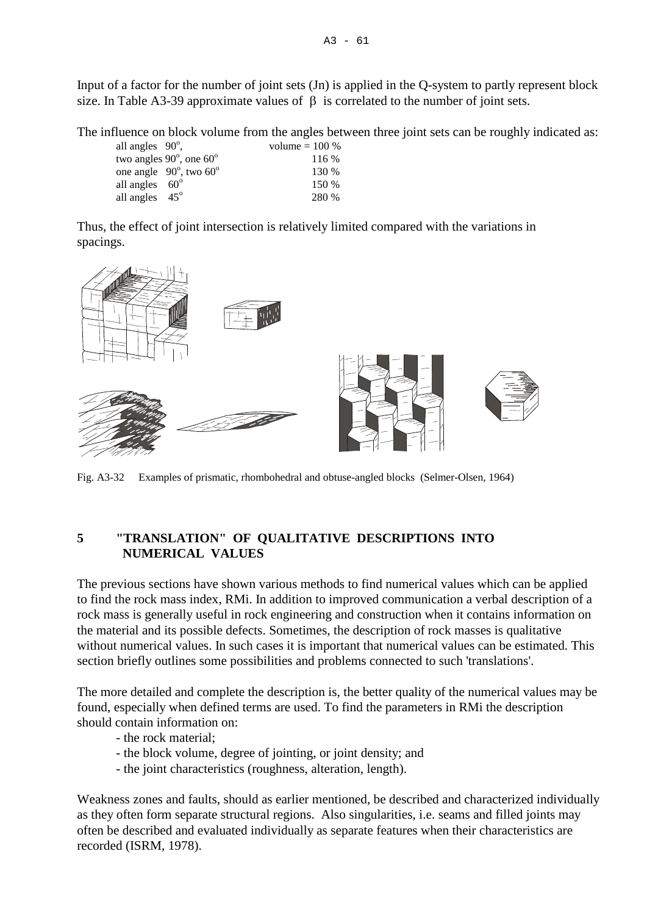Input of a factor for the number of joint sets (Jn) is applied in the Q-system to partly represent block size. In Table A3-39 approximate values of $\beta$ is correlated to the number of joint sets.

The influence on block volume from the angles between three joint sets can be roughly indicated as:

| | |
|---|---|
| all angles $90^o$, | volume = 100 % |
| two angles $90^o$, one $60^o$ | 116 % |
| one angle $90^o$, two $60^o$ | 130 % |
| all angles $60^o$ | 150 % |
| all angles $45^o$ | 280 % |

Thus, the effect of joint intersection is relatively limited compared with the variations in spacings.

Fig. A3-32 Examples of prismatic, rhombohedral and obtuse-angled blocks (Selmer-Olsen, 1964)

## 5 "TRANSLATION" OF QUALITATIVE DESCRIPTIONS INTO NUMERICAL VALUES

The previous sections have shown various methods to find numerical values which can be applied to find the rock mass index, RMi. In addition to improved communication a verbal description of a rock mass is generally useful in rock engineering and construction when it contains information on the material and its possible defects. Sometimes, the description of rock masses is qualitative without numerical values. In such cases it is important that numerical values can be estimated. This section briefly outlines some possibilities and problems connected to such 'translations'.

The more detailed and complete the description is, the better quality of the numerical values may be found, especially when defined terms are used. To find the parameters in RMi the description should contain information on:

- the rock material;
- the block volume, degree of jointing, or joint density; and
- the joint characteristics (roughness, alteration, length).

Weakness zones and faults, should as earlier mentioned, be described and characterized individually as they often form separate structural regions. Also singularities, i.e. seams and filled joints may often be described and evaluated individually as separate features when their characteristics are recorded (ISRM, 1978).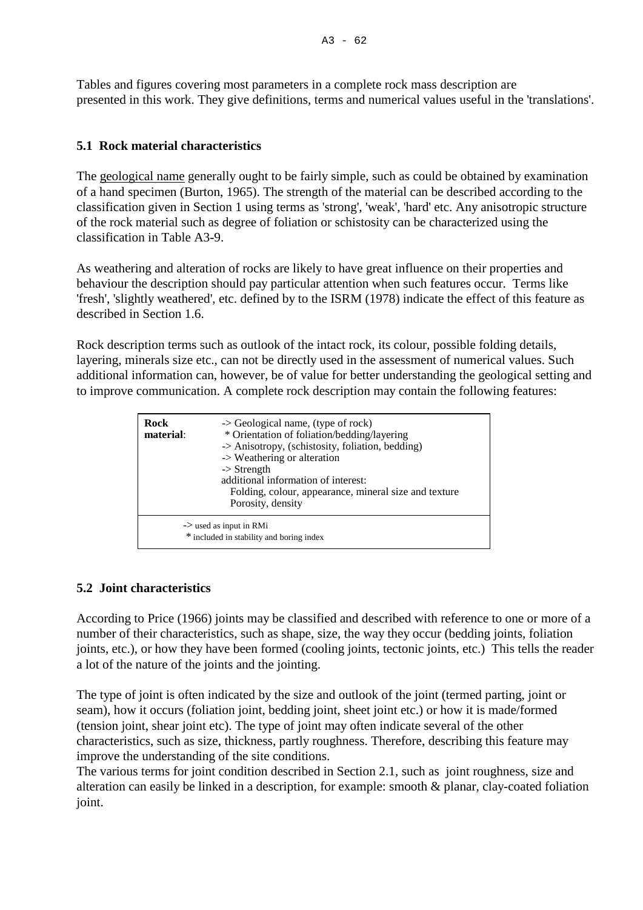Tables and figures covering most parameters in a complete rock mass description are presented in this work. They give definitions, terms and numerical values useful in the 'translations'.

## 5.1 Rock material characteristics

The geological name generally ought to be fairly simple, such as could be obtained by examination of a hand specimen (Burton, 1965). The strength of the material can be described according to the classification given in Section 1 using terms as 'strong', 'weak', 'hard' etc. Any anisotropic structure of the rock material such as degree of foliation or schistosity can be characterized using the classification in Table A3-9.

As weathering and alteration of rocks are likely to have great influence on their properties and behaviour the description should pay particular attention when such features occur. Terms like 'fresh', 'slightly weathered', etc. defined by to the ISRM (1978) indicate the effect of this feature as described in Section 1.6.

Rock description terms such as outlook of the intact rock, its colour, possible folding details, layering, minerals size etc., can not be directly used in the assessment of numerical values. Such additional information can, however, be of value for better understanding the geological setting and to improve communication. A complete rock description may contain the following features:

| **Rock material**: | -> Geological name, (type of rock)<br>* Orientation of foliation/bedding/layering<br>-> Anisotropy, (schistosity, foliation, bedding)<br>-> Weathering or alteration<br>-> Strength<br>additional information of interest:<br>Folding, colour, appearance, mineral size and texture<br>Porosity, density |
|---|---|
| | -> used as input in RMi<br>* included in stability and boring index |

## 5.2 Joint characteristics

According to Price (1966) joints may be classified and described with reference to one or more of a number of their characteristics, such as shape, size, the way they occur (bedding joints, foliation joints, etc.), or how they have been formed (cooling joints, tectonic joints, etc.) This tells the reader a lot of the nature of the joints and the jointing.

The type of joint is often indicated by the size and outlook of the joint (termed parting, joint or seam), how it occurs (foliation joint, bedding joint, sheet joint etc.) or how it is made/formed (tension joint, shear joint etc). The type of joint may often indicate several of the other characteristics, such as size, thickness, partly roughness. Therefore, describing this feature may improve the understanding of the site conditions.

The various terms for joint condition described in Section 2.1, such as joint roughness, size and alteration can easily be linked in a description, for example: smooth & planar, clay-coated foliation joint.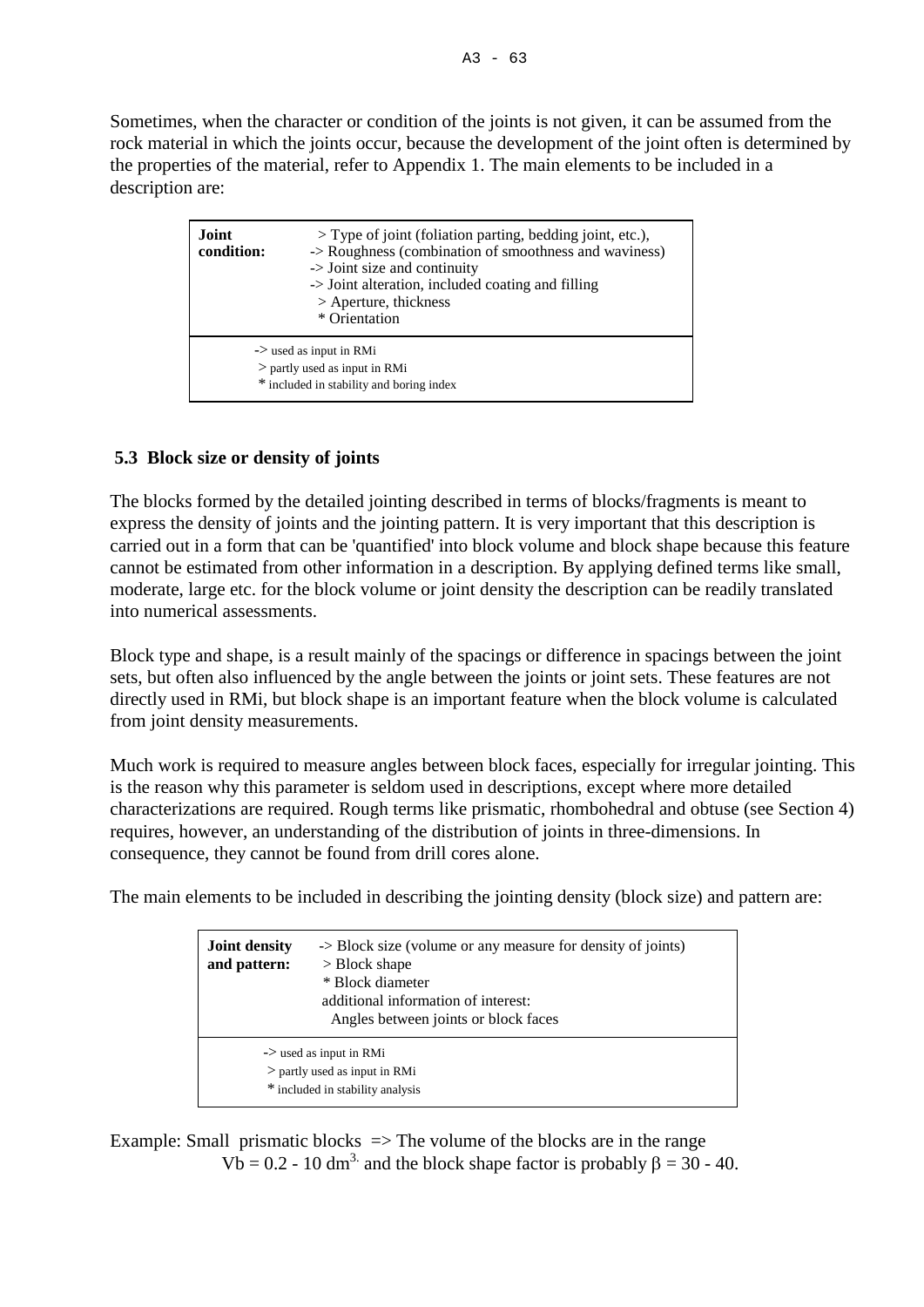Sometimes, when the character or condition of the joints is not given, it can be assumed from the rock material in which the joints occur, because the development of the joint often is determined by the properties of the material, refer to Appendix 1. The main elements to be included in a description are:

| **Joint condition:** | > Type of joint (foliation parting, bedding joint, etc.),<br>-> Roughness (combination of smoothness and waviness)<br>-> Joint size and continuity<br>-> Joint alteration, included coating and filling<br>> Aperture, thickness<br>* Orientation |
|---|---|
| | -> used as input in RMi<br>> partly used as input in RMi<br>* included in stability and boring index |

## 5.3 Block size or density of joints

The blocks formed by the detailed jointing described in terms of blocks/fragments is meant to express the density of joints and the jointing pattern. It is very important that this description is carried out in a form that can be 'quantified' into block volume and block shape because this feature cannot be estimated from other information in a description. By applying defined terms like small, moderate, large etc. for the block volume or joint density the description can be readily translated into numerical assessments.

Block type and shape, is a result mainly of the spacings or difference in spacings between the joint sets, but often also influenced by the angle between the joints or joint sets. These features are not directly used in RMi, but block shape is an important feature when the block volume is calculated from joint density measurements.

Much work is required to measure angles between block faces, especially for irregular jointing. This is the reason why this parameter is seldom used in descriptions, except where more detailed characterizations are required. Rough terms like prismatic, rhombohedral and obtuse (see Section 4) requires, however, an understanding of the distribution of joints in three-dimensions. In consequence, they cannot be found from drill cores alone.

The main elements to be included in describing the jointing density (block size) and pattern are:

| **Joint density and pattern:** | -> Block size (volume or any measure for density of joints)<br>> Block shape<br>* Block diameter<br>additional information of interest:<br>Angles between joints or block faces |
|---|---|
| | -> used as input in RMi<br>> partly used as input in RMi<br>* included in stability analysis |

Example: Small prismatic blocks => The volume of the blocks are in the range $Vb = 0.2 - 10\ dm^3$. and the block shape factor is probably $\beta = 30 - 40$.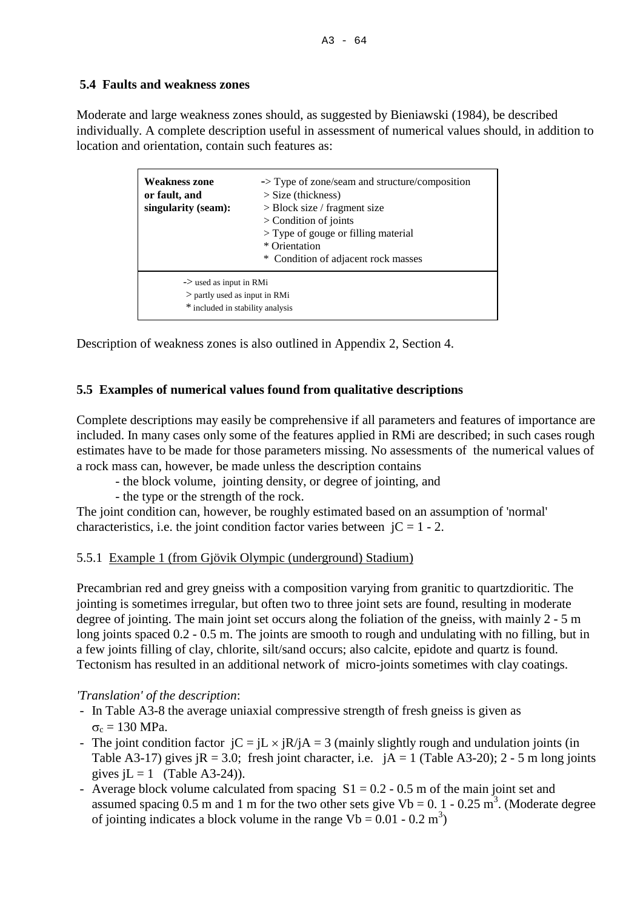## 5.4 Faults and weakness zones

Moderate and large weakness zones should, as suggested by Bieniawski (1984), be described individually. A complete description useful in assessment of numerical values should, in addition to location and orientation, contain such features as:

| **Weakness zone or fault, and singularity (seam):** | -> Type of zone/seam and structure/composition<br>> Size (thickness)<br>> Block size / fragment size<br>> Condition of joints<br>> Type of gouge or filling material<br>* Orientation<br>* Condition of adjacent rock masses |
|---|---|
| -> used as input in RMi<br>> partly used as input in RMi<br>* included in stability analysis | |

Description of weakness zones is also outlined in Appendix 2, Section 4.

## 5.5 Examples of numerical values found from qualitative descriptions

Complete descriptions may easily be comprehensive if all parameters and features of importance are included. In many cases only some of the features applied in RMi are described; in such cases rough estimates have to be made for those parameters missing. No assessments of the numerical values of a rock mass can, however, be made unless the description contains

- the block volume, jointing density, or degree of jointing, and
- the type or the strength of the rock.

The joint condition can, however, be roughly estimated based on an assumption of 'normal' characteristics, i.e. the joint condition factor varies between jC = 1 - 2.

### 5.5.1 Example 1 (from Gjövik Olympic (underground) Stadium)

Precambrian red and grey gneiss with a composition varying from granitic to quartzdioritic. The jointing is sometimes irregular, but often two to three joint sets are found, resulting in moderate degree of jointing. The main joint set occurs along the foliation of the gneiss, with mainly 2 - 5 m long joints spaced 0.2 - 0.5 m. The joints are smooth to rough and undulating with no filling, but in a few joints filling of clay, chlorite, silt/sand occurs; also calcite, epidote and quartz is found. Tectonism has resulted in an additional network of micro-joints sometimes with clay coatings.

*'Translation' of the description*:

- In Table A3-8 the average uniaxial compressive strength of fresh gneiss is given as $\sigma_c = 130$ MPa.
- The joint condition factor $jC = jL \times jR/jA = 3$ (mainly slightly rough and undulation joints (in Table A3-17) gives jR = 3.0; fresh joint character, i.e. jA = 1 (Table A3-20); 2 - 5 m long joints gives jL = 1 (Table A3-24)).
- Average block volume calculated from spacing S1 = 0.2 - 0.5 m of the main joint set and assumed spacing 0.5 m and 1 m for the two other sets give Vb = 0. 1 - 0.25 $m^3$. (Moderate degree of jointing indicates a block volume in the range Vb = 0.01 - 0.2 $m^3$)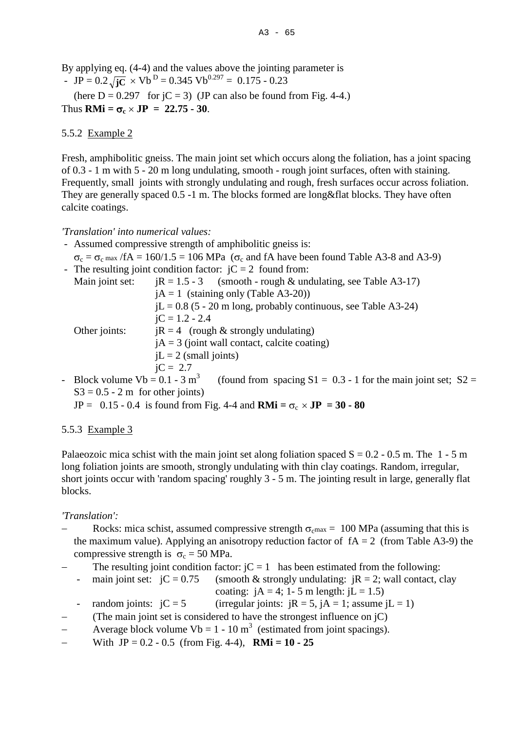By applying eq. (4-4) and the values above the jointing parameter is

- $JP = 0.2\sqrt{jC} \times Vb^{D} = 0.345\ Vb^{0.297} = 0.175 - 0.23$

  (here $D = 0.297$ for $jC = 3$) (JP can also be found from Fig. 4-4.)

Thus $\mathbf{RMi = \sigma_c \times JP = 22.75 - 30}$.

### 5.5.2 Example 2

Fresh, amphibolitic gneiss. The main joint set which occurs along the foliation, has a joint spacing of 0.3 - 1 m with 5 - 20 m long undulating, smooth - rough joint surfaces, often with staining. Frequently, small joints with strongly undulating and rough, fresh surfaces occur across foliation. They are generally spaced 0.5 -1 m. The blocks formed are long&flat blocks. They have often calcite coatings.

*'Translation' into numerical values:*

- Assumed compressive strength of amphibolitic gneiss is:
  $\sigma_c = \sigma_{c\ max} / fA = 160/1.5 = 106$ MPa ($\sigma_c$ and fA have been found Table A3-8 and A3-9)
- The resulting joint condition factor: $jC = 2$ found from:
  - Main joint set:
    - $jR = 1.5 - 3$ (smooth - rough & undulating, see Table A3-17)
    - $jA = 1$ (staining only (Table A3-20))
    - $jL = 0.8$ (5 - 20 m long, probably continuous, see Table A3-24)
    - $jC = 1.2 - 2.4$
  - Other joints:
    - $jR = 4$ (rough & strongly undulating)
    - $jA = 3$ (joint wall contact, calcite coating)
    - $jL = 2$ (small joints)
    - $jC = 2.7$
- Block volume $Vb = 0.1 - 3\ m^3$ (found from spacing $S1 = 0.3 - 1$ for the main joint set; $S2 = S3 = 0.5 - 2$ m for other joints)

  $JP = 0.15 - 0.4$ is found from Fig. 4-4 and $\mathbf{RMi = \sigma_c \times JP = 30 - 80}$

### 5.5.3 Example 3

Palaeozoic mica schist with the main joint set along foliation spaced S = 0.2 - 0.5 m. The 1 - 5 m long foliation joints are smooth, strongly undulating with thin clay coatings. Random, irregular, short joints occur with 'random spacing' roughly 3 - 5 m. The jointing result in large, generally flat blocks.

*'Translation':*

- Rocks: mica schist, assumed compressive strength $\sigma_{cmax} = 100$ MPa (assuming that this is the maximum value). Applying an anisotropy reduction factor of $fA = 2$ (from Table A3-9) the compressive strength is $\sigma_c = 50$ MPa.
- The resulting joint condition factor: $jC = 1$ has been estimated from the following:
  - main joint set: $jC = 0.75$ (smooth & strongly undulating: $jR = 2$; wall contact, clay coating: $jA = 4$; 1- 5 m length: $jL = 1.5$)
  - random joints: $jC = 5$ (irregular joints: $jR = 5$, $jA = 1$; assume $jL = 1$)
- (The main joint set is considered to have the strongest influence on jC)
- Average block volume $Vb = 1 - 10\ m^3$ (estimated from joint spacings).
- With $JP = 0.2 - 0.5$ (from Fig. 4-4), **RMi = 10 - 25**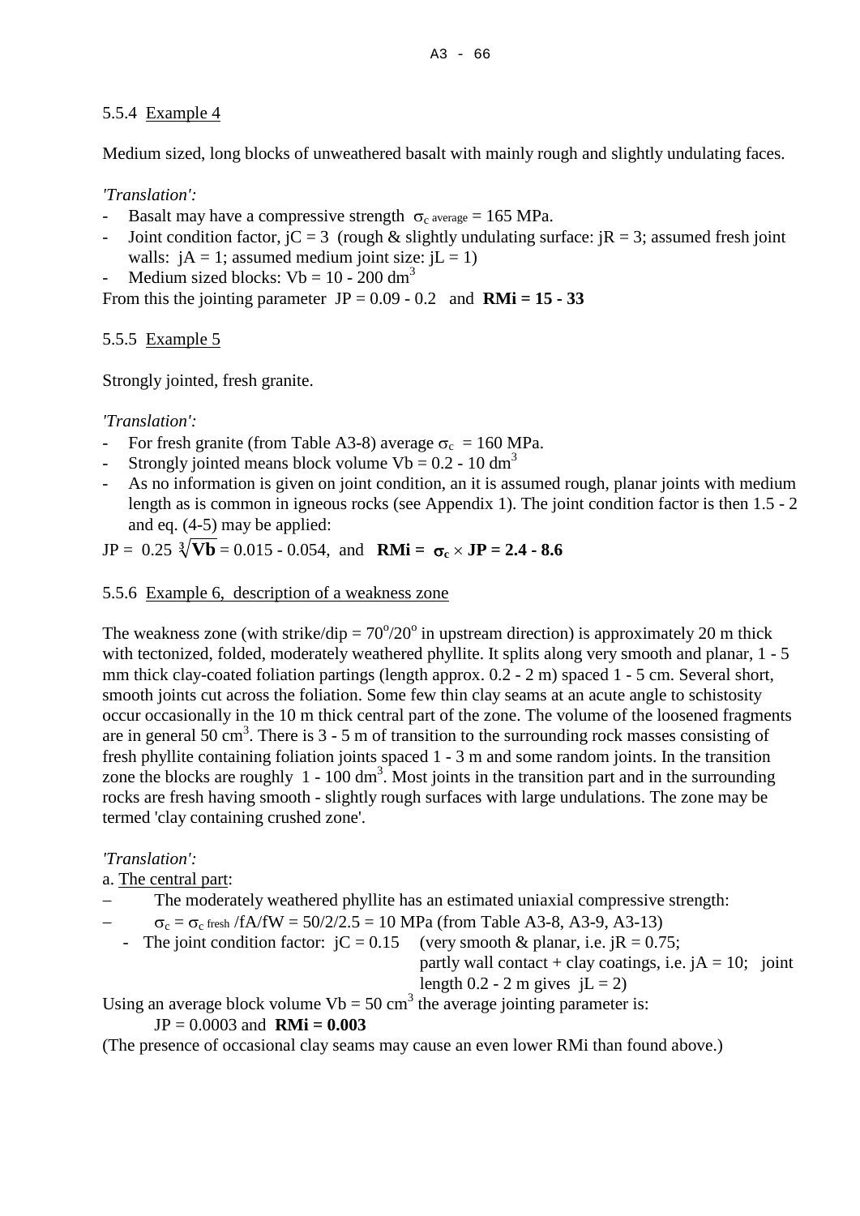### 5.5.4 Example 4

Medium sized, long blocks of unweathered basalt with mainly rough and slightly undulating faces.

*'Translation':*

- Basalt may have a compressive strength $\sigma_{c\ average}$ = 165 MPa.
- Joint condition factor, jC = 3 (rough & slightly undulating surface: jR = 3; assumed fresh joint walls: jA = 1; assumed medium joint size: jL = 1)
- Medium sized blocks: Vb = 10 - 200 $dm^3$

From this the jointing parameter JP = 0.09 - 0.2 and **RMi = 15 - 33**

### 5.5.5 Example 5

Strongly jointed, fresh granite.

*'Translation':*

- For fresh granite (from Table A3-8) average $\sigma_c$ = 160 MPa.
- Strongly jointed means block volume Vb = 0.2 - 10 $dm^3$
- As no information is given on joint condition, an it is assumed rough, planar joints with medium length as is common in igneous rocks (see Appendix 1). The joint condition factor is then 1.5 - 2 and eq. (4-5) may be applied:

JP = $0.25 \sqrt[3]{\mathbf{Vb}}$ = 0.015 - 0.054, and **RMi =** $\boldsymbol{\sigma_c \times}$ **JP = 2.4 - 8.6**

### 5.5.6 Example 6, description of a weakness zone

The weakness zone (with strike/dip = $70^o/20^o$ in upstream direction) is approximately 20 m thick with tectonized, folded, moderately weathered phyllite. It splits along very smooth and planar, 1 - 5 mm thick clay-coated foliation partings (length approx. 0.2 - 2 m) spaced 1 - 5 cm. Several short, smooth joints cut across the foliation. Some few thin clay seams at an acute angle to schistosity occur occasionally in the 10 m thick central part of the zone. The volume of the loosened fragments are in general 50 $cm^3$. There is 3 - 5 m of transition to the surrounding rock masses consisting of fresh phyllite containing foliation joints spaced 1 - 3 m and some random joints. In the transition zone the blocks are roughly 1 - 100 $dm^3$. Most joints in the transition part and in the surrounding rocks are fresh having smooth - slightly rough surfaces with large undulations. The zone may be termed 'clay containing crushed zone'.

*'Translation':*

a. <u>The central part</u>:

- The moderately weathered phyllite has an estimated uniaxial compressive strength:
- $\sigma_c = \sigma_{c\ fresh}$ /fA/fW = 50/2/2.5 = 10 MPa (from Table A3-8, A3-9, A3-13)
- The joint condition factor: jC = 0.15 (very smooth & planar, i.e. jR = 0.75; partly wall contact + clay coatings, i.e. jA = 10; joint length 0.2 - 2 m gives jL = 2)

Using an average block volume Vb = 50 $cm^3$ the average jointing parameter is:

JP = 0.0003 and **RMi = 0.003**

(The presence of occasional clay seams may cause an even lower RMi than found above.)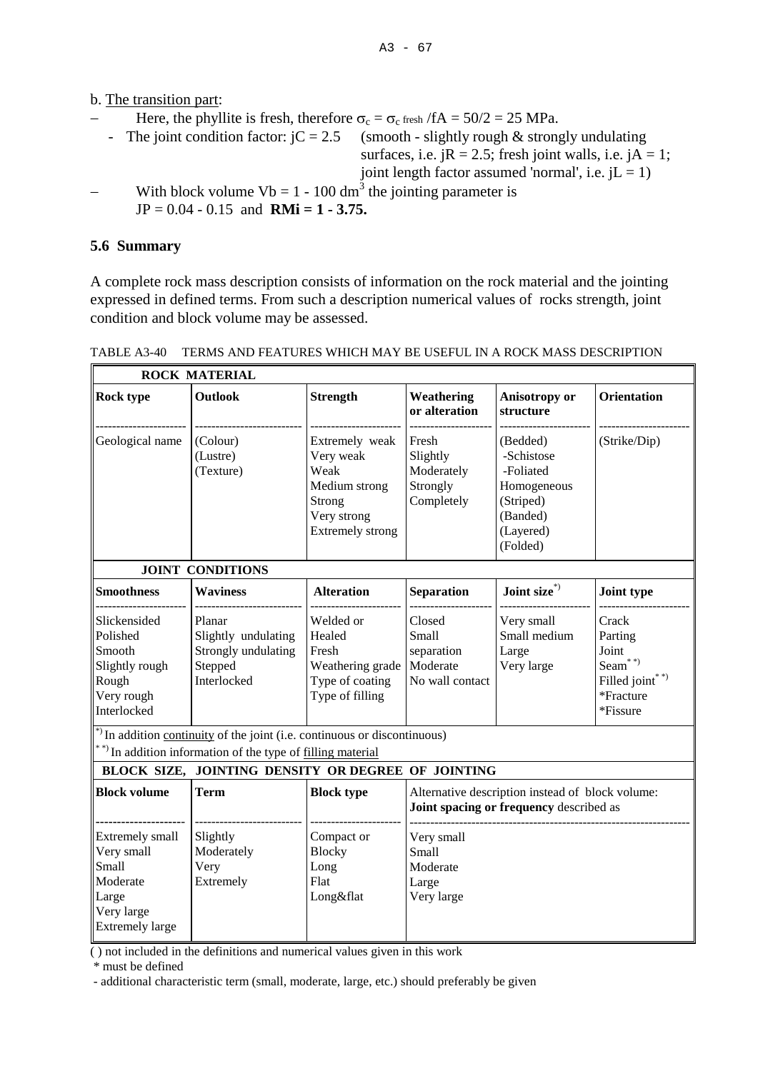b. The transition part:

– Here, the phyllite is fresh, therefore $\sigma_c = \sigma_{c\ fresh} / fA = 50/2 = 25$ MPa.
  - The joint condition factor: $jC = 2.5$ (smooth - slightly rough & strongly undulating surfaces, i.e. $jR = 2.5$; fresh joint walls, i.e. $jA = 1$; joint length factor assumed 'normal', i.e. $jL = 1$)

– With block volume $Vb = 1 - 100$ dm$^3$ the jointing parameter is
  $JP = 0.04 - 0.15$ and **RMi = 1 - 3.75.**

### 5.6 Summary

A complete rock mass description consists of information on the rock material and the jointing expressed in defined terms. From such a description numerical values of rocks strength, joint condition and block volume may be assessed.

TABLE A3-40 TERMS AND FEATURES WHICH MAY BE USEFUL IN A ROCK MASS DESCRIPTION

| **ROCK MATERIAL** | | | | | |
|---|---|---|---|---|---|
| **Rock type** | **Outlook** | **Strength** | **Weathering or alteration** | **Anisotropy or structure** | **Orientation** |
| Geological name | (Colour)<br>(Lustre)<br>(Texture) | Extremely weak<br>Very weak<br>Weak<br>Medium strong<br>Strong<br>Very strong<br>Extremely strong | Fresh<br>Slightly<br>Moderately<br>Strongly<br>Completely | (Bedded)<br>-Schistose<br>-Foliated<br>Homogeneous<br>(Striped)<br>(Banded)<br>(Layered)<br>(Folded) | (Strike/Dip) |
| **JOINT CONDITIONS** | | | | | |
| **Smoothness** | **Waviness** | **Alteration** | **Separation** | **Joint size**[*)] | **Joint type** |
| Slickensided<br>Polished<br>Smooth<br>Slightly rough<br>Rough<br>Very rough<br>Interlocked | Planar<br>Slightly undulating<br>Strongly undulating<br>Stepped<br>Interlocked | Welded or<br>Healed<br>Fresh<br>Weathering grade<br>Type of coating<br>Type of filling | Closed<br>Small separation<br>Moderate<br>No wall contact | Very small<br>Small medium<br>Large<br>Very large | Crack<br>Parting<br>Joint<br>Seam[**)]<br>Filled joint[**)]<br>*Fracture<br>*Fissure |
| [*)] In addition continuity of the joint (i.e. continuous or discontinuous)<br>[**)] In addition information of the type of filling material | | | | | |
| **BLOCK SIZE, JOINTING DENSITY OR DEGREE OF JOINTING** | | | | | |
| **Block volume** | **Term** | **Block type** | Alternative description instead of block volume: **Joint spacing or frequency** described as | | |
| Extremely small<br>Very small<br>Small<br>Moderate<br>Large<br>Very large<br>Extremely large | Slightly<br>Moderately<br>Very<br>Extremely | Compact or<br>Blocky<br>Long<br>Flat<br>Long&flat | Very small<br>Small<br>Moderate<br>Large<br>Very large | | |

( ) not included in the definitions and numerical values given in this work

\* must be defined

\- additional characteristic term (small, moderate, large, etc.) should preferably be given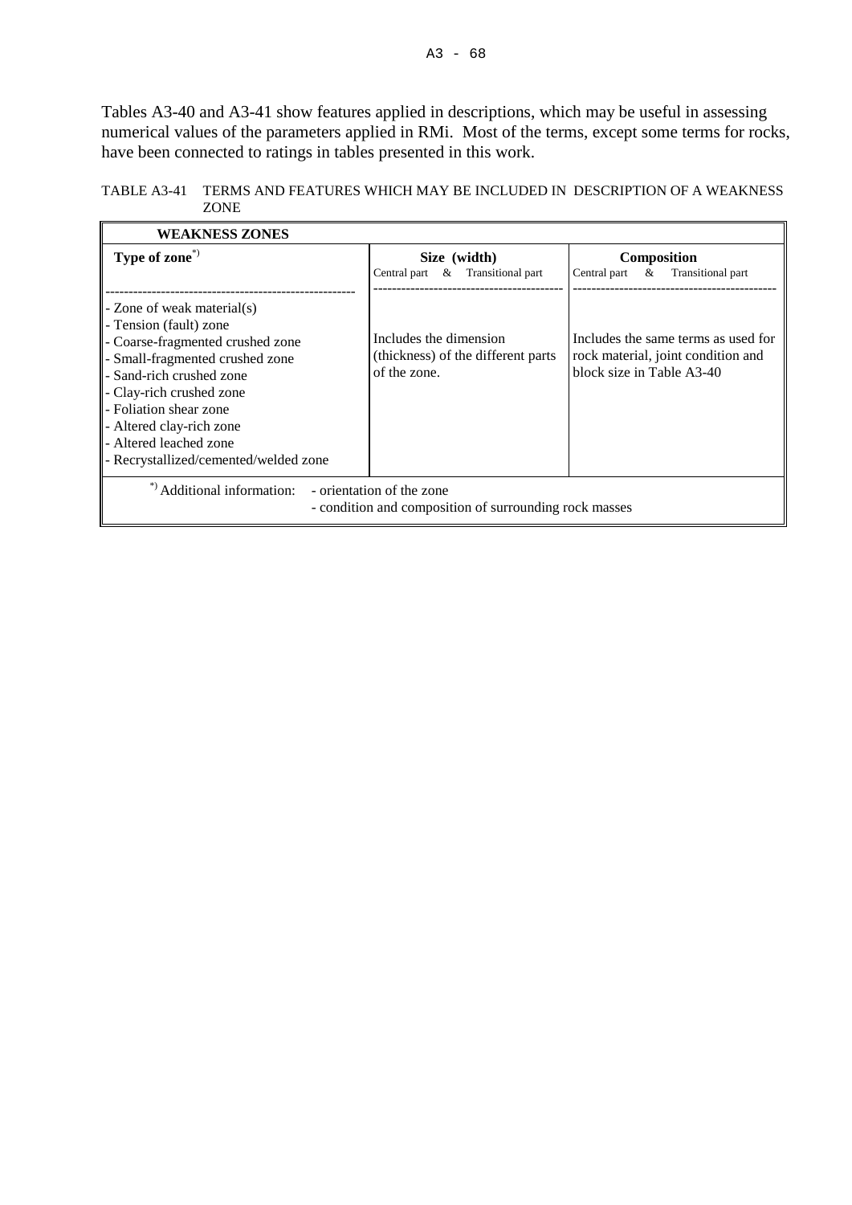Tables A3-40 and A3-41 show features applied in descriptions, which may be useful in assessing numerical values of the parameters applied in RMi. Most of the terms, except some terms for rocks, have been connected to ratings in tables presented in this work.

TABLE A3-41 TERMS AND FEATURES WHICH MAY BE INCLUDED IN DESCRIPTION OF A WEAKNESS ZONE

| **WEAKNESS ZONES** | | |
|---|---|---|
| **Type of zone**[*)] | **Size (width)** Central part & Transitional part | **Composition** Central part & Transitional part |
| - Zone of weak material(s)<br>- Tension (fault) zone<br>- Coarse-fragmented crushed zone<br>- Small-fragmented crushed zone<br>- Sand-rich crushed zone<br>- Clay-rich crushed zone<br>- Foliation shear zone<br>- Altered clay-rich zone<br>- Altered leached zone<br>- Recrystallized/cemented/welded zone | Includes the dimension (thickness) of the different parts of the zone. | Includes the same terms as used for rock material, joint condition and block size in Table A3-40 |
| [*)] Additional information: - orientation of the zone<br>- condition and composition of surrounding rock masses | | |